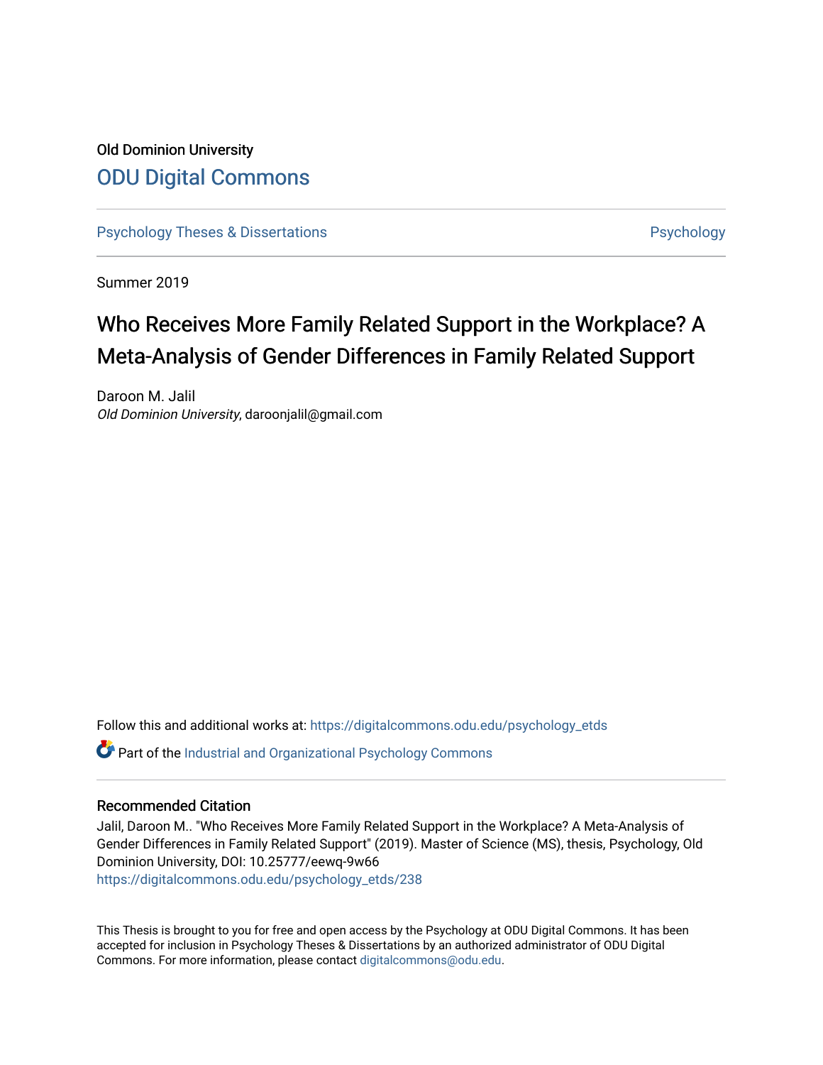Old Dominion University

# ODU Digital Commons

Psychology Theses & Dissertations | Psychology

Summer 2019

# Who Receives More Family Related Support in the Workplace? A Meta-Analysis of Gender Differences in Family Related Support

Daroon M. Jalil
*Old Dominion University*, daroonjalil@gmail.com

Follow this and additional works at: https://digitalcommons.odu.edu/psychology_etds

Part of the Industrial and Organizational Psychology Commons

## Recommended Citation

Jalil, Daroon M.. "Who Receives More Family Related Support in the Workplace? A Meta-Analysis of Gender Differences in Family Related Support" (2019). Master of Science (MS), thesis, Psychology, Old Dominion University, DOI: 10.25777/eewq-9w66
https://digitalcommons.odu.edu/psychology_etds/238

This Thesis is brought to you for free and open access by the Psychology at ODU Digital Commons. It has been accepted for inclusion in Psychology Theses & Dissertations by an authorized administrator of ODU Digital Commons. For more information, please contact digitalcommons@odu.edu.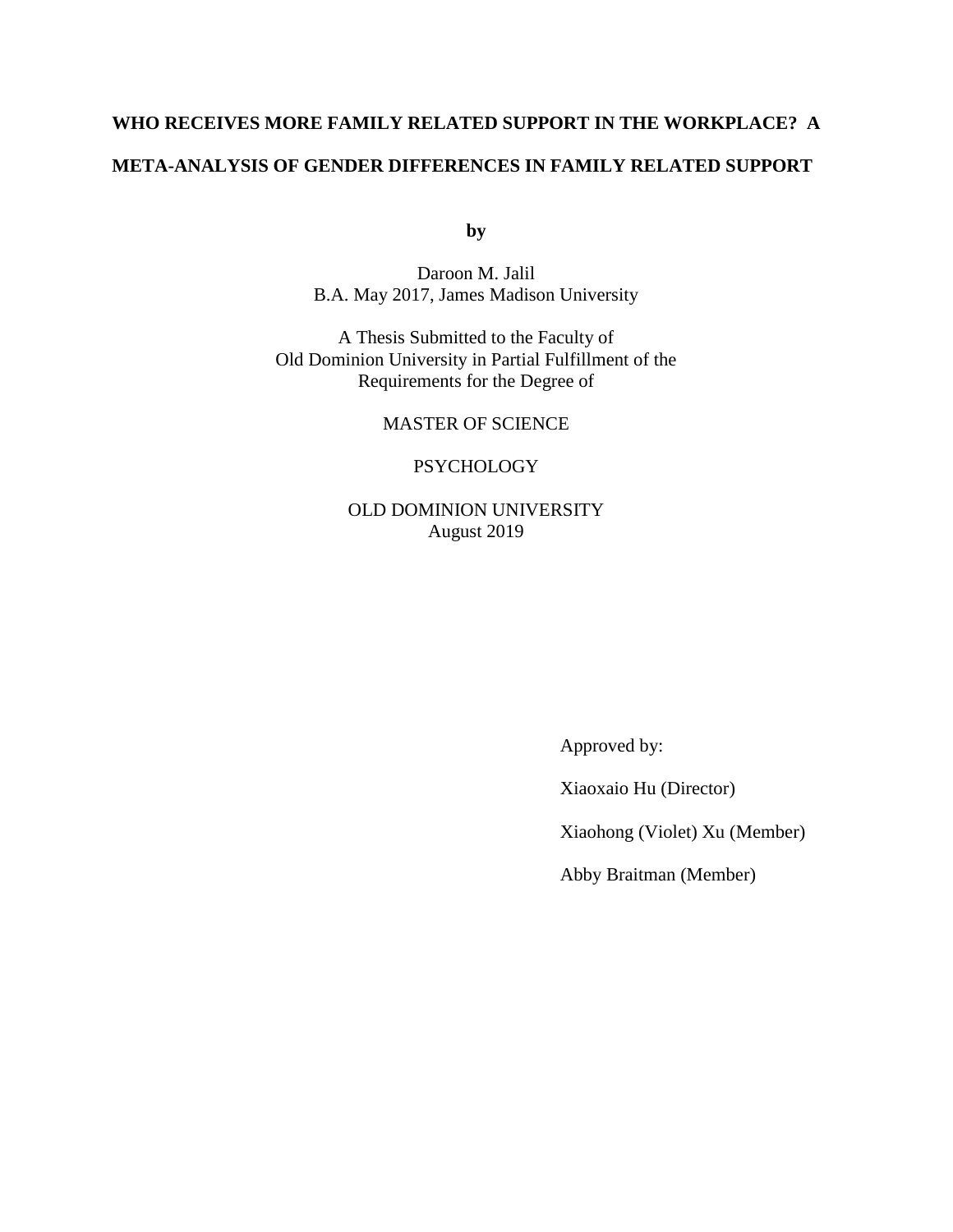**WHO RECEIVES MORE FAMILY RELATED SUPPORT IN THE WORKPLACE? A META-ANALYSIS OF GENDER DIFFERENCES IN FAMILY RELATED SUPPORT**

**by**

Daroon M. Jalil
B.A. May 2017, James Madison University

A Thesis Submitted to the Faculty of
Old Dominion University in Partial Fulfillment of the
Requirements for the Degree of

MASTER OF SCIENCE

PSYCHOLOGY

OLD DOMINION UNIVERSITY
August 2019

Approved by:

Xiaoxaio Hu (Director)

Xiaohong (Violet) Xu (Member)

Abby Braitman (Member)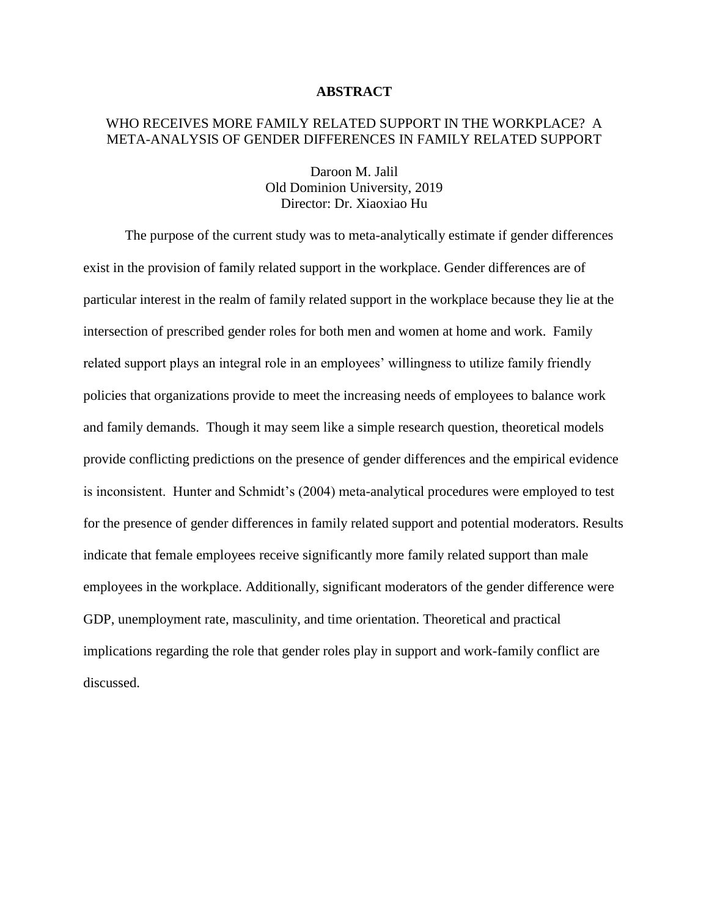# ABSTRACT

## WHO RECEIVES MORE FAMILY RELATED SUPPORT IN THE WORKPLACE? A META-ANALYSIS OF GENDER DIFFERENCES IN FAMILY RELATED SUPPORT

Daroon M. Jalil
Old Dominion University, 2019
Director: Dr. Xiaoxiao Hu

The purpose of the current study was to meta-analytically estimate if gender differences exist in the provision of family related support in the workplace. Gender differences are of particular interest in the realm of family related support in the workplace because they lie at the intersection of prescribed gender roles for both men and women at home and work. Family related support plays an integral role in an employees' willingness to utilize family friendly policies that organizations provide to meet the increasing needs of employees to balance work and family demands. Though it may seem like a simple research question, theoretical models provide conflicting predictions on the presence of gender differences and the empirical evidence is inconsistent. Hunter and Schmidt's (2004) meta-analytical procedures were employed to test for the presence of gender differences in family related support and potential moderators. Results indicate that female employees receive significantly more family related support than male employees in the workplace. Additionally, significant moderators of the gender difference were GDP, unemployment rate, masculinity, and time orientation. Theoretical and practical implications regarding the role that gender roles play in support and work-family conflict are discussed.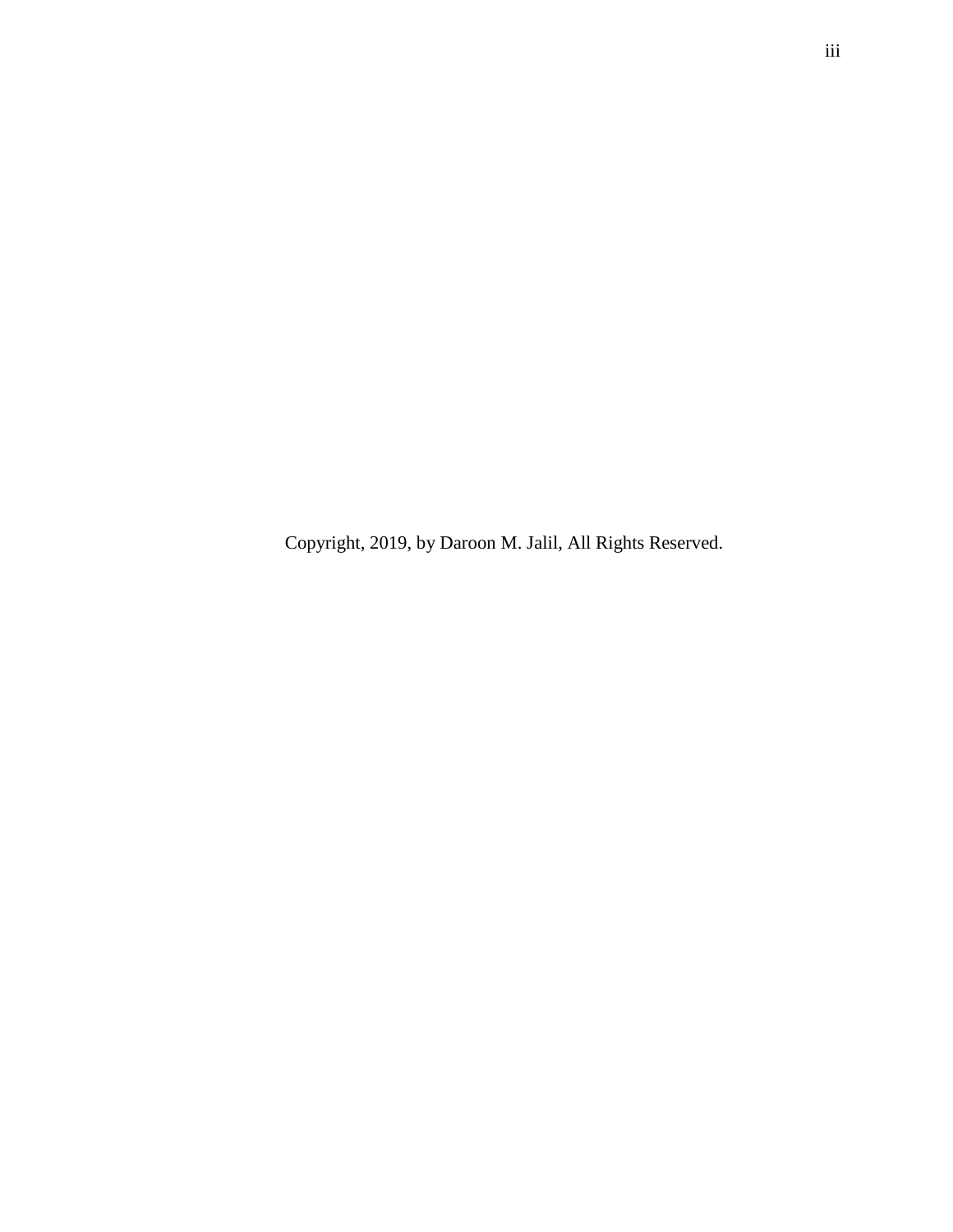Copyright, 2019, by Daroon M. Jalil, All Rights Reserved.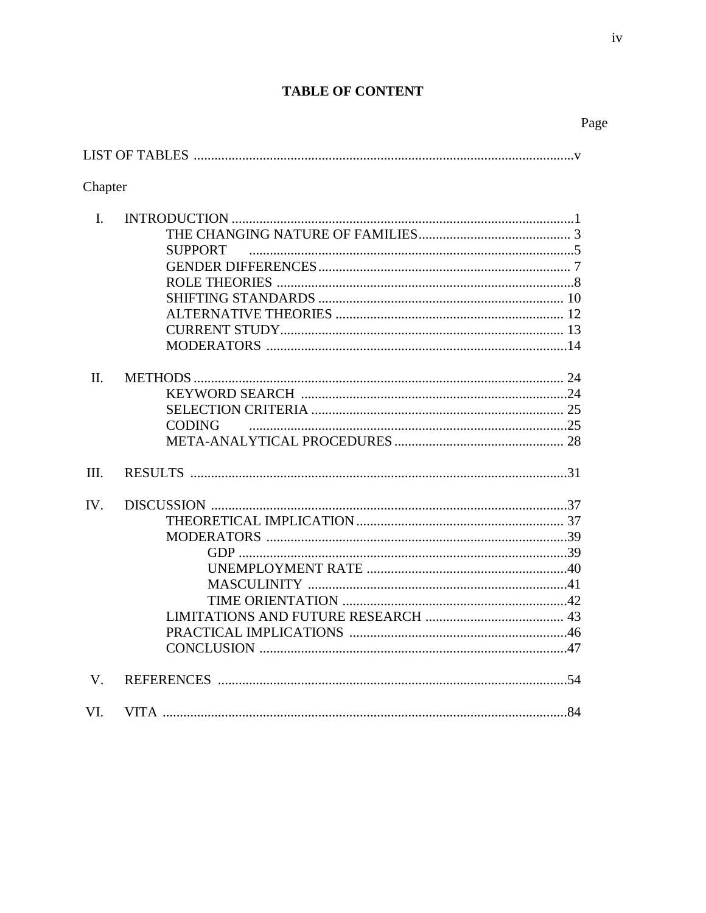# TABLE OF CONTENT

Page

LIST OF TABLES ............................................................................................................v

Chapter

I. INTRODUCTION ..................................................................................................1
   - THE CHANGING NATURE OF FAMILIES............................................ 3
   - SUPPORT .............................................................................................5
   - GENDER DIFFERENCES........................................................................ 7
   - ROLE THEORIES .....................................................................................8
   - SHIFTING STANDARDS ...................................................................... 10
   - ALTERNATIVE THEORIES ................................................................. 12
   - CURRENT STUDY.................................................................................. 13
   - MODERATORS .......................................................................................14

II. METHODS ........................................................................................................... 24
   - KEYWORD SEARCH ............................................................................24
   - SELECTION CRITERIA ......................................................................... 25
   - CODING ...........................................................................................25
   - META-ANALYTICAL PROCEDURES ................................................. 28

III. RESULTS ............................................................................................................31

IV. DISCUSSION .......................................................................................................37
   - THEORETICAL IMPLICATION............................................................ 37
   - MODERATORS .......................................................................................39
     - GDP ...............................................................................................39
     - UNEMPLOYMENT RATE ..........................................................40
     - MASCULINITY ...........................................................................41
     - TIME ORIENTATION .................................................................42
   - LIMITATIONS AND FUTURE RESEARCH ........................................ 43
   - PRACTICAL IMPLICATIONS ..............................................................46
   - CONCLUSION ........................................................................................47

V. REFERENCES .....................................................................................................54

VI. VITA .....................................................................................................................84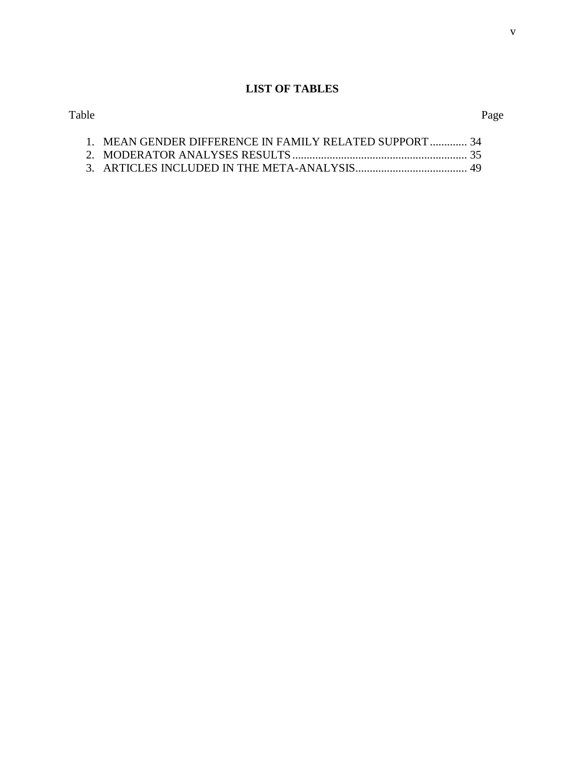# LIST OF TABLES

| Table | Page |
|---|---|
| 1. MEAN GENDER DIFFERENCE IN FAMILY RELATED SUPPORT | 34 |
| 2. MODERATOR ANALYSES RESULTS | 35 |
| 3. ARTICLES INCLUDED IN THE META-ANALYSIS | 49 |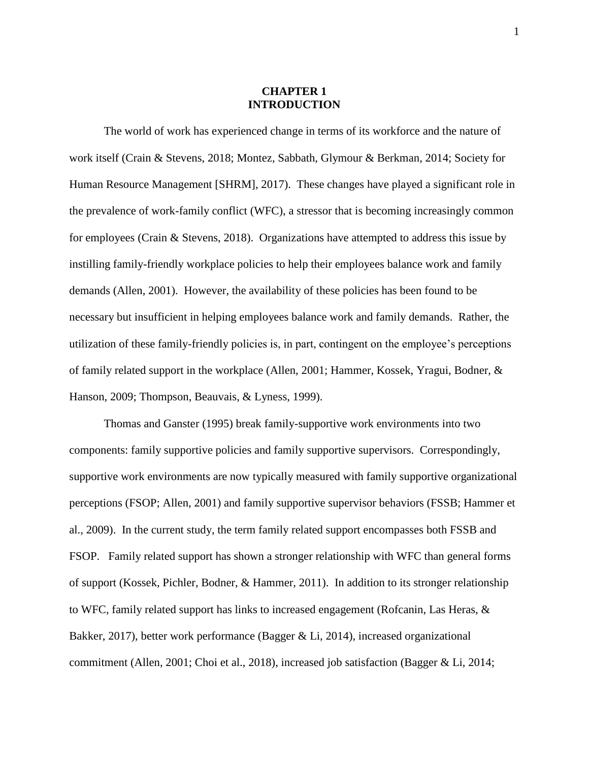# CHAPTER 1
# INTRODUCTION

The world of work has experienced change in terms of its workforce and the nature of work itself (Crain & Stevens, 2018; Montez, Sabbath, Glymour & Berkman, 2014; Society for Human Resource Management [SHRM], 2017). These changes have played a significant role in the prevalence of work-family conflict (WFC), a stressor that is becoming increasingly common for employees (Crain & Stevens, 2018). Organizations have attempted to address this issue by instilling family-friendly workplace policies to help their employees balance work and family demands (Allen, 2001). However, the availability of these policies has been found to be necessary but insufficient in helping employees balance work and family demands. Rather, the utilization of these family-friendly policies is, in part, contingent on the employee's perceptions of family related support in the workplace (Allen, 2001; Hammer, Kossek, Yragui, Bodner, & Hanson, 2009; Thompson, Beauvais, & Lyness, 1999).

Thomas and Ganster (1995) break family-supportive work environments into two components: family supportive policies and family supportive supervisors. Correspondingly, supportive work environments are now typically measured with family supportive organizational perceptions (FSOP; Allen, 2001) and family supportive supervisor behaviors (FSSB; Hammer et al., 2009). In the current study, the term family related support encompasses both FSSB and FSOP. Family related support has shown a stronger relationship with WFC than general forms of support (Kossek, Pichler, Bodner, & Hammer, 2011). In addition to its stronger relationship to WFC, family related support has links to increased engagement (Rofcanin, Las Heras, & Bakker, 2017), better work performance (Bagger & Li, 2014), increased organizational commitment (Allen, 2001; Choi et al., 2018), increased job satisfaction (Bagger & Li, 2014;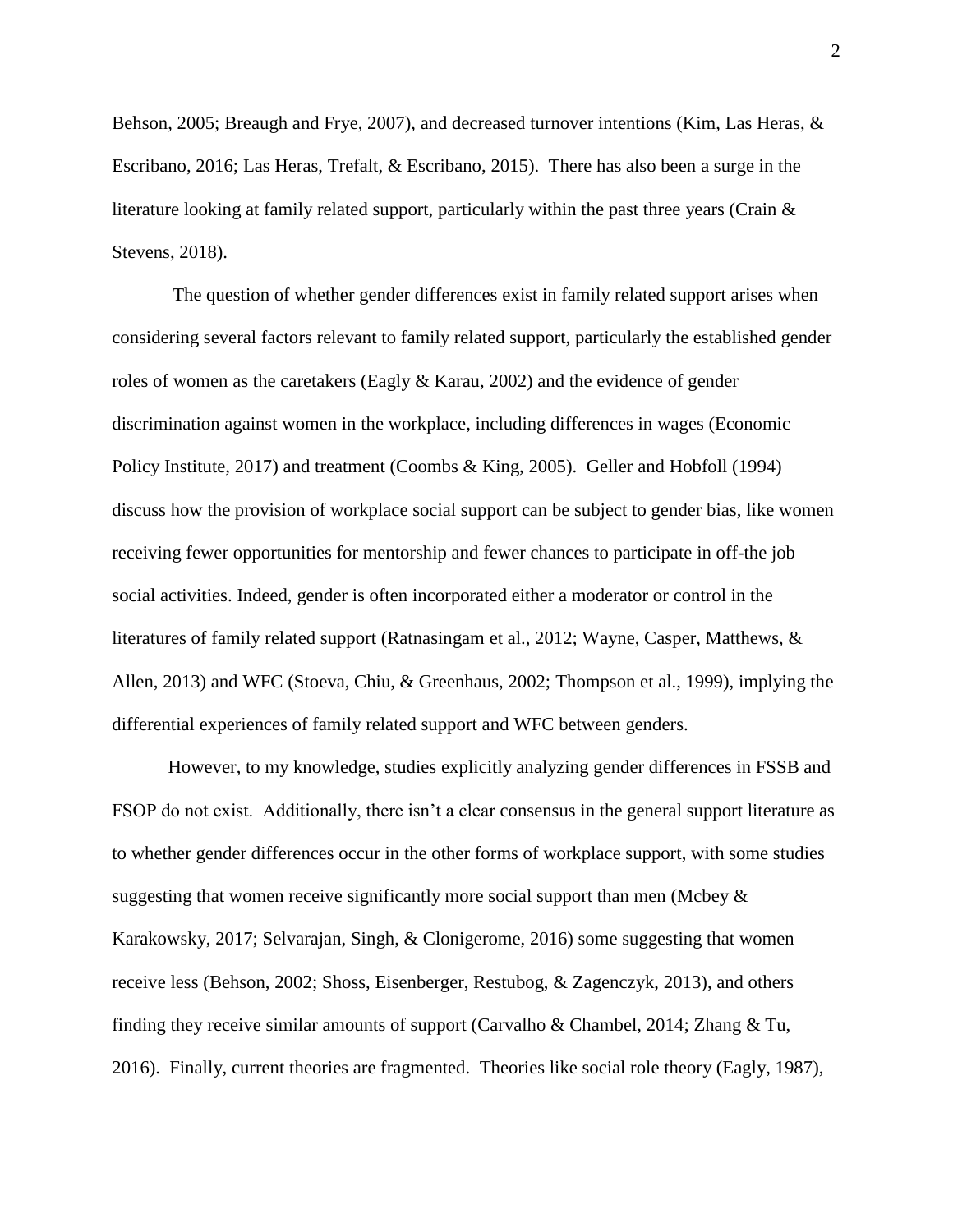Behson, 2005; Breaugh and Frye, 2007), and decreased turnover intentions (Kim, Las Heras, & Escribano, 2016; Las Heras, Trefalt, & Escribano, 2015). There has also been a surge in the literature looking at family related support, particularly within the past three years (Crain & Stevens, 2018).

The question of whether gender differences exist in family related support arises when considering several factors relevant to family related support, particularly the established gender roles of women as the caretakers (Eagly & Karau, 2002) and the evidence of gender discrimination against women in the workplace, including differences in wages (Economic Policy Institute, 2017) and treatment (Coombs & King, 2005). Geller and Hobfoll (1994) discuss how the provision of workplace social support can be subject to gender bias, like women receiving fewer opportunities for mentorship and fewer chances to participate in off-the job social activities. Indeed, gender is often incorporated either a moderator or control in the literatures of family related support (Ratnasingam et al., 2012; Wayne, Casper, Matthews, & Allen, 2013) and WFC (Stoeva, Chiu, & Greenhaus, 2002; Thompson et al., 1999), implying the differential experiences of family related support and WFC between genders.

However, to my knowledge, studies explicitly analyzing gender differences in FSSB and FSOP do not exist. Additionally, there isn't a clear consensus in the general support literature as to whether gender differences occur in the other forms of workplace support, with some studies suggesting that women receive significantly more social support than men (Mcbey & Karakowsky, 2017; Selvarajan, Singh, & Clonigerome, 2016) some suggesting that women receive less (Behson, 2002; Shoss, Eisenberger, Restubog, & Zagenczyk, 2013), and others finding they receive similar amounts of support (Carvalho & Chambel, 2014; Zhang & Tu, 2016). Finally, current theories are fragmented. Theories like social role theory (Eagly, 1987),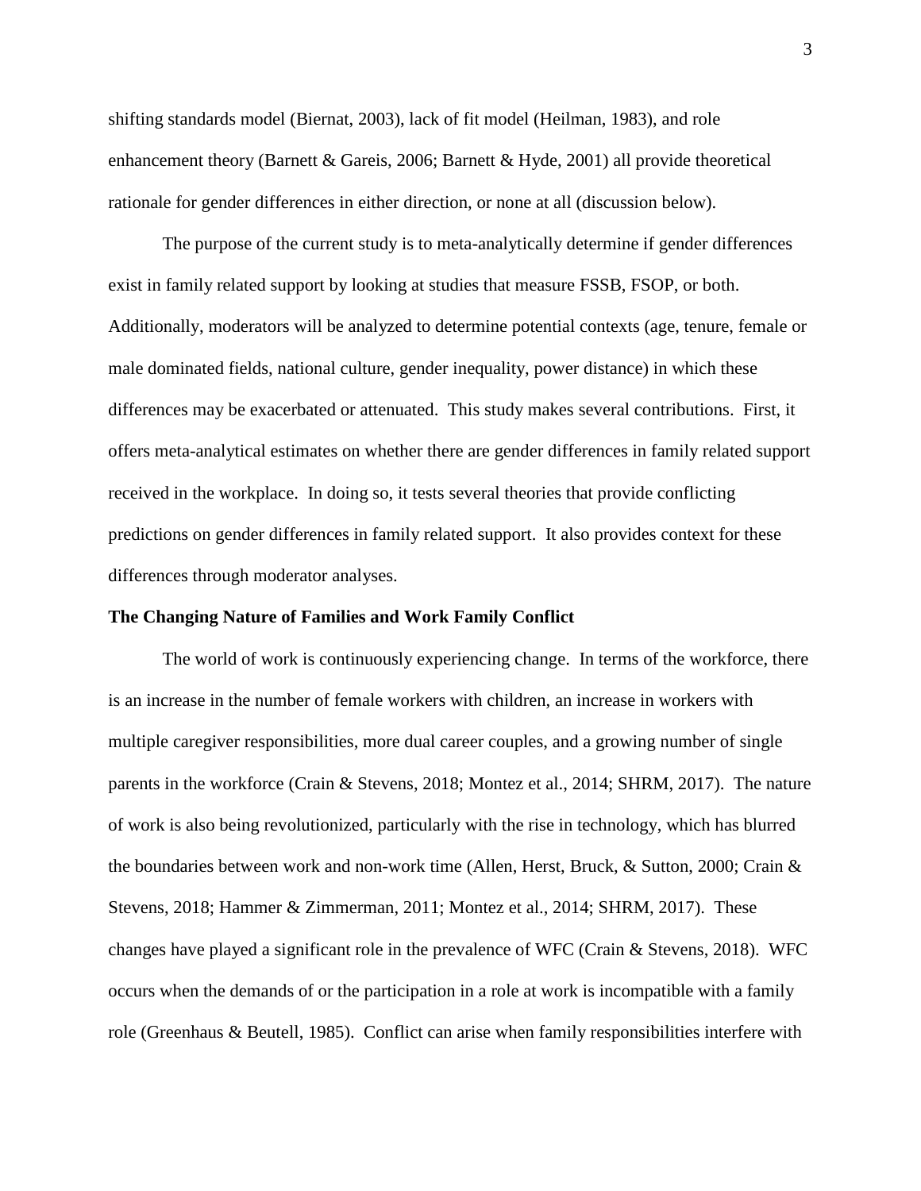shifting standards model (Biernat, 2003), lack of fit model (Heilman, 1983), and role enhancement theory (Barnett & Gareis, 2006; Barnett & Hyde, 2001) all provide theoretical rationale for gender differences in either direction, or none at all (discussion below).

The purpose of the current study is to meta-analytically determine if gender differences exist in family related support by looking at studies that measure FSSB, FSOP, or both. Additionally, moderators will be analyzed to determine potential contexts (age, tenure, female or male dominated fields, national culture, gender inequality, power distance) in which these differences may be exacerbated or attenuated. This study makes several contributions. First, it offers meta-analytical estimates on whether there are gender differences in family related support received in the workplace. In doing so, it tests several theories that provide conflicting predictions on gender differences in family related support. It also provides context for these differences through moderator analyses.

**The Changing Nature of Families and Work Family Conflict**

The world of work is continuously experiencing change. In terms of the workforce, there is an increase in the number of female workers with children, an increase in workers with multiple caregiver responsibilities, more dual career couples, and a growing number of single parents in the workforce (Crain & Stevens, 2018; Montez et al., 2014; SHRM, 2017). The nature of work is also being revolutionized, particularly with the rise in technology, which has blurred the boundaries between work and non-work time (Allen, Herst, Bruck, & Sutton, 2000; Crain & Stevens, 2018; Hammer & Zimmerman, 2011; Montez et al., 2014; SHRM, 2017). These changes have played a significant role in the prevalence of WFC (Crain & Stevens, 2018). WFC occurs when the demands of or the participation in a role at work is incompatible with a family role (Greenhaus & Beutell, 1985). Conflict can arise when family responsibilities interfere with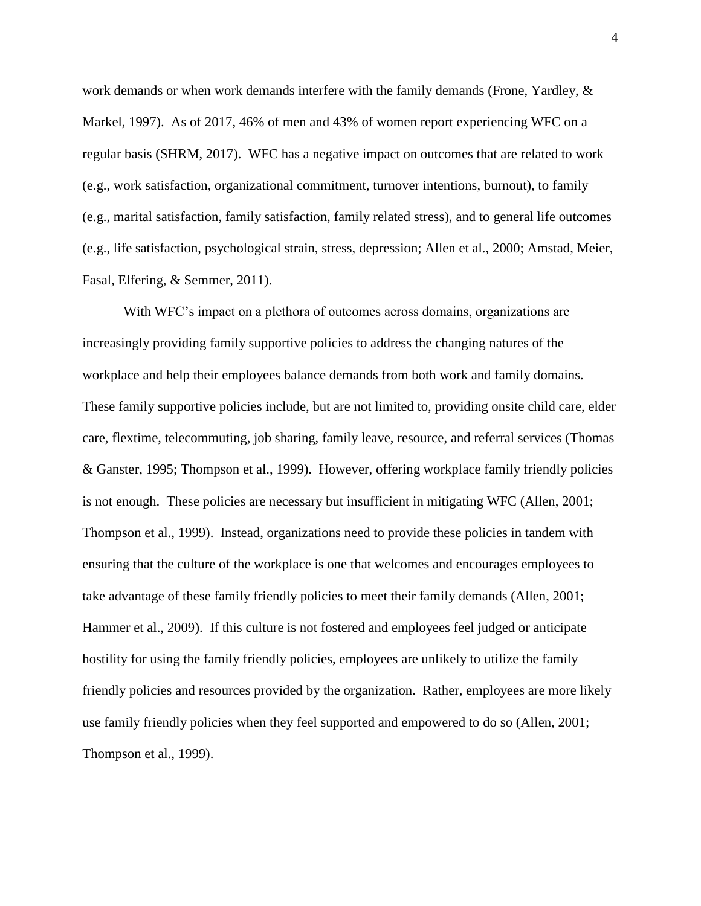work demands or when work demands interfere with the family demands (Frone, Yardley, & Markel, 1997). As of 2017, 46% of men and 43% of women report experiencing WFC on a regular basis (SHRM, 2017). WFC has a negative impact on outcomes that are related to work (e.g., work satisfaction, organizational commitment, turnover intentions, burnout), to family (e.g., marital satisfaction, family satisfaction, family related stress), and to general life outcomes (e.g., life satisfaction, psychological strain, stress, depression; Allen et al., 2000; Amstad, Meier, Fasal, Elfering, & Semmer, 2011).

With WFC's impact on a plethora of outcomes across domains, organizations are increasingly providing family supportive policies to address the changing natures of the workplace and help their employees balance demands from both work and family domains. These family supportive policies include, but are not limited to, providing onsite child care, elder care, flextime, telecommuting, job sharing, family leave, resource, and referral services (Thomas & Ganster, 1995; Thompson et al., 1999). However, offering workplace family friendly policies is not enough. These policies are necessary but insufficient in mitigating WFC (Allen, 2001; Thompson et al., 1999). Instead, organizations need to provide these policies in tandem with ensuring that the culture of the workplace is one that welcomes and encourages employees to take advantage of these family friendly policies to meet their family demands (Allen, 2001; Hammer et al., 2009). If this culture is not fostered and employees feel judged or anticipate hostility for using the family friendly policies, employees are unlikely to utilize the family friendly policies and resources provided by the organization. Rather, employees are more likely use family friendly policies when they feel supported and empowered to do so (Allen, 2001; Thompson et al., 1999).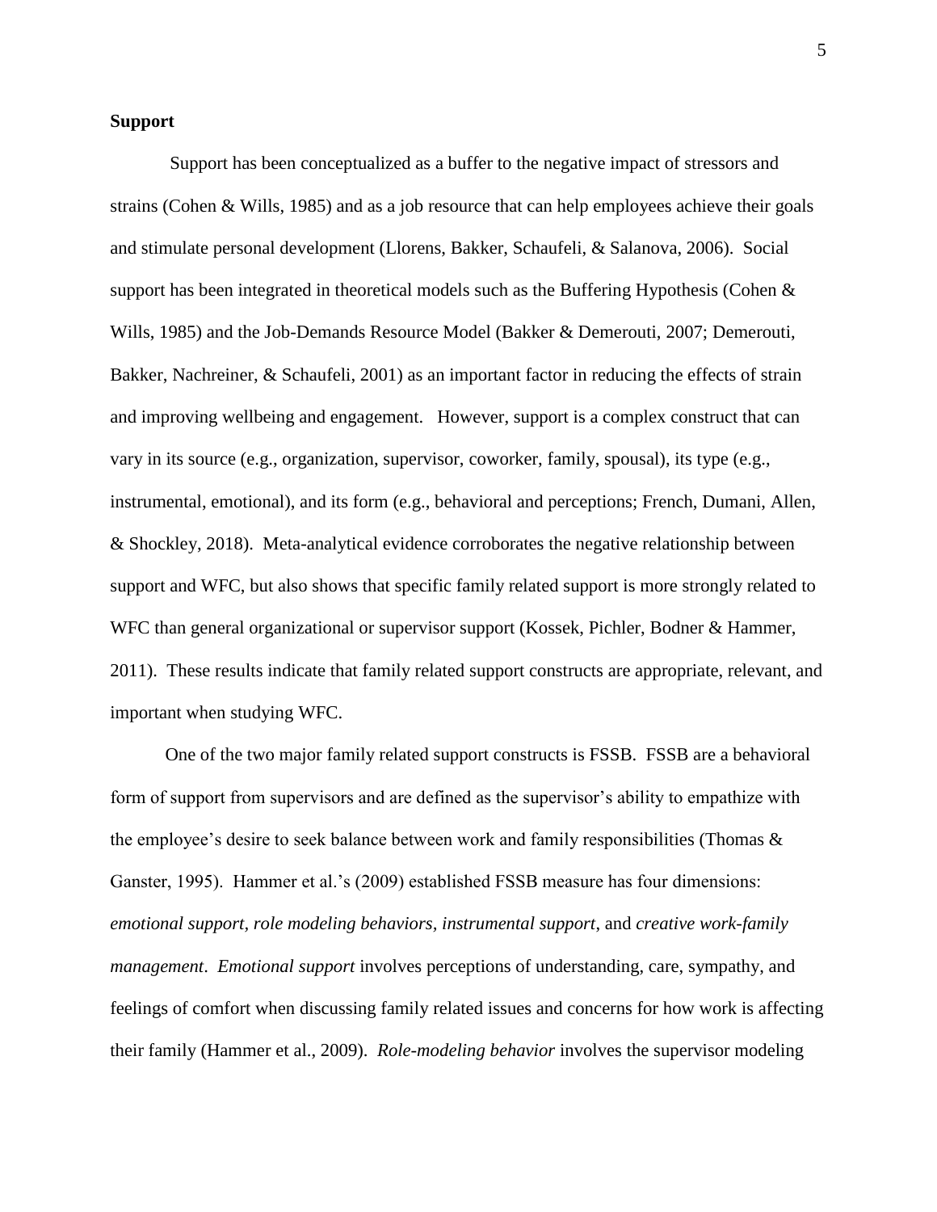**Support**

Support has been conceptualized as a buffer to the negative impact of stressors and strains (Cohen & Wills, 1985) and as a job resource that can help employees achieve their goals and stimulate personal development (Llorens, Bakker, Schaufeli, & Salanova, 2006). Social support has been integrated in theoretical models such as the Buffering Hypothesis (Cohen & Wills, 1985) and the Job-Demands Resource Model (Bakker & Demerouti, 2007; Demerouti, Bakker, Nachreiner, & Schaufeli, 2001) as an important factor in reducing the effects of strain and improving wellbeing and engagement. However, support is a complex construct that can vary in its source (e.g., organization, supervisor, coworker, family, spousal), its type (e.g., instrumental, emotional), and its form (e.g., behavioral and perceptions; French, Dumani, Allen, & Shockley, 2018). Meta-analytical evidence corroborates the negative relationship between support and WFC, but also shows that specific family related support is more strongly related to WFC than general organizational or supervisor support (Kossek, Pichler, Bodner & Hammer, 2011). These results indicate that family related support constructs are appropriate, relevant, and important when studying WFC.

One of the two major family related support constructs is FSSB. FSSB are a behavioral form of support from supervisors and are defined as the supervisor's ability to empathize with the employee's desire to seek balance between work and family responsibilities (Thomas & Ganster, 1995). Hammer et al.'s (2009) established FSSB measure has four dimensions: *emotional support*, *role modeling behaviors*, *instrumental support*, and *creative work-family management*. *Emotional support* involves perceptions of understanding, care, sympathy, and feelings of comfort when discussing family related issues and concerns for how work is affecting their family (Hammer et al., 2009). *Role-modeling behavior* involves the supervisor modeling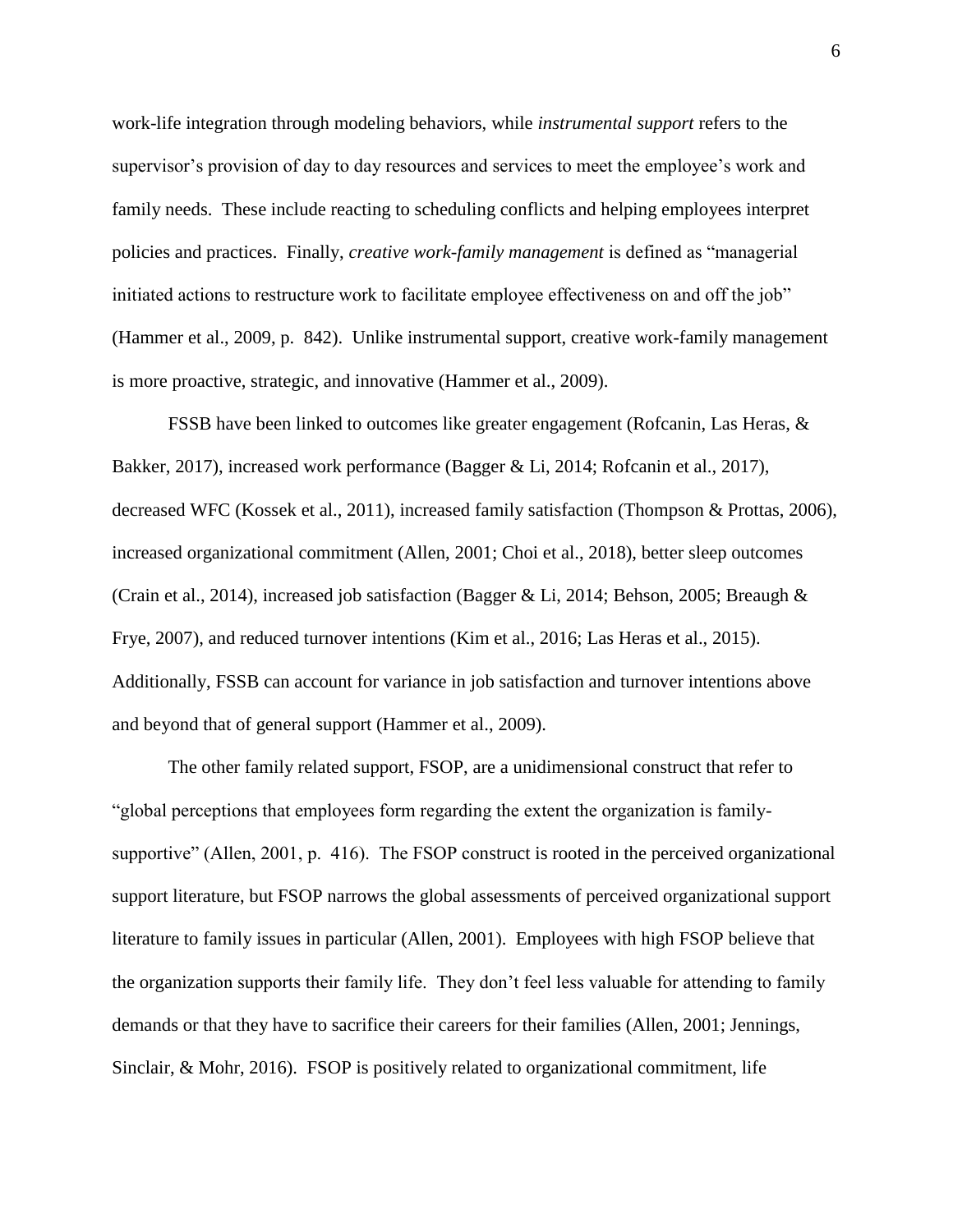work-life integration through modeling behaviors, while *instrumental support* refers to the supervisor's provision of day to day resources and services to meet the employee's work and family needs. These include reacting to scheduling conflicts and helping employees interpret policies and practices. Finally, *creative work-family management* is defined as "managerial initiated actions to restructure work to facilitate employee effectiveness on and off the job" (Hammer et al., 2009, p. 842). Unlike instrumental support, creative work-family management is more proactive, strategic, and innovative (Hammer et al., 2009).

FSSB have been linked to outcomes like greater engagement (Rofcanin, Las Heras, & Bakker, 2017), increased work performance (Bagger & Li, 2014; Rofcanin et al., 2017), decreased WFC (Kossek et al., 2011), increased family satisfaction (Thompson & Prottas, 2006), increased organizational commitment (Allen, 2001; Choi et al., 2018), better sleep outcomes (Crain et al., 2014), increased job satisfaction (Bagger & Li, 2014; Behson, 2005; Breaugh & Frye, 2007), and reduced turnover intentions (Kim et al., 2016; Las Heras et al., 2015). Additionally, FSSB can account for variance in job satisfaction and turnover intentions above and beyond that of general support (Hammer et al., 2009).

The other family related support, FSOP, are a unidimensional construct that refer to "global perceptions that employees form regarding the extent the organization is family-supportive" (Allen, 2001, p. 416). The FSOP construct is rooted in the perceived organizational support literature, but FSOP narrows the global assessments of perceived organizational support literature to family issues in particular (Allen, 2001). Employees with high FSOP believe that the organization supports their family life. They don't feel less valuable for attending to family demands or that they have to sacrifice their careers for their families (Allen, 2001; Jennings, Sinclair, & Mohr, 2016). FSOP is positively related to organizational commitment, life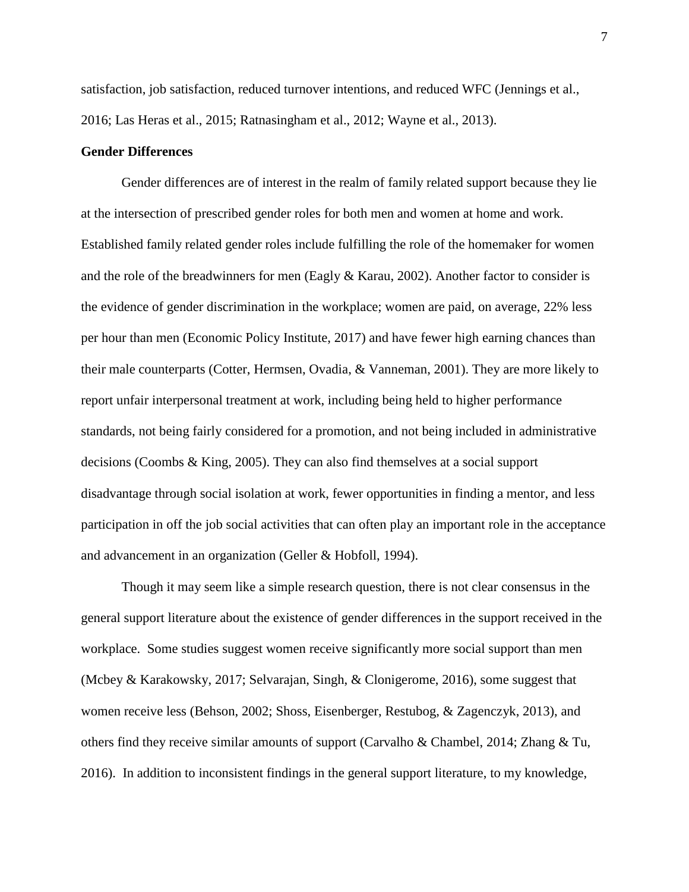satisfaction, job satisfaction, reduced turnover intentions, and reduced WFC (Jennings et al., 2016; Las Heras et al., 2015; Ratnasingham et al., 2012; Wayne et al., 2013).

### Gender Differences

Gender differences are of interest in the realm of family related support because they lie at the intersection of prescribed gender roles for both men and women at home and work. Established family related gender roles include fulfilling the role of the homemaker for women and the role of the breadwinners for men (Eagly & Karau, 2002). Another factor to consider is the evidence of gender discrimination in the workplace; women are paid, on average, 22% less per hour than men (Economic Policy Institute, 2017) and have fewer high earning chances than their male counterparts (Cotter, Hermsen, Ovadia, & Vanneman, 2001). They are more likely to report unfair interpersonal treatment at work, including being held to higher performance standards, not being fairly considered for a promotion, and not being included in administrative decisions (Coombs & King, 2005). They can also find themselves at a social support disadvantage through social isolation at work, fewer opportunities in finding a mentor, and less participation in off the job social activities that can often play an important role in the acceptance and advancement in an organization (Geller & Hobfoll, 1994).

Though it may seem like a simple research question, there is not clear consensus in the general support literature about the existence of gender differences in the support received in the workplace. Some studies suggest women receive significantly more social support than men (Mcbey & Karakowsky, 2017; Selvarajan, Singh, & Clonigerome, 2016), some suggest that women receive less (Behson, 2002; Shoss, Eisenberger, Restubog, & Zagenczyk, 2013), and others find they receive similar amounts of support (Carvalho & Chambel, 2014; Zhang & Tu, 2016). In addition to inconsistent findings in the general support literature, to my knowledge,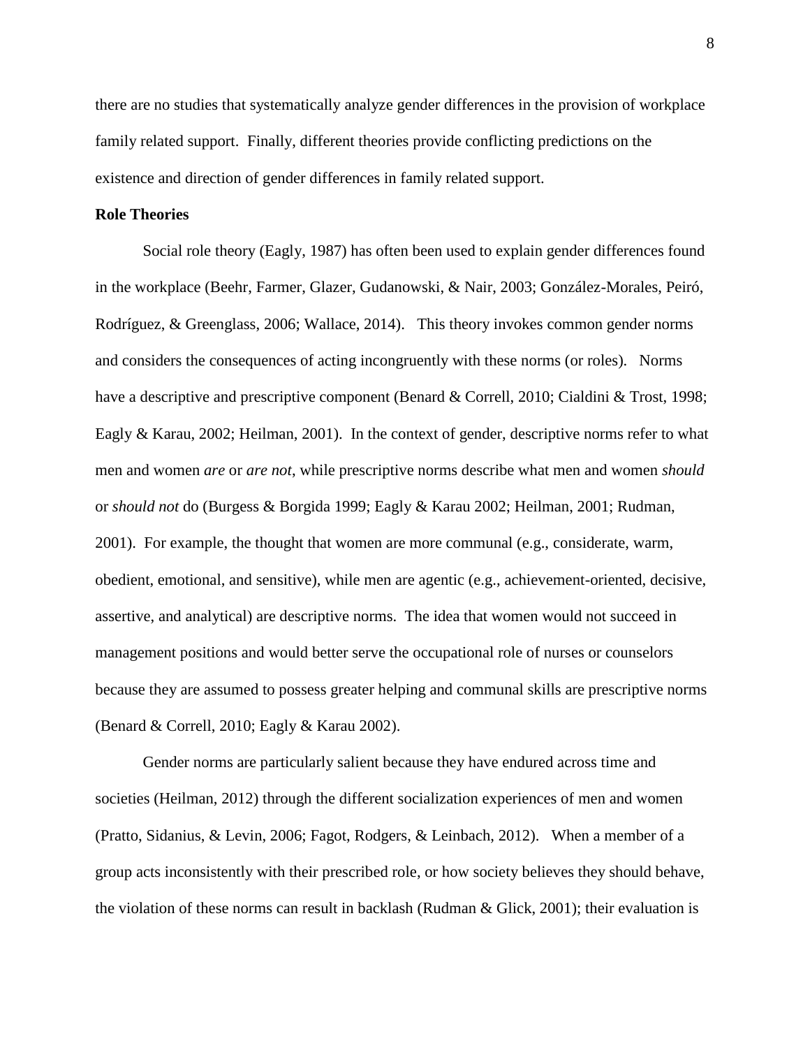there are no studies that systematically analyze gender differences in the provision of workplace family related support. Finally, different theories provide conflicting predictions on the existence and direction of gender differences in family related support.

**Role Theories**

Social role theory (Eagly, 1987) has often been used to explain gender differences found in the workplace (Beehr, Farmer, Glazer, Gudanowski, & Nair, 2003; González-Morales, Peiró, Rodríguez, & Greenglass, 2006; Wallace, 2014). This theory invokes common gender norms and considers the consequences of acting incongruently with these norms (or roles). Norms have a descriptive and prescriptive component (Benard & Correll, 2010; Cialdini & Trost, 1998; Eagly & Karau, 2002; Heilman, 2001). In the context of gender, descriptive norms refer to what men and women *are* or *are not*, while prescriptive norms describe what men and women *should* or *should not* do (Burgess & Borgida 1999; Eagly & Karau 2002; Heilman, 2001; Rudman, 2001). For example, the thought that women are more communal (e.g., considerate, warm, obedient, emotional, and sensitive), while men are agentic (e.g., achievement-oriented, decisive, assertive, and analytical) are descriptive norms. The idea that women would not succeed in management positions and would better serve the occupational role of nurses or counselors because they are assumed to possess greater helping and communal skills are prescriptive norms (Benard & Correll, 2010; Eagly & Karau 2002).

Gender norms are particularly salient because they have endured across time and societies (Heilman, 2012) through the different socialization experiences of men and women (Pratto, Sidanius, & Levin, 2006; Fagot, Rodgers, & Leinbach, 2012). When a member of a group acts inconsistently with their prescribed role, or how society believes they should behave, the violation of these norms can result in backlash (Rudman & Glick, 2001); their evaluation is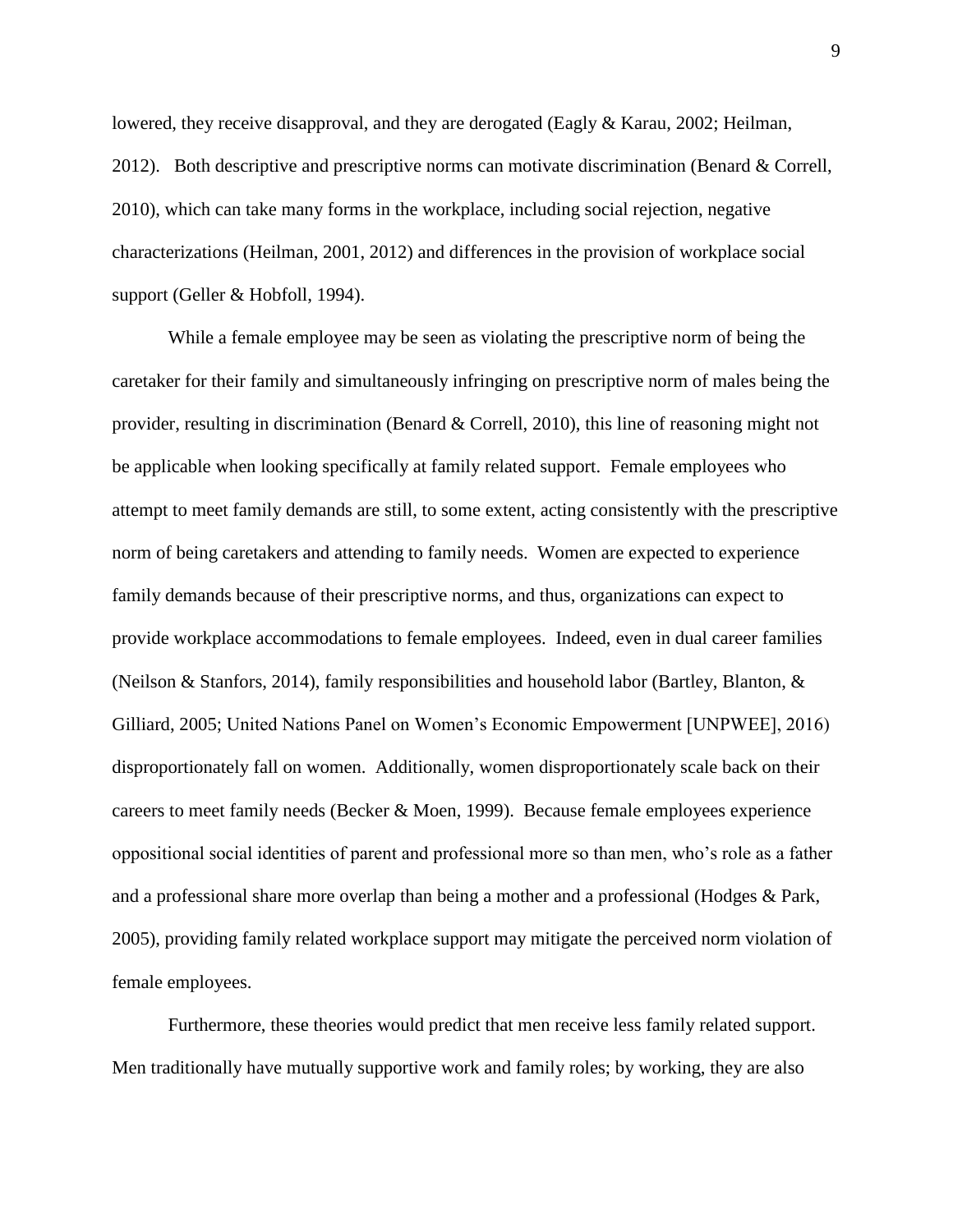lowered, they receive disapproval, and they are derogated (Eagly & Karau, 2002; Heilman, 2012). Both descriptive and prescriptive norms can motivate discrimination (Benard & Correll, 2010), which can take many forms in the workplace, including social rejection, negative characterizations (Heilman, 2001, 2012) and differences in the provision of workplace social support (Geller & Hobfoll, 1994).

While a female employee may be seen as violating the prescriptive norm of being the caretaker for their family and simultaneously infringing on prescriptive norm of males being the provider, resulting in discrimination (Benard & Correll, 2010), this line of reasoning might not be applicable when looking specifically at family related support. Female employees who attempt to meet family demands are still, to some extent, acting consistently with the prescriptive norm of being caretakers and attending to family needs. Women are expected to experience family demands because of their prescriptive norms, and thus, organizations can expect to provide workplace accommodations to female employees. Indeed, even in dual career families (Neilson & Stanfors, 2014), family responsibilities and household labor (Bartley, Blanton, & Gilliard, 2005; United Nations Panel on Women's Economic Empowerment [UNPWEE], 2016) disproportionately fall on women. Additionally, women disproportionately scale back on their careers to meet family needs (Becker & Moen, 1999). Because female employees experience oppositional social identities of parent and professional more so than men, who's role as a father and a professional share more overlap than being a mother and a professional (Hodges & Park, 2005), providing family related workplace support may mitigate the perceived norm violation of female employees.

Furthermore, these theories would predict that men receive less family related support. Men traditionally have mutually supportive work and family roles; by working, they are also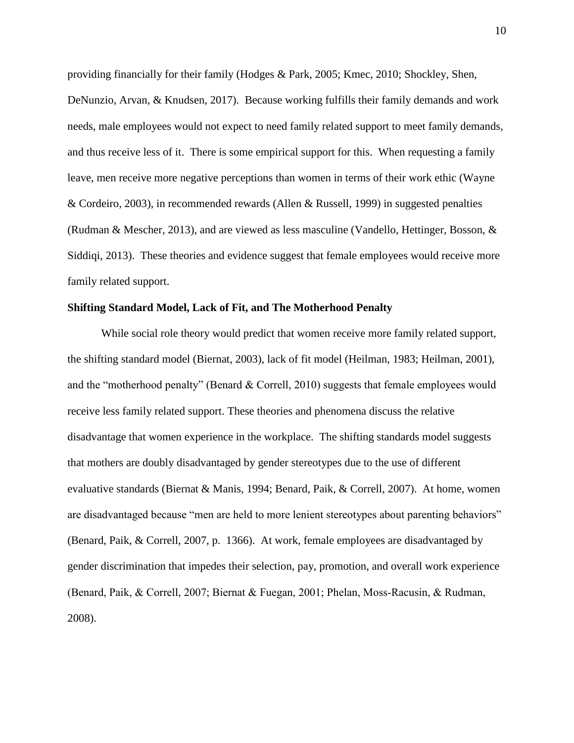providing financially for their family (Hodges & Park, 2005; Kmec, 2010; Shockley, Shen, DeNunzio, Arvan, & Knudsen, 2017). Because working fulfills their family demands and work needs, male employees would not expect to need family related support to meet family demands, and thus receive less of it. There is some empirical support for this. When requesting a family leave, men receive more negative perceptions than women in terms of their work ethic (Wayne & Cordeiro, 2003), in recommended rewards (Allen & Russell, 1999) in suggested penalties (Rudman & Mescher, 2013), and are viewed as less masculine (Vandello, Hettinger, Bosson, & Siddiqi, 2013). These theories and evidence suggest that female employees would receive more family related support.

**Shifting Standard Model, Lack of Fit, and The Motherhood Penalty**

While social role theory would predict that women receive more family related support, the shifting standard model (Biernat, 2003), lack of fit model (Heilman, 1983; Heilman, 2001), and the "motherhood penalty" (Benard & Correll, 2010) suggests that female employees would receive less family related support. These theories and phenomena discuss the relative disadvantage that women experience in the workplace. The shifting standards model suggests that mothers are doubly disadvantaged by gender stereotypes due to the use of different evaluative standards (Biernat & Manis, 1994; Benard, Paik, & Correll, 2007). At home, women are disadvantaged because "men are held to more lenient stereotypes about parenting behaviors" (Benard, Paik, & Correll, 2007, p. 1366). At work, female employees are disadvantaged by gender discrimination that impedes their selection, pay, promotion, and overall work experience (Benard, Paik, & Correll, 2007; Biernat & Fuegan, 2001; Phelan, Moss-Racusin, & Rudman, 2008).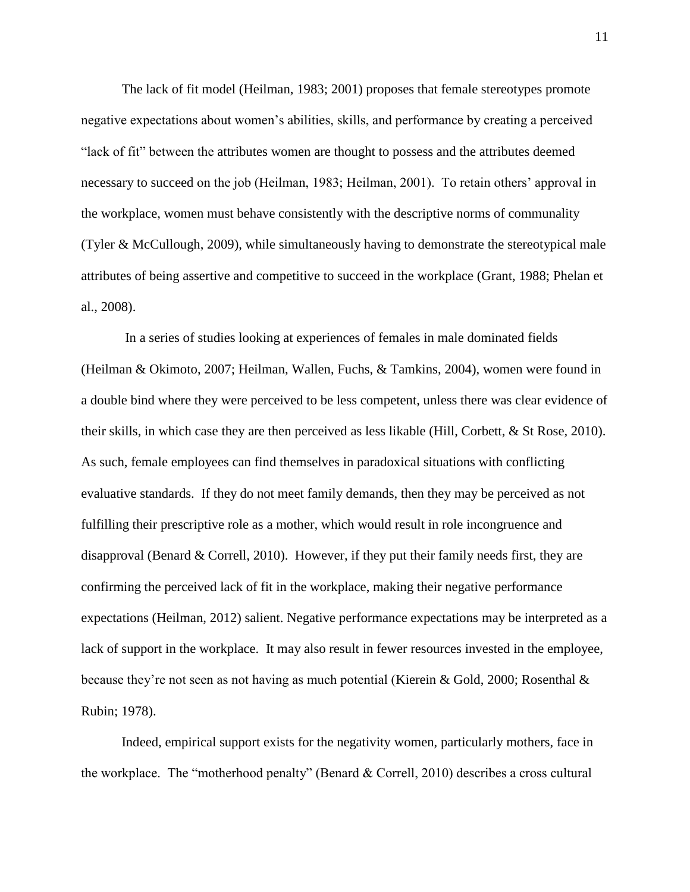The lack of fit model (Heilman, 1983; 2001) proposes that female stereotypes promote negative expectations about women's abilities, skills, and performance by creating a perceived "lack of fit" between the attributes women are thought to possess and the attributes deemed necessary to succeed on the job (Heilman, 1983; Heilman, 2001). To retain others' approval in the workplace, women must behave consistently with the descriptive norms of communality (Tyler & McCullough, 2009), while simultaneously having to demonstrate the stereotypical male attributes of being assertive and competitive to succeed in the workplace (Grant, 1988; Phelan et al., 2008).

In a series of studies looking at experiences of females in male dominated fields (Heilman & Okimoto, 2007; Heilman, Wallen, Fuchs, & Tamkins, 2004), women were found in a double bind where they were perceived to be less competent, unless there was clear evidence of their skills, in which case they are then perceived as less likable (Hill, Corbett, & St Rose, 2010). As such, female employees can find themselves in paradoxical situations with conflicting evaluative standards. If they do not meet family demands, then they may be perceived as not fulfilling their prescriptive role as a mother, which would result in role incongruence and disapproval (Benard & Correll, 2010). However, if they put their family needs first, they are confirming the perceived lack of fit in the workplace, making their negative performance expectations (Heilman, 2012) salient. Negative performance expectations may be interpreted as a lack of support in the workplace. It may also result in fewer resources invested in the employee, because they're not seen as not having as much potential (Kierein & Gold, 2000; Rosenthal & Rubin; 1978).

Indeed, empirical support exists for the negativity women, particularly mothers, face in the workplace. The "motherhood penalty" (Benard & Correll, 2010) describes a cross cultural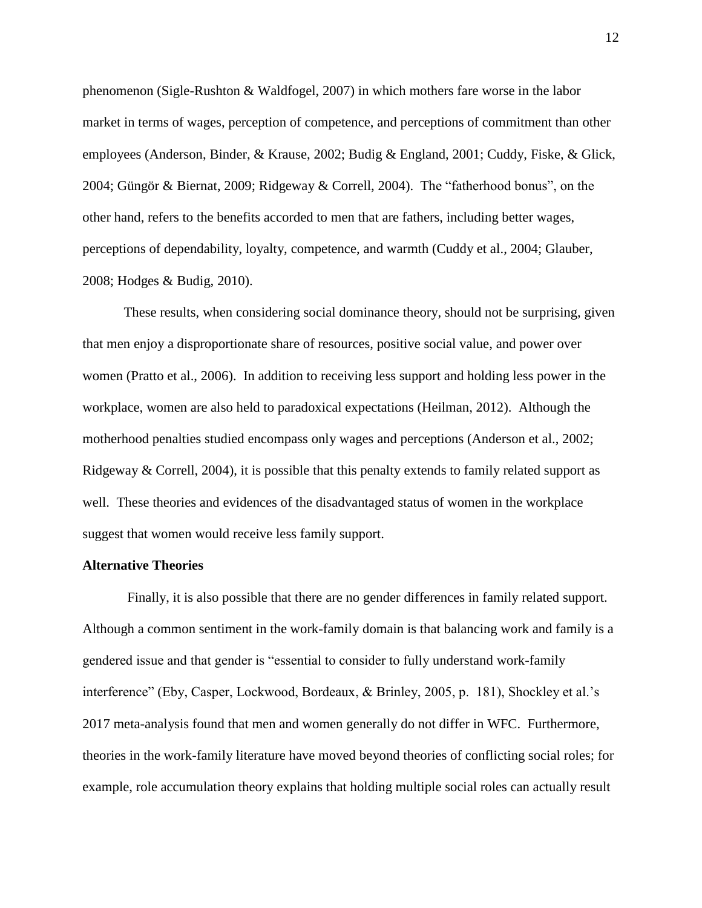phenomenon (Sigle-Rushton & Waldfogel, 2007) in which mothers fare worse in the labor market in terms of wages, perception of competence, and perceptions of commitment than other employees (Anderson, Binder, & Krause, 2002; Budig & England, 2001; Cuddy, Fiske, & Glick, 2004; Güngör & Biernat, 2009; Ridgeway & Correll, 2004). The "fatherhood bonus", on the other hand, refers to the benefits accorded to men that are fathers, including better wages, perceptions of dependability, loyalty, competence, and warmth (Cuddy et al., 2004; Glauber, 2008; Hodges & Budig, 2010).

These results, when considering social dominance theory, should not be surprising, given that men enjoy a disproportionate share of resources, positive social value, and power over women (Pratto et al., 2006). In addition to receiving less support and holding less power in the workplace, women are also held to paradoxical expectations (Heilman, 2012). Although the motherhood penalties studied encompass only wages and perceptions (Anderson et al., 2002; Ridgeway & Correll, 2004), it is possible that this penalty extends to family related support as well. These theories and evidences of the disadvantaged status of women in the workplace suggest that women would receive less family support.

**Alternative Theories**

Finally, it is also possible that there are no gender differences in family related support. Although a common sentiment in the work-family domain is that balancing work and family is a gendered issue and that gender is "essential to consider to fully understand work-family interference" (Eby, Casper, Lockwood, Bordeaux, & Brinley, 2005, p. 181), Shockley et al.'s 2017 meta-analysis found that men and women generally do not differ in WFC. Furthermore, theories in the work-family literature have moved beyond theories of conflicting social roles; for example, role accumulation theory explains that holding multiple social roles can actually result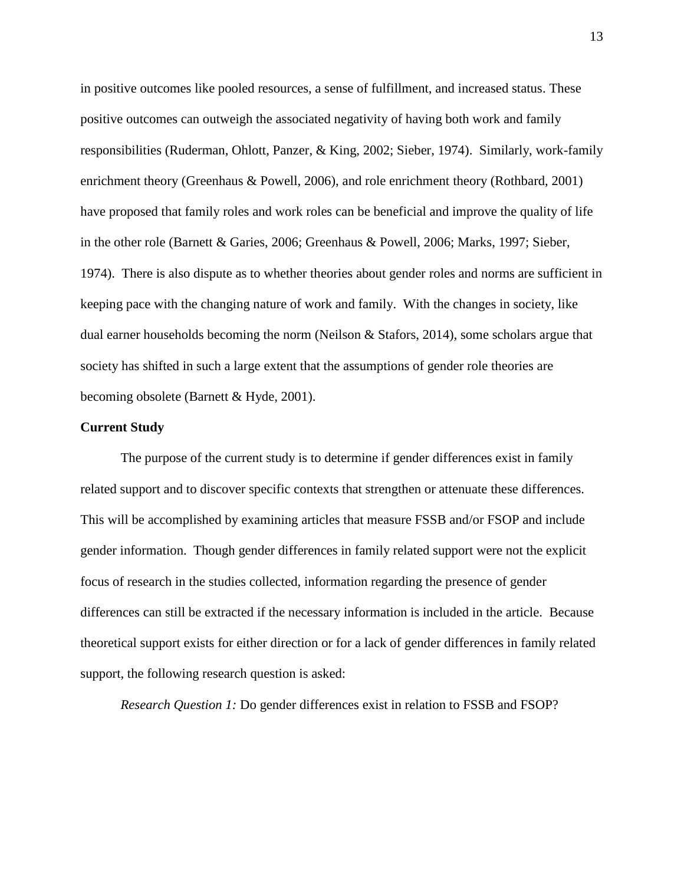in positive outcomes like pooled resources, a sense of fulfillment, and increased status. These positive outcomes can outweigh the associated negativity of having both work and family responsibilities (Ruderman, Ohlott, Panzer, & King, 2002; Sieber, 1974). Similarly, work-family enrichment theory (Greenhaus & Powell, 2006), and role enrichment theory (Rothbard, 2001) have proposed that family roles and work roles can be beneficial and improve the quality of life in the other role (Barnett & Garies, 2006; Greenhaus & Powell, 2006; Marks, 1997; Sieber, 1974). There is also dispute as to whether theories about gender roles and norms are sufficient in keeping pace with the changing nature of work and family. With the changes in society, like dual earner households becoming the norm (Neilson & Stafors, 2014), some scholars argue that society has shifted in such a large extent that the assumptions of gender role theories are becoming obsolete (Barnett & Hyde, 2001).

## Current Study

The purpose of the current study is to determine if gender differences exist in family related support and to discover specific contexts that strengthen or attenuate these differences. This will be accomplished by examining articles that measure FSSB and/or FSOP and include gender information. Though gender differences in family related support were not the explicit focus of research in the studies collected, information regarding the presence of gender differences can still be extracted if the necessary information is included in the article. Because theoretical support exists for either direction or for a lack of gender differences in family related support, the following research question is asked:

*Research Question 1:* Do gender differences exist in relation to FSSB and FSOP?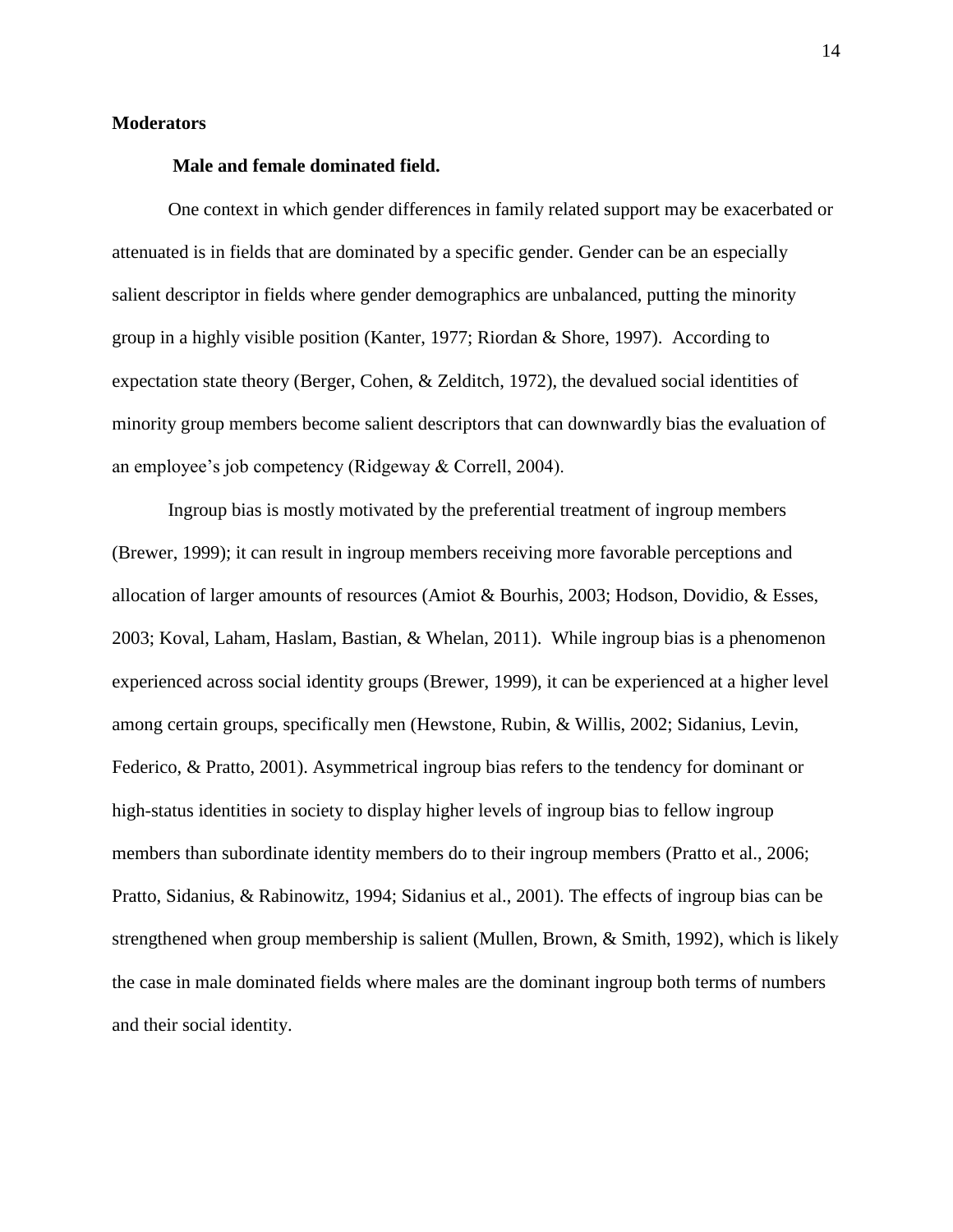## Moderators

### Male and female dominated field.

One context in which gender differences in family related support may be exacerbated or attenuated is in fields that are dominated by a specific gender. Gender can be an especially salient descriptor in fields where gender demographics are unbalanced, putting the minority group in a highly visible position (Kanter, 1977; Riordan & Shore, 1997). According to expectation state theory (Berger, Cohen, & Zelditch, 1972), the devalued social identities of minority group members become salient descriptors that can downwardly bias the evaluation of an employee's job competency (Ridgeway & Correll, 2004).

Ingroup bias is mostly motivated by the preferential treatment of ingroup members (Brewer, 1999); it can result in ingroup members receiving more favorable perceptions and allocation of larger amounts of resources (Amiot & Bourhis, 2003; Hodson, Dovidio, & Esses, 2003; Koval, Laham, Haslam, Bastian, & Whelan, 2011). While ingroup bias is a phenomenon experienced across social identity groups (Brewer, 1999), it can be experienced at a higher level among certain groups, specifically men (Hewstone, Rubin, & Willis, 2002; Sidanius, Levin, Federico, & Pratto, 2001). Asymmetrical ingroup bias refers to the tendency for dominant or high-status identities in society to display higher levels of ingroup bias to fellow ingroup members than subordinate identity members do to their ingroup members (Pratto et al., 2006; Pratto, Sidanius, & Rabinowitz, 1994; Sidanius et al., 2001). The effects of ingroup bias can be strengthened when group membership is salient (Mullen, Brown, & Smith, 1992), which is likely the case in male dominated fields where males are the dominant ingroup both terms of numbers and their social identity.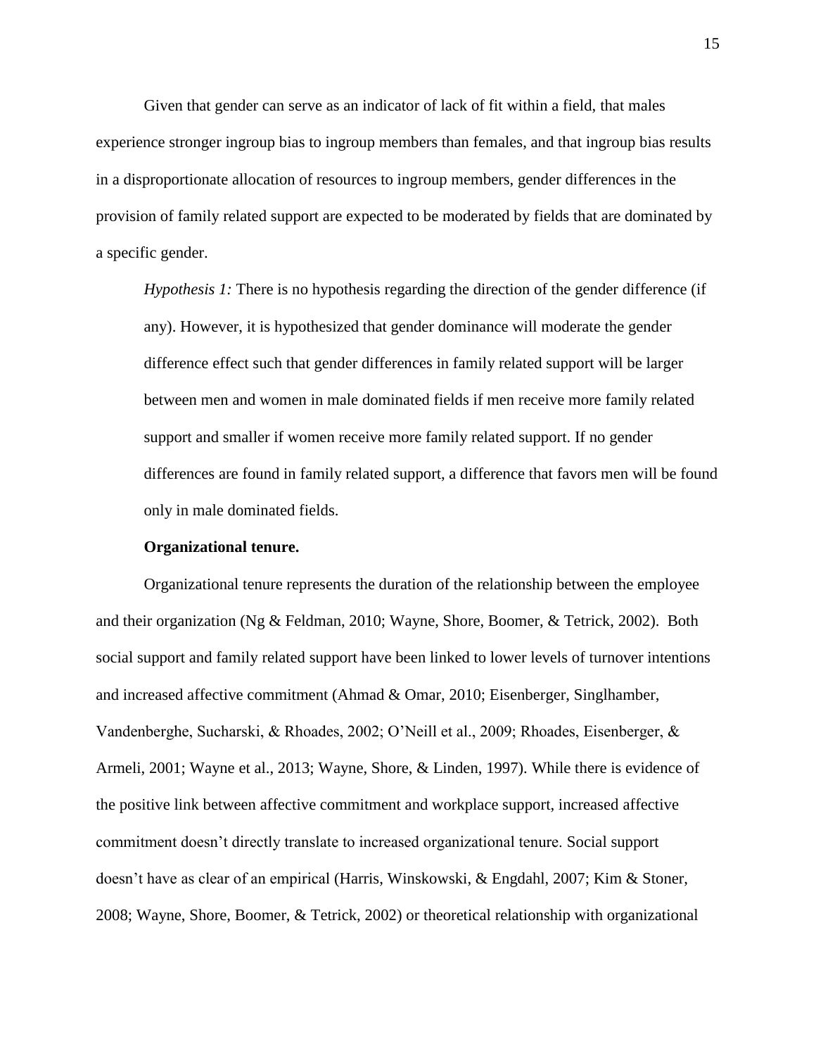Given that gender can serve as an indicator of lack of fit within a field, that males experience stronger ingroup bias to ingroup members than females, and that ingroup bias results in a disproportionate allocation of resources to ingroup members, gender differences in the provision of family related support are expected to be moderated by fields that are dominated by a specific gender.

> *Hypothesis 1:* There is no hypothesis regarding the direction of the gender difference (if any). However, it is hypothesized that gender dominance will moderate the gender difference effect such that gender differences in family related support will be larger between men and women in male dominated fields if men receive more family related support and smaller if women receive more family related support. If no gender differences are found in family related support, a difference that favors men will be found only in male dominated fields.

**Organizational tenure.**

Organizational tenure represents the duration of the relationship between the employee and their organization (Ng & Feldman, 2010; Wayne, Shore, Boomer, & Tetrick, 2002). Both social support and family related support have been linked to lower levels of turnover intentions and increased affective commitment (Ahmad & Omar, 2010; Eisenberger, Singlhamber, Vandenberghe, Sucharski, & Rhoades, 2002; O'Neill et al., 2009; Rhoades, Eisenberger, & Armeli, 2001; Wayne et al., 2013; Wayne, Shore, & Linden, 1997). While there is evidence of the positive link between affective commitment and workplace support, increased affective commitment doesn't directly translate to increased organizational tenure. Social support doesn't have as clear of an empirical (Harris, Winskowski, & Engdahl, 2007; Kim & Stoner, 2008; Wayne, Shore, Boomer, & Tetrick, 2002) or theoretical relationship with organizational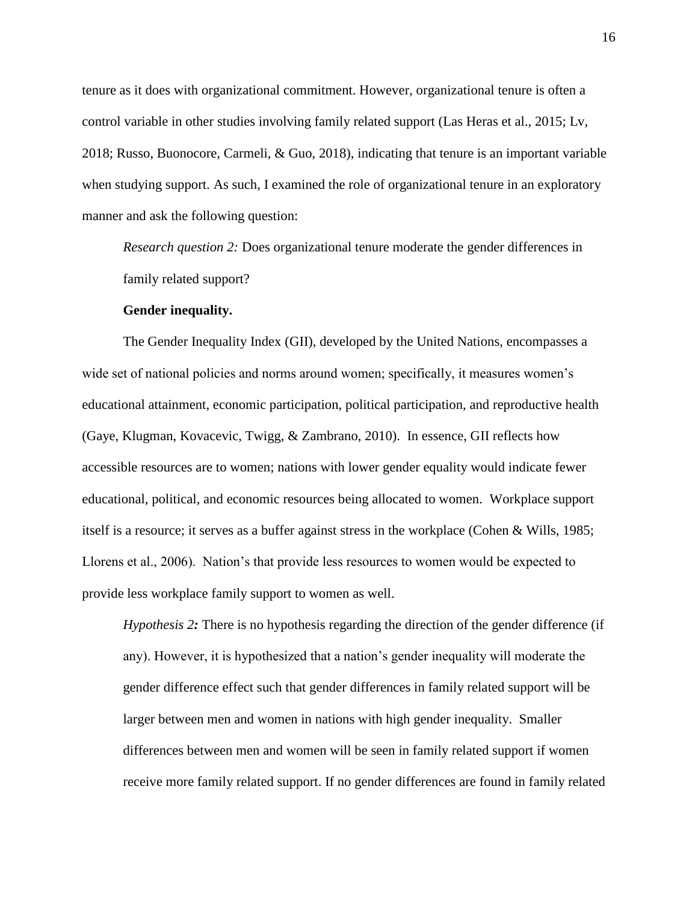tenure as it does with organizational commitment. However, organizational tenure is often a control variable in other studies involving family related support (Las Heras et al., 2015; Lv, 2018; Russo, Buonocore, Carmeli, & Guo, 2018), indicating that tenure is an important variable when studying support. As such, I examined the role of organizational tenure in an exploratory manner and ask the following question:

> *Research question 2:* Does organizational tenure moderate the gender differences in family related support?

**Gender inequality.**

The Gender Inequality Index (GII), developed by the United Nations, encompasses a wide set of national policies and norms around women; specifically, it measures women's educational attainment, economic participation, political participation, and reproductive health (Gaye, Klugman, Kovacevic, Twigg, & Zambrano, 2010). In essence, GII reflects how accessible resources are to women; nations with lower gender equality would indicate fewer educational, political, and economic resources being allocated to women. Workplace support itself is a resource; it serves as a buffer against stress in the workplace (Cohen & Wills, 1985; Llorens et al., 2006). Nation's that provide less resources to women would be expected to provide less workplace family support to women as well.

> *Hypothesis 2:* There is no hypothesis regarding the direction of the gender difference (if any). However, it is hypothesized that a nation's gender inequality will moderate the gender difference effect such that gender differences in family related support will be larger between men and women in nations with high gender inequality. Smaller differences between men and women will be seen in family related support if women receive more family related support. If no gender differences are found in family related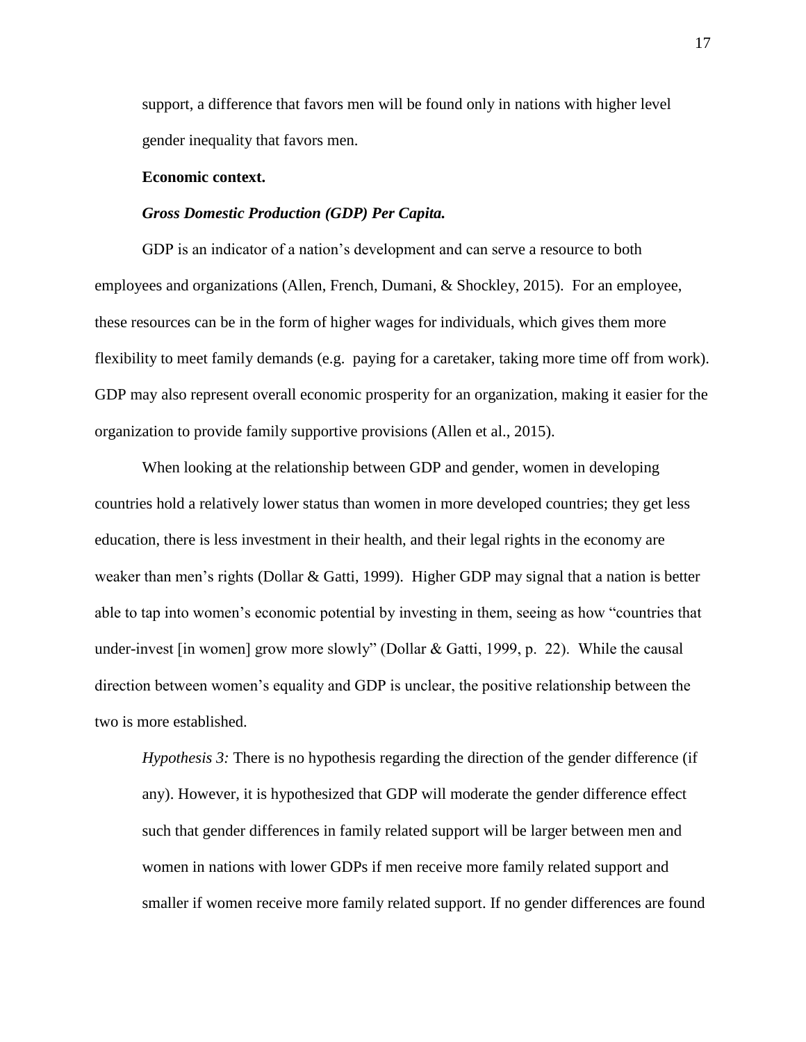support, a difference that favors men will be found only in nations with higher level gender inequality that favors men.

**Economic context.**

***Gross Domestic Production (GDP) Per Capita.***

GDP is an indicator of a nation's development and can serve a resource to both employees and organizations (Allen, French, Dumani, & Shockley, 2015). For an employee, these resources can be in the form of higher wages for individuals, which gives them more flexibility to meet family demands (e.g. paying for a caretaker, taking more time off from work). GDP may also represent overall economic prosperity for an organization, making it easier for the organization to provide family supportive provisions (Allen et al., 2015).

When looking at the relationship between GDP and gender, women in developing countries hold a relatively lower status than women in more developed countries; they get less education, there is less investment in their health, and their legal rights in the economy are weaker than men's rights (Dollar & Gatti, 1999). Higher GDP may signal that a nation is better able to tap into women's economic potential by investing in them, seeing as how "countries that under-invest [in women] grow more slowly" (Dollar & Gatti, 1999, p. 22). While the causal direction between women's equality and GDP is unclear, the positive relationship between the two is more established.

*Hypothesis 3:* There is no hypothesis regarding the direction of the gender difference (if any). However, it is hypothesized that GDP will moderate the gender difference effect such that gender differences in family related support will be larger between men and women in nations with lower GDPs if men receive more family related support and smaller if women receive more family related support. If no gender differences are found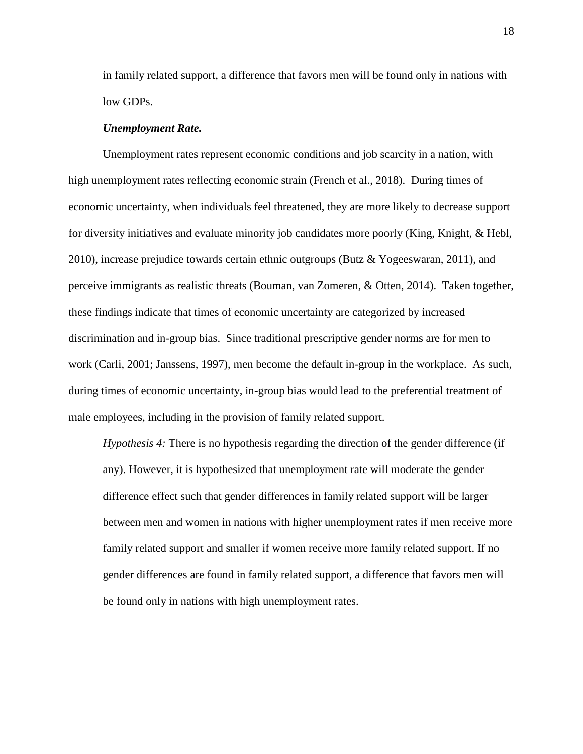in family related support, a difference that favors men will be found only in nations with low GDPs.

***Unemployment Rate.***

Unemployment rates represent economic conditions and job scarcity in a nation, with high unemployment rates reflecting economic strain (French et al., 2018). During times of economic uncertainty, when individuals feel threatened, they are more likely to decrease support for diversity initiatives and evaluate minority job candidates more poorly (King, Knight, & Hebl, 2010), increase prejudice towards certain ethnic outgroups (Butz & Yogeeswaran, 2011), and perceive immigrants as realistic threats (Bouman, van Zomeren, & Otten, 2014). Taken together, these findings indicate that times of economic uncertainty are categorized by increased discrimination and in-group bias. Since traditional prescriptive gender norms are for men to work (Carli, 2001; Janssens, 1997), men become the default in-group in the workplace. As such, during times of economic uncertainty, in-group bias would lead to the preferential treatment of male employees, including in the provision of family related support.

*Hypothesis 4:* There is no hypothesis regarding the direction of the gender difference (if any). However, it is hypothesized that unemployment rate will moderate the gender difference effect such that gender differences in family related support will be larger between men and women in nations with higher unemployment rates if men receive more family related support and smaller if women receive more family related support. If no gender differences are found in family related support, a difference that favors men will be found only in nations with high unemployment rates.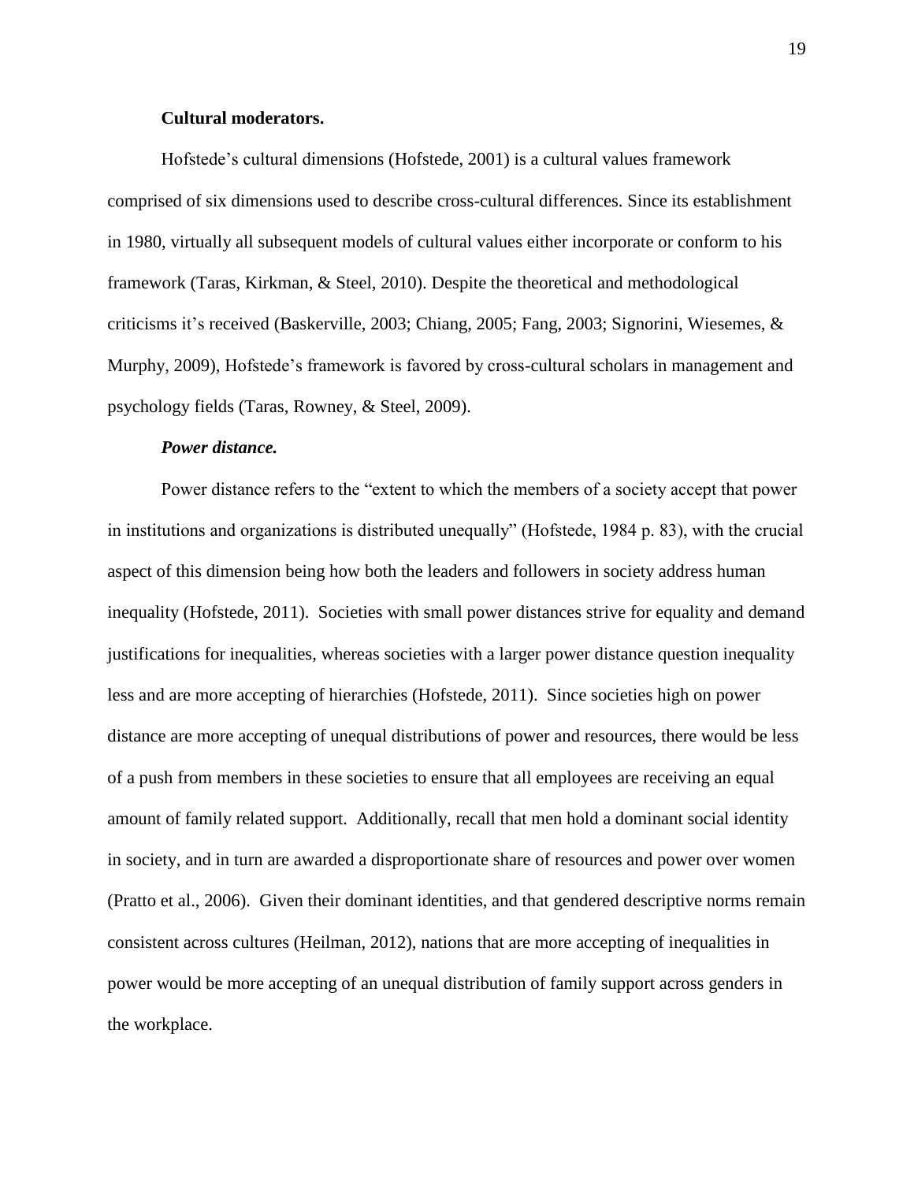**Cultural moderators.**

Hofstede's cultural dimensions (Hofstede, 2001) is a cultural values framework comprised of six dimensions used to describe cross-cultural differences. Since its establishment in 1980, virtually all subsequent models of cultural values either incorporate or conform to his framework (Taras, Kirkman, & Steel, 2010). Despite the theoretical and methodological criticisms it's received (Baskerville, 2003; Chiang, 2005; Fang, 2003; Signorini, Wiesemes, & Murphy, 2009), Hofstede's framework is favored by cross-cultural scholars in management and psychology fields (Taras, Rowney, & Steel, 2009).

***Power distance.***

Power distance refers to the "extent to which the members of a society accept that power in institutions and organizations is distributed unequally" (Hofstede, 1984 p. 83), with the crucial aspect of this dimension being how both the leaders and followers in society address human inequality (Hofstede, 2011). Societies with small power distances strive for equality and demand justifications for inequalities, whereas societies with a larger power distance question inequality less and are more accepting of hierarchies (Hofstede, 2011). Since societies high on power distance are more accepting of unequal distributions of power and resources, there would be less of a push from members in these societies to ensure that all employees are receiving an equal amount of family related support. Additionally, recall that men hold a dominant social identity in society, and in turn are awarded a disproportionate share of resources and power over women (Pratto et al., 2006). Given their dominant identities, and that gendered descriptive norms remain consistent across cultures (Heilman, 2012), nations that are more accepting of inequalities in power would be more accepting of an unequal distribution of family support across genders in the workplace.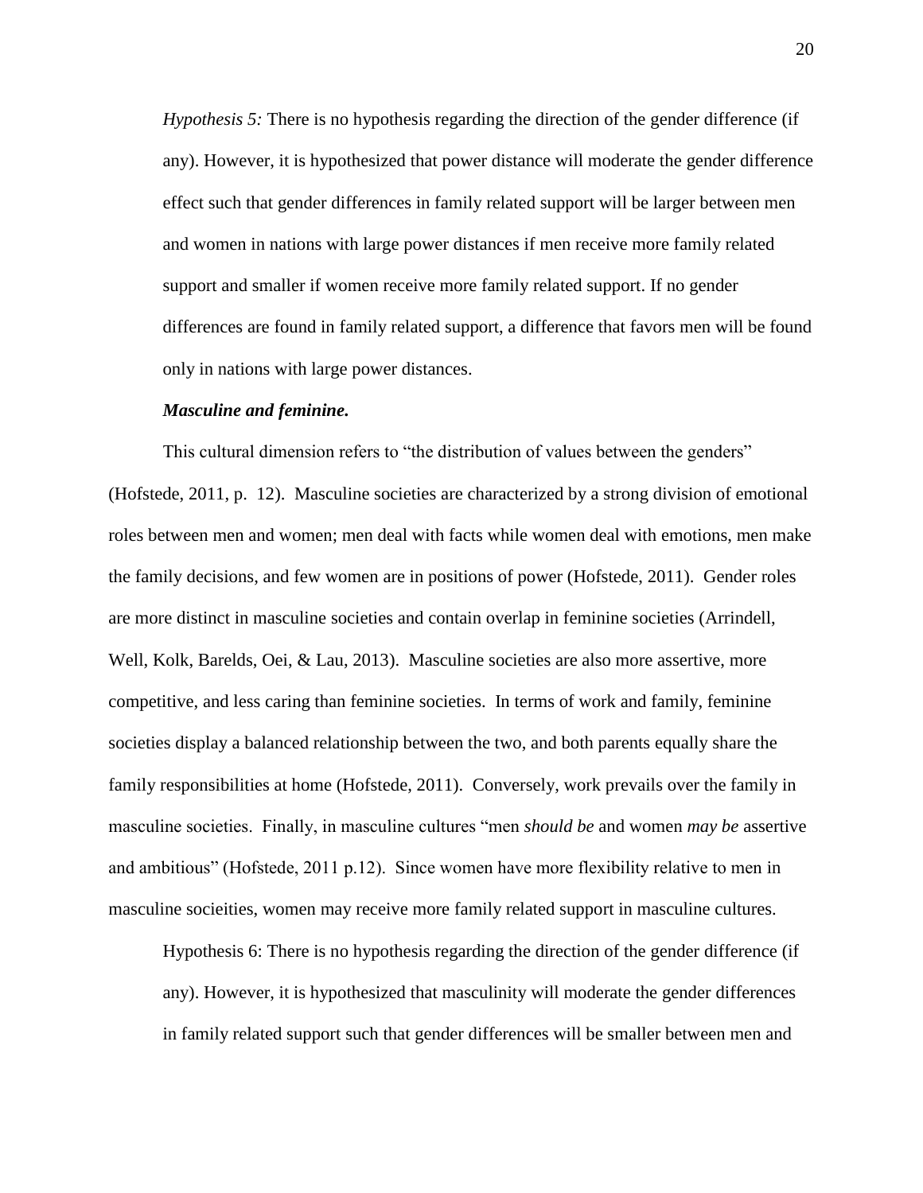*Hypothesis 5:* There is no hypothesis regarding the direction of the gender difference (if any). However, it is hypothesized that power distance will moderate the gender difference effect such that gender differences in family related support will be larger between men and women in nations with large power distances if men receive more family related support and smaller if women receive more family related support. If no gender differences are found in family related support, a difference that favors men will be found only in nations with large power distances.

***Masculine and feminine.***

This cultural dimension refers to "the distribution of values between the genders" (Hofstede, 2011, p. 12). Masculine societies are characterized by a strong division of emotional roles between men and women; men deal with facts while women deal with emotions, men make the family decisions, and few women are in positions of power (Hofstede, 2011). Gender roles are more distinct in masculine societies and contain overlap in feminine societies (Arrindell, Well, Kolk, Barelds, Oei, & Lau, 2013). Masculine societies are also more assertive, more competitive, and less caring than feminine societies. In terms of work and family, feminine societies display a balanced relationship between the two, and both parents equally share the family responsibilities at home (Hofstede, 2011). Conversely, work prevails over the family in masculine societies. Finally, in masculine cultures "men *should be* and women *may be* assertive and ambitious" (Hofstede, 2011 p.12). Since women have more flexibility relative to men in masculine socieities, women may receive more family related support in masculine cultures.

Hypothesis 6: There is no hypothesis regarding the direction of the gender difference (if any). However, it is hypothesized that masculinity will moderate the gender differences in family related support such that gender differences will be smaller between men and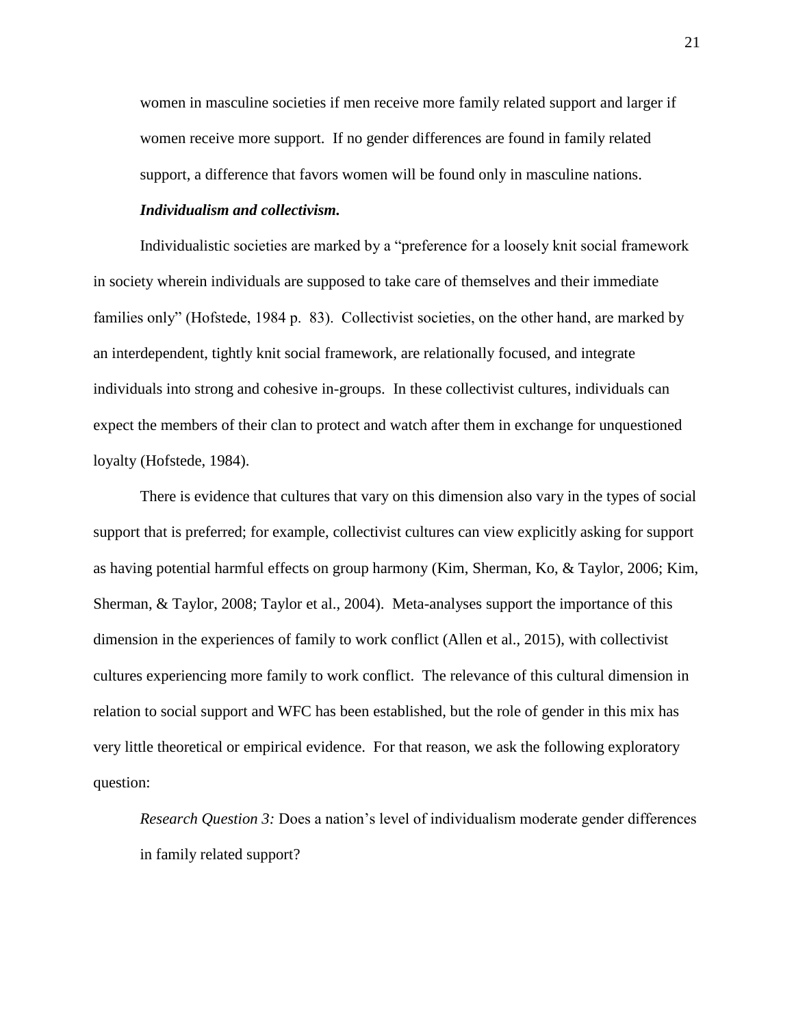women in masculine societies if men receive more family related support and larger if women receive more support. If no gender differences are found in family related support, a difference that favors women will be found only in masculine nations.

***Individualism and collectivism.***

Individualistic societies are marked by a "preference for a loosely knit social framework in society wherein individuals are supposed to take care of themselves and their immediate families only" (Hofstede, 1984 p. 83). Collectivist societies, on the other hand, are marked by an interdependent, tightly knit social framework, are relationally focused, and integrate individuals into strong and cohesive in-groups. In these collectivist cultures, individuals can expect the members of their clan to protect and watch after them in exchange for unquestioned loyalty (Hofstede, 1984).

There is evidence that cultures that vary on this dimension also vary in the types of social support that is preferred; for example, collectivist cultures can view explicitly asking for support as having potential harmful effects on group harmony (Kim, Sherman, Ko, & Taylor, 2006; Kim, Sherman, & Taylor, 2008; Taylor et al., 2004). Meta-analyses support the importance of this dimension in the experiences of family to work conflict (Allen et al., 2015), with collectivist cultures experiencing more family to work conflict. The relevance of this cultural dimension in relation to social support and WFC has been established, but the role of gender in this mix has very little theoretical or empirical evidence. For that reason, we ask the following exploratory question:

*Research Question 3:* Does a nation's level of individualism moderate gender differences in family related support?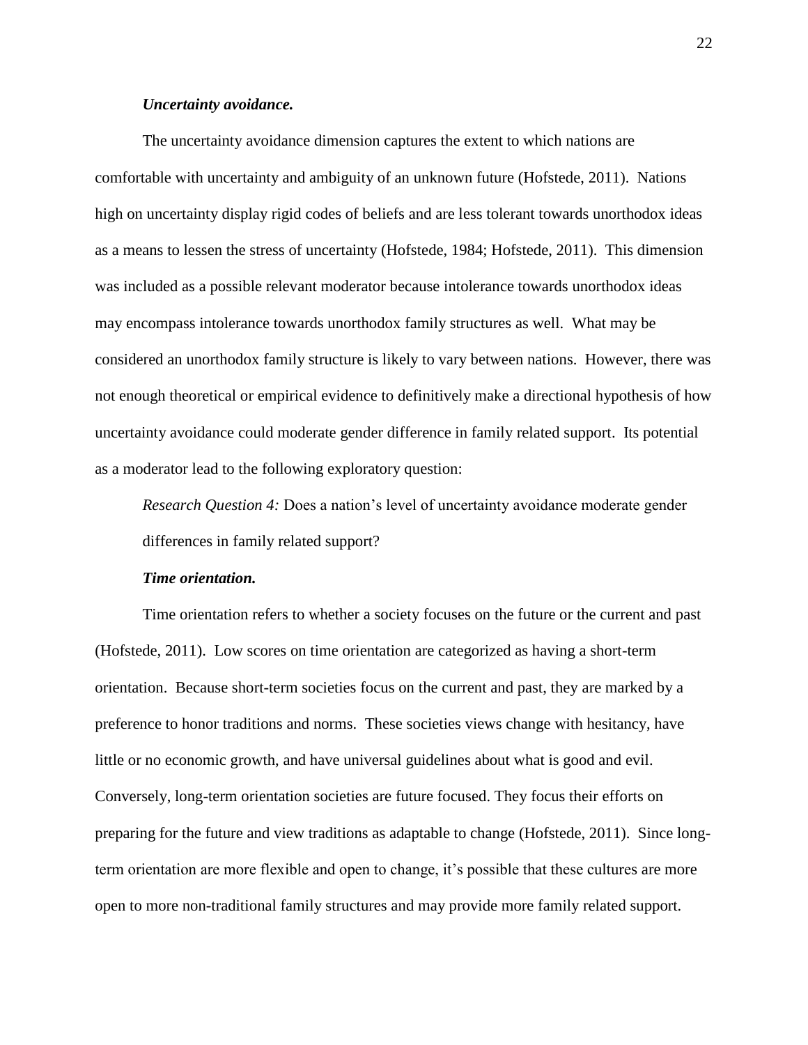***Uncertainty avoidance.***

The uncertainty avoidance dimension captures the extent to which nations are comfortable with uncertainty and ambiguity of an unknown future (Hofstede, 2011). Nations high on uncertainty display rigid codes of beliefs and are less tolerant towards unorthodox ideas as a means to lessen the stress of uncertainty (Hofstede, 1984; Hofstede, 2011). This dimension was included as a possible relevant moderator because intolerance towards unorthodox ideas may encompass intolerance towards unorthodox family structures as well. What may be considered an unorthodox family structure is likely to vary between nations. However, there was not enough theoretical or empirical evidence to definitively make a directional hypothesis of how uncertainty avoidance could moderate gender difference in family related support. Its potential as a moderator lead to the following exploratory question:

*Research Question 4:* Does a nation's level of uncertainty avoidance moderate gender differences in family related support?

***Time orientation.***

Time orientation refers to whether a society focuses on the future or the current and past (Hofstede, 2011). Low scores on time orientation are categorized as having a short-term orientation. Because short-term societies focus on the current and past, they are marked by a preference to honor traditions and norms. These societies views change with hesitancy, have little or no economic growth, and have universal guidelines about what is good and evil. Conversely, long-term orientation societies are future focused. They focus their efforts on preparing for the future and view traditions as adaptable to change (Hofstede, 2011). Since long-term orientation are more flexible and open to change, it's possible that these cultures are more open to more non-traditional family structures and may provide more family related support.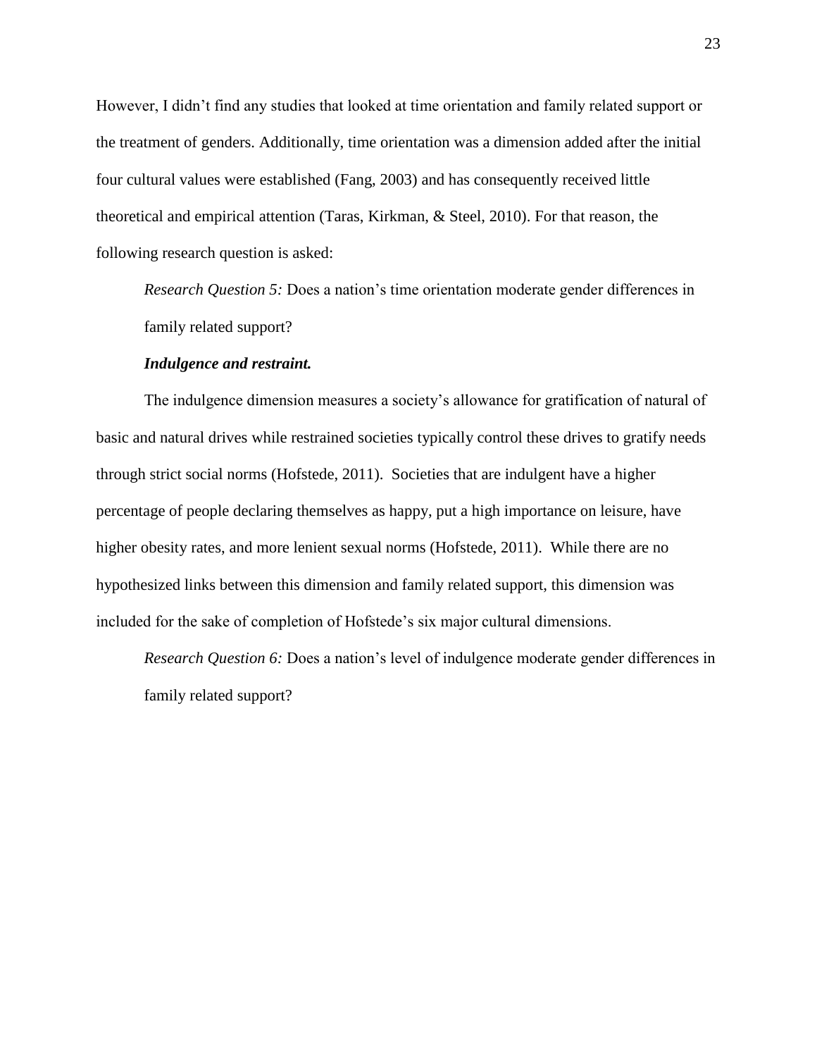However, I didn't find any studies that looked at time orientation and family related support or the treatment of genders. Additionally, time orientation was a dimension added after the initial four cultural values were established (Fang, 2003) and has consequently received little theoretical and empirical attention (Taras, Kirkman, & Steel, 2010). For that reason, the following research question is asked:

> *Research Question 5:* Does a nation's time orientation moderate gender differences in family related support?

***Indulgence and restraint.***

The indulgence dimension measures a society's allowance for gratification of natural of basic and natural drives while restrained societies typically control these drives to gratify needs through strict social norms (Hofstede, 2011). Societies that are indulgent have a higher percentage of people declaring themselves as happy, put a high importance on leisure, have higher obesity rates, and more lenient sexual norms (Hofstede, 2011). While there are no hypothesized links between this dimension and family related support, this dimension was included for the sake of completion of Hofstede's six major cultural dimensions.

> *Research Question 6:* Does a nation's level of indulgence moderate gender differences in family related support?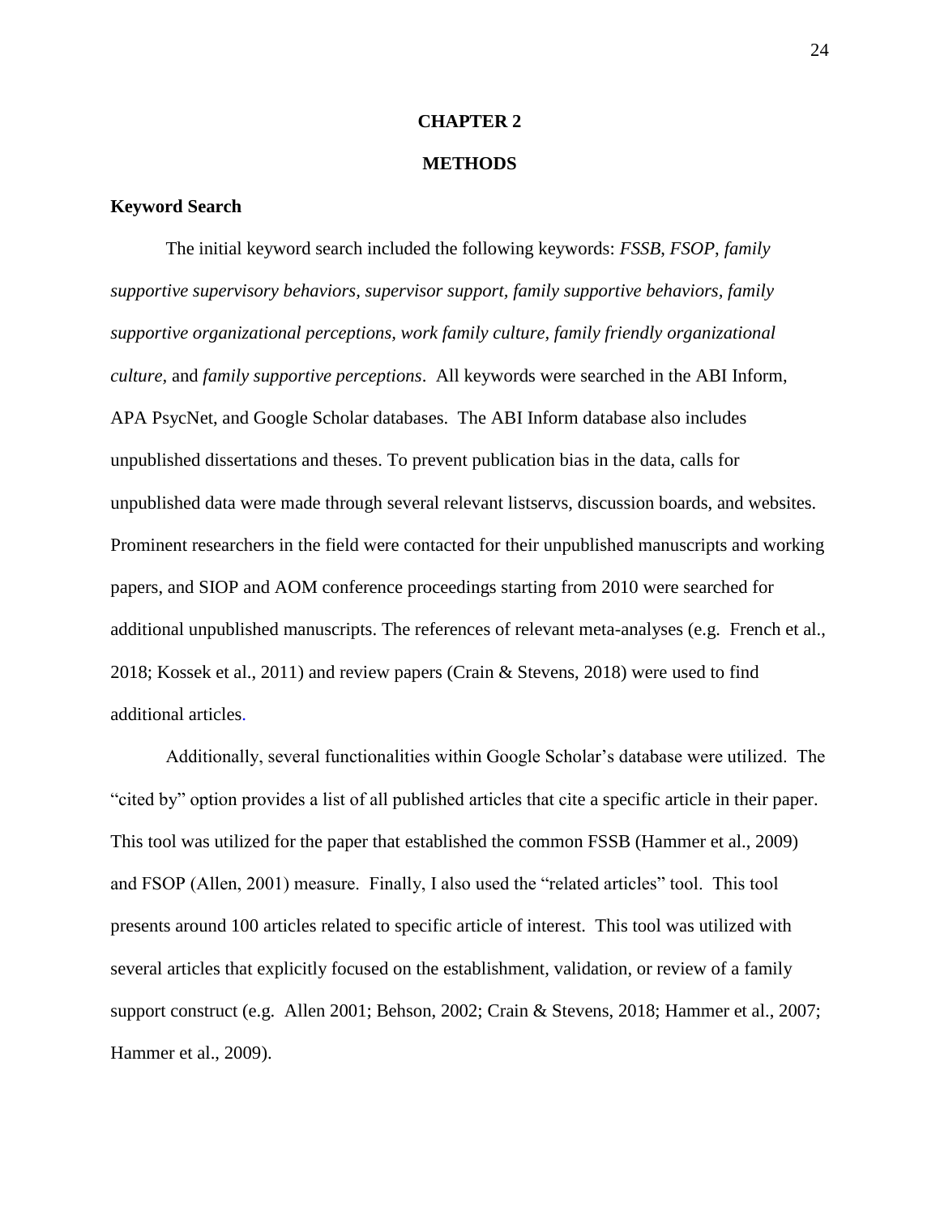# CHAPTER 2

# METHODS

## Keyword Search

The initial keyword search included the following keywords: *FSSB*, *FSOP*, *family supportive supervisory behaviors, supervisor support, family supportive behaviors, family supportive organizational perceptions, work family culture, family friendly organizational culture*, and *family supportive perceptions*. All keywords were searched in the ABI Inform, APA PsycNet, and Google Scholar databases. The ABI Inform database also includes unpublished dissertations and theses. To prevent publication bias in the data, calls for unpublished data were made through several relevant listservs, discussion boards, and websites. Prominent researchers in the field were contacted for their unpublished manuscripts and working papers, and SIOP and AOM conference proceedings starting from 2010 were searched for additional unpublished manuscripts. The references of relevant meta-analyses (e.g. French et al., 2018; Kossek et al., 2011) and review papers (Crain & Stevens, 2018) were used to find additional articles.

Additionally, several functionalities within Google Scholar's database were utilized. The "cited by" option provides a list of all published articles that cite a specific article in their paper. This tool was utilized for the paper that established the common FSSB (Hammer et al., 2009) and FSOP (Allen, 2001) measure. Finally, I also used the "related articles" tool. This tool presents around 100 articles related to specific article of interest. This tool was utilized with several articles that explicitly focused on the establishment, validation, or review of a family support construct (e.g. Allen 2001; Behson, 2002; Crain & Stevens, 2018; Hammer et al., 2007; Hammer et al., 2009).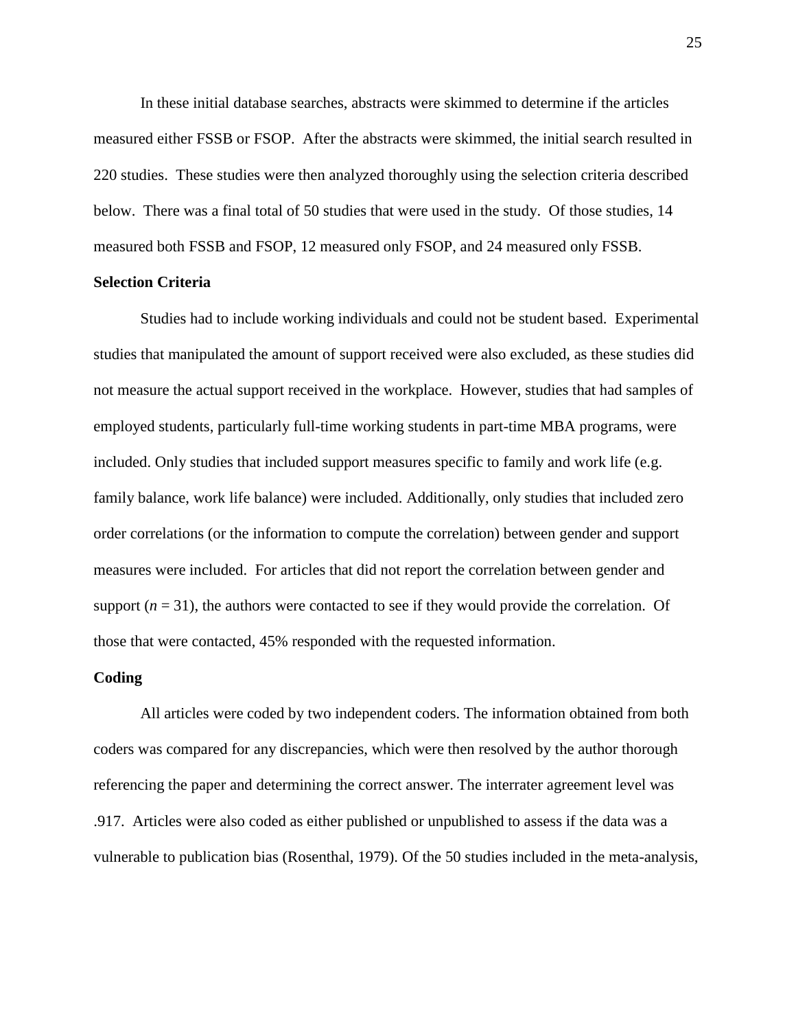In these initial database searches, abstracts were skimmed to determine if the articles measured either FSSB or FSOP. After the abstracts were skimmed, the initial search resulted in 220 studies. These studies were then analyzed thoroughly using the selection criteria described below. There was a final total of 50 studies that were used in the study. Of those studies, 14 measured both FSSB and FSOP, 12 measured only FSOP, and 24 measured only FSSB.

**Selection Criteria**

Studies had to include working individuals and could not be student based. Experimental studies that manipulated the amount of support received were also excluded, as these studies did not measure the actual support received in the workplace. However, studies that had samples of employed students, particularly full-time working students in part-time MBA programs, were included. Only studies that included support measures specific to family and work life (e.g. family balance, work life balance) were included. Additionally, only studies that included zero order correlations (or the information to compute the correlation) between gender and support measures were included. For articles that did not report the correlation between gender and support ($n$ = 31), the authors were contacted to see if they would provide the correlation. Of those that were contacted, 45% responded with the requested information.

**Coding**

All articles were coded by two independent coders. The information obtained from both coders was compared for any discrepancies, which were then resolved by the author thorough referencing the paper and determining the correct answer. The interrater agreement level was .917. Articles were also coded as either published or unpublished to assess if the data was a vulnerable to publication bias (Rosenthal, 1979). Of the 50 studies included in the meta-analysis,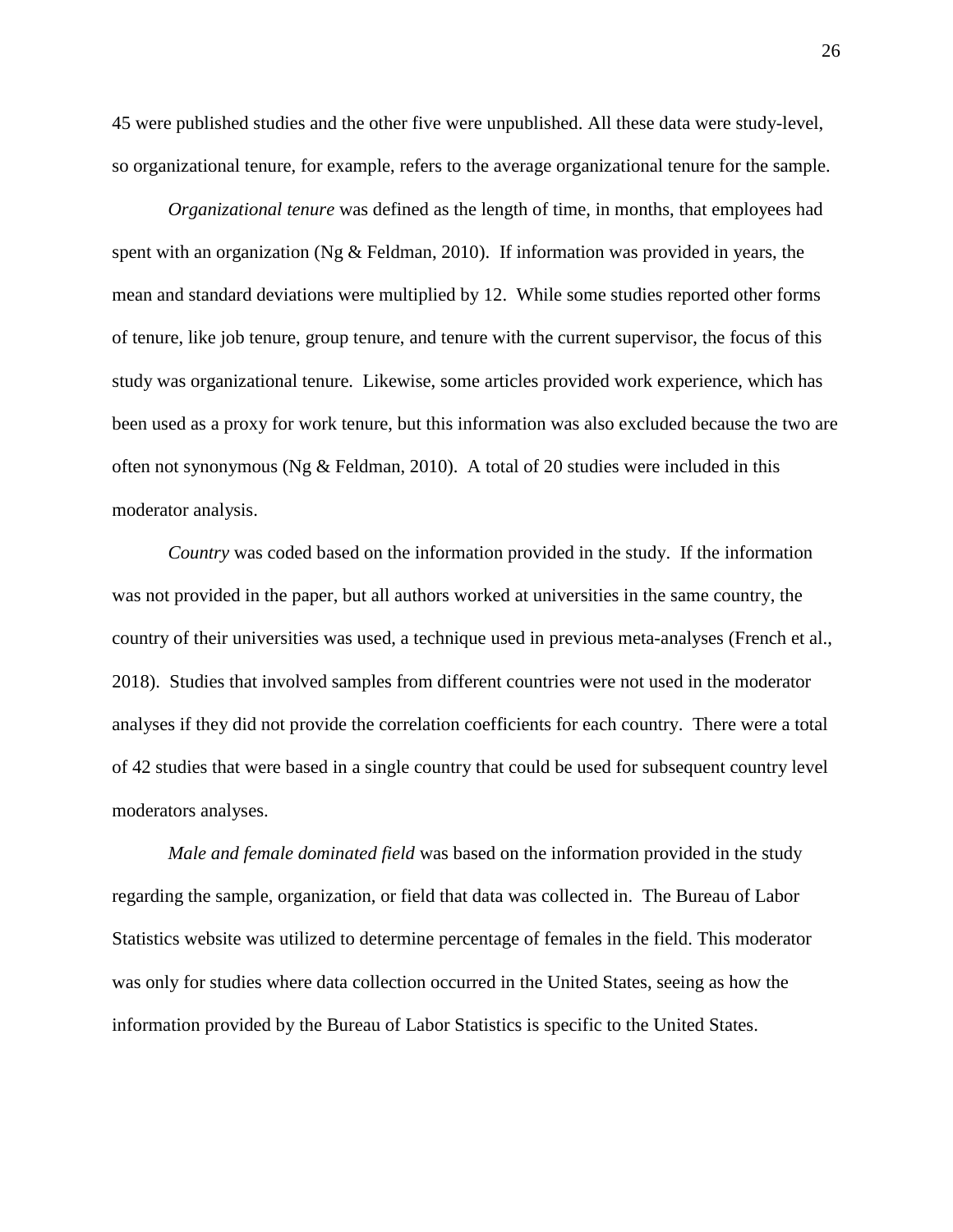45 were published studies and the other five were unpublished. All these data were study-level, so organizational tenure, for example, refers to the average organizational tenure for the sample.

*Organizational tenure* was defined as the length of time, in months, that employees had spent with an organization (Ng & Feldman, 2010). If information was provided in years, the mean and standard deviations were multiplied by 12. While some studies reported other forms of tenure, like job tenure, group tenure, and tenure with the current supervisor, the focus of this study was organizational tenure. Likewise, some articles provided work experience, which has been used as a proxy for work tenure, but this information was also excluded because the two are often not synonymous (Ng & Feldman, 2010). A total of 20 studies were included in this moderator analysis.

*Country* was coded based on the information provided in the study. If the information was not provided in the paper, but all authors worked at universities in the same country, the country of their universities was used, a technique used in previous meta-analyses (French et al., 2018). Studies that involved samples from different countries were not used in the moderator analyses if they did not provide the correlation coefficients for each country. There were a total of 42 studies that were based in a single country that could be used for subsequent country level moderators analyses.

*Male and female dominated field* was based on the information provided in the study regarding the sample, organization, or field that data was collected in. The Bureau of Labor Statistics website was utilized to determine percentage of females in the field. This moderator was only for studies where data collection occurred in the United States, seeing as how the information provided by the Bureau of Labor Statistics is specific to the United States.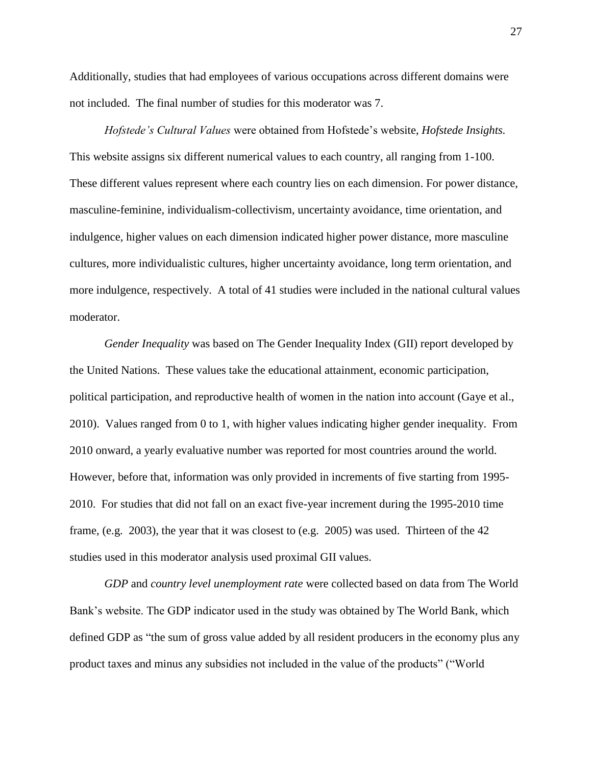Additionally, studies that had employees of various occupations across different domains were not included. The final number of studies for this moderator was 7.

*Hofstede's Cultural Values* were obtained from Hofstede's website, *Hofstede Insights.* This website assigns six different numerical values to each country, all ranging from 1-100. These different values represent where each country lies on each dimension. For power distance, masculine-feminine, individualism-collectivism, uncertainty avoidance, time orientation, and indulgence, higher values on each dimension indicated higher power distance, more masculine cultures, more individualistic cultures, higher uncertainty avoidance, long term orientation, and more indulgence, respectively. A total of 41 studies were included in the national cultural values moderator.

*Gender Inequality* was based on The Gender Inequality Index (GII) report developed by the United Nations. These values take the educational attainment, economic participation, political participation, and reproductive health of women in the nation into account (Gaye et al., 2010). Values ranged from 0 to 1, with higher values indicating higher gender inequality. From 2010 onward, a yearly evaluative number was reported for most countries around the world. However, before that, information was only provided in increments of five starting from 1995-2010. For studies that did not fall on an exact five-year increment during the 1995-2010 time frame, (e.g. 2003), the year that it was closest to (e.g. 2005) was used. Thirteen of the 42 studies used in this moderator analysis used proximal GII values.

*GDP* and *country level unemployment rate* were collected based on data from The World Bank's website. The GDP indicator used in the study was obtained by The World Bank, which defined GDP as "the sum of gross value added by all resident producers in the economy plus any product taxes and minus any subsidies not included in the value of the products" ("World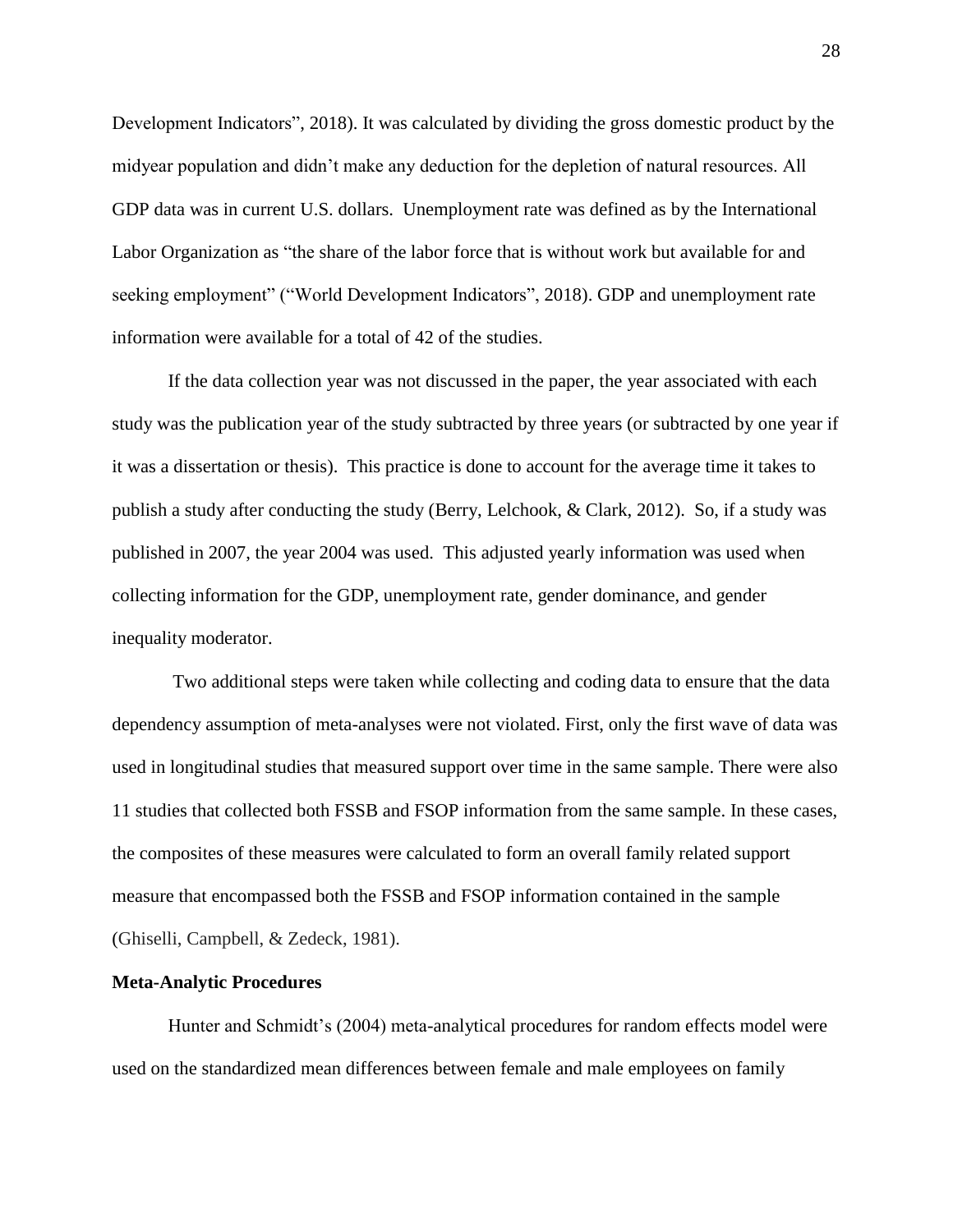Development Indicators", 2018). It was calculated by dividing the gross domestic product by the midyear population and didn't make any deduction for the depletion of natural resources. All GDP data was in current U.S. dollars. Unemployment rate was defined as by the International Labor Organization as "the share of the labor force that is without work but available for and seeking employment" ("World Development Indicators", 2018). GDP and unemployment rate information were available for a total of 42 of the studies.

If the data collection year was not discussed in the paper, the year associated with each study was the publication year of the study subtracted by three years (or subtracted by one year if it was a dissertation or thesis). This practice is done to account for the average time it takes to publish a study after conducting the study (Berry, Lelchook, & Clark, 2012). So, if a study was published in 2007, the year 2004 was used. This adjusted yearly information was used when collecting information for the GDP, unemployment rate, gender dominance, and gender inequality moderator.

Two additional steps were taken while collecting and coding data to ensure that the data dependency assumption of meta-analyses were not violated. First, only the first wave of data was used in longitudinal studies that measured support over time in the same sample. There were also 11 studies that collected both FSSB and FSOP information from the same sample. In these cases, the composites of these measures were calculated to form an overall family related support measure that encompassed both the FSSB and FSOP information contained in the sample (Ghiselli, Campbell, & Zedeck, 1981).

**Meta-Analytic Procedures**

Hunter and Schmidt's (2004) meta-analytical procedures for random effects model were used on the standardized mean differences between female and male employees on family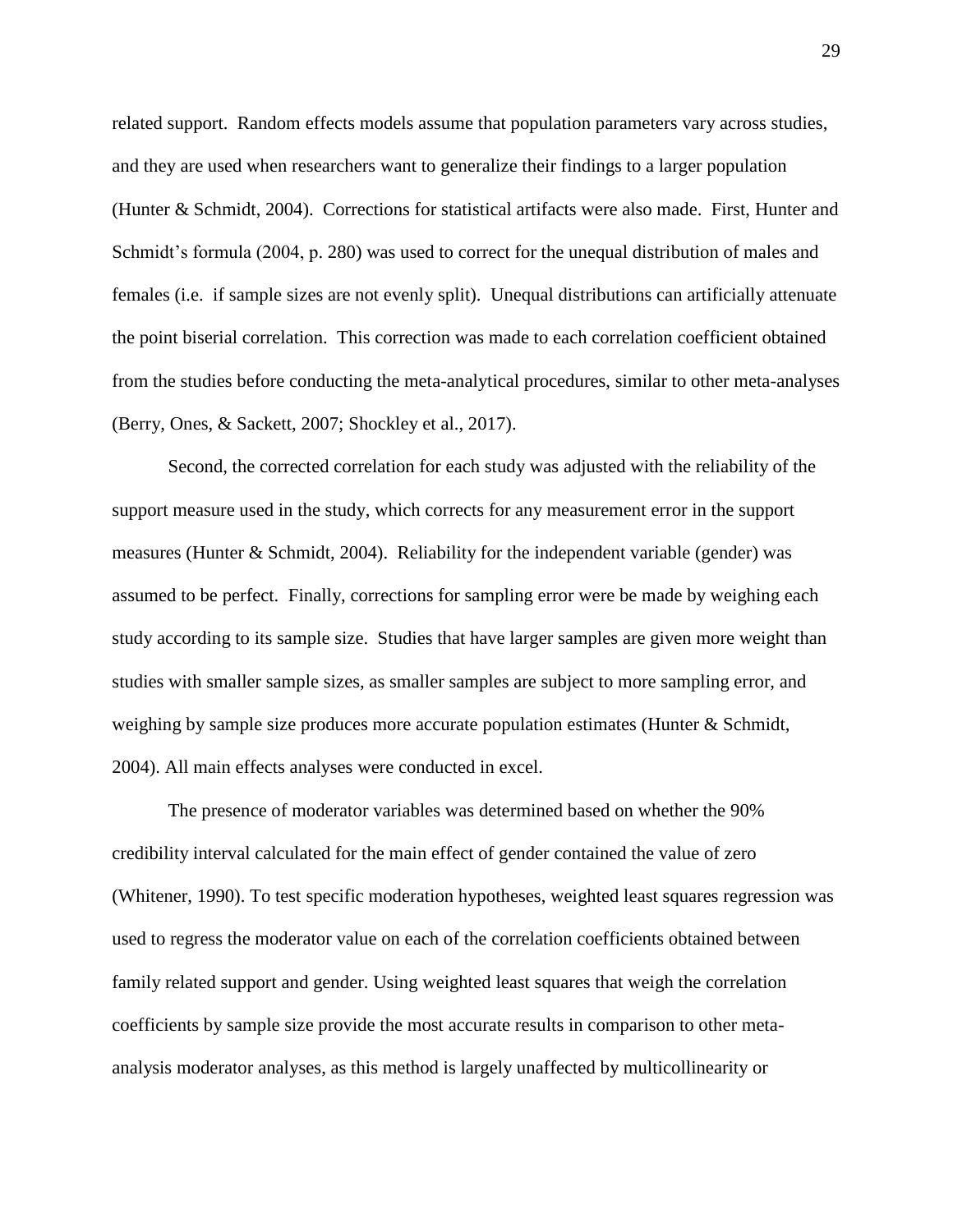related support. Random effects models assume that population parameters vary across studies, and they are used when researchers want to generalize their findings to a larger population (Hunter & Schmidt, 2004). Corrections for statistical artifacts were also made. First, Hunter and Schmidt's formula (2004, p. 280) was used to correct for the unequal distribution of males and females (i.e. if sample sizes are not evenly split). Unequal distributions can artificially attenuate the point biserial correlation. This correction was made to each correlation coefficient obtained from the studies before conducting the meta-analytical procedures, similar to other meta-analyses (Berry, Ones, & Sackett, 2007; Shockley et al., 2017).

Second, the corrected correlation for each study was adjusted with the reliability of the support measure used in the study, which corrects for any measurement error in the support measures (Hunter & Schmidt, 2004). Reliability for the independent variable (gender) was assumed to be perfect. Finally, corrections for sampling error were be made by weighing each study according to its sample size. Studies that have larger samples are given more weight than studies with smaller sample sizes, as smaller samples are subject to more sampling error, and weighing by sample size produces more accurate population estimates (Hunter & Schmidt, 2004). All main effects analyses were conducted in excel.

The presence of moderator variables was determined based on whether the 90% credibility interval calculated for the main effect of gender contained the value of zero (Whitener, 1990). To test specific moderation hypotheses, weighted least squares regression was used to regress the moderator value on each of the correlation coefficients obtained between family related support and gender. Using weighted least squares that weigh the correlation coefficients by sample size provide the most accurate results in comparison to other meta-analysis moderator analyses, as this method is largely unaffected by multicollinearity or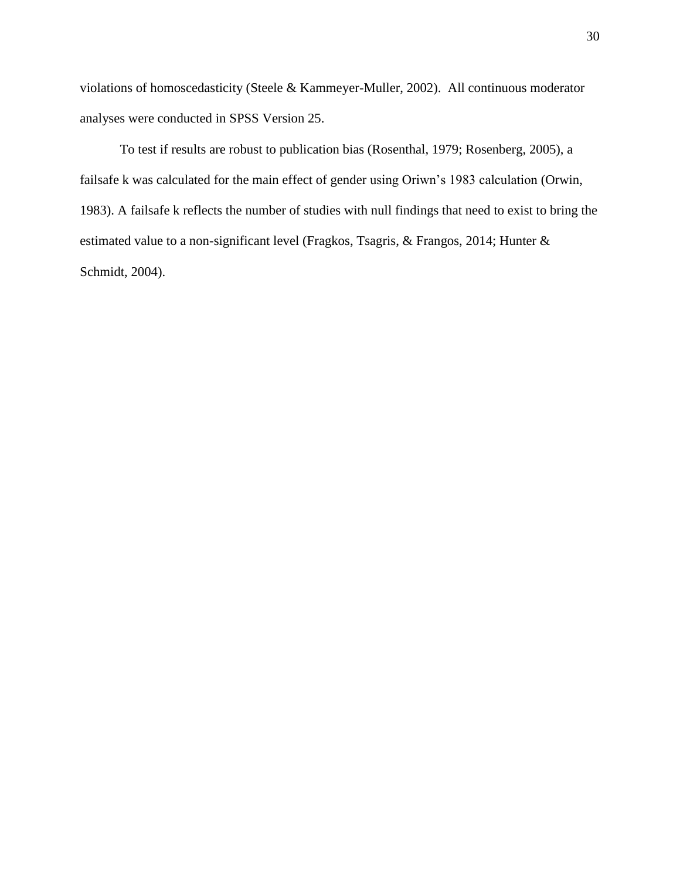violations of homoscedasticity (Steele & Kammeyer-Muller, 2002). All continuous moderator analyses were conducted in SPSS Version 25.

To test if results are robust to publication bias (Rosenthal, 1979; Rosenberg, 2005), a failsafe k was calculated for the main effect of gender using Oriwn's 1983 calculation (Orwin, 1983). A failsafe k reflects the number of studies with null findings that need to exist to bring the estimated value to a non-significant level (Fragkos, Tsagris, & Frangos, 2014; Hunter & Schmidt, 2004).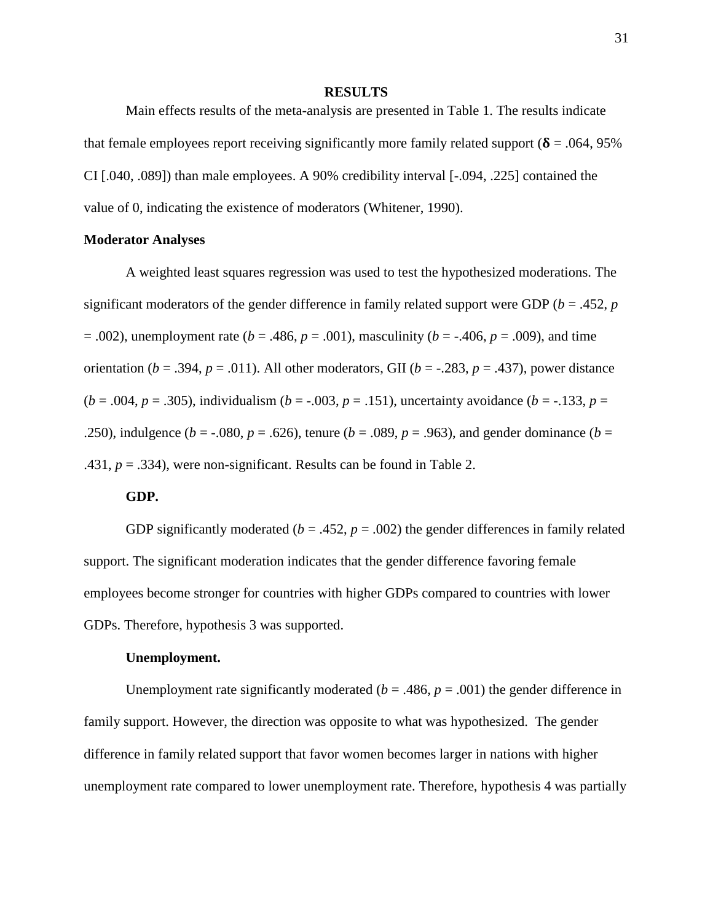# RESULTS

Main effects results of the meta-analysis are presented in Table 1. The results indicate that female employees report receiving significantly more family related support ($\boldsymbol{\delta}$ = .064, 95% CI [.040, .089]) than male employees. A 90% credibility interval [-.094, .225] contained the value of 0, indicating the existence of moderators (Whitener, 1990).

## Moderator Analyses

A weighted least squares regression was used to test the hypothesized moderations. The significant moderators of the gender difference in family related support were GDP ($b$ = .452, $p$ = .002), unemployment rate ($b$ = .486, $p$ = .001), masculinity ($b$ = -.406, $p$ = .009), and time orientation ($b$ = .394, $p$ = .011). All other moderators, GII ($b$ = -.283, $p$ = .437), power distance ($b$ = .004, $p$ = .305), individualism ($b$ = -.003, $p$ = .151), uncertainty avoidance ($b$ = -.133, $p$ = .250), indulgence ($b$ = -.080, $p$ = .626), tenure ($b$ = .089, $p$ = .963), and gender dominance ($b$ = .431, $p$ = .334), were non-significant. Results can be found in Table 2.

### GDP.

GDP significantly moderated ($b$ = .452, $p$ = .002) the gender differences in family related support. The significant moderation indicates that the gender difference favoring female employees become stronger for countries with higher GDPs compared to countries with lower GDPs. Therefore, hypothesis 3 was supported.

### Unemployment.

Unemployment rate significantly moderated ($b$ = .486, $p$ = .001) the gender difference in family support. However, the direction was opposite to what was hypothesized. The gender difference in family related support that favor women becomes larger in nations with higher unemployment rate compared to lower unemployment rate. Therefore, hypothesis 4 was partially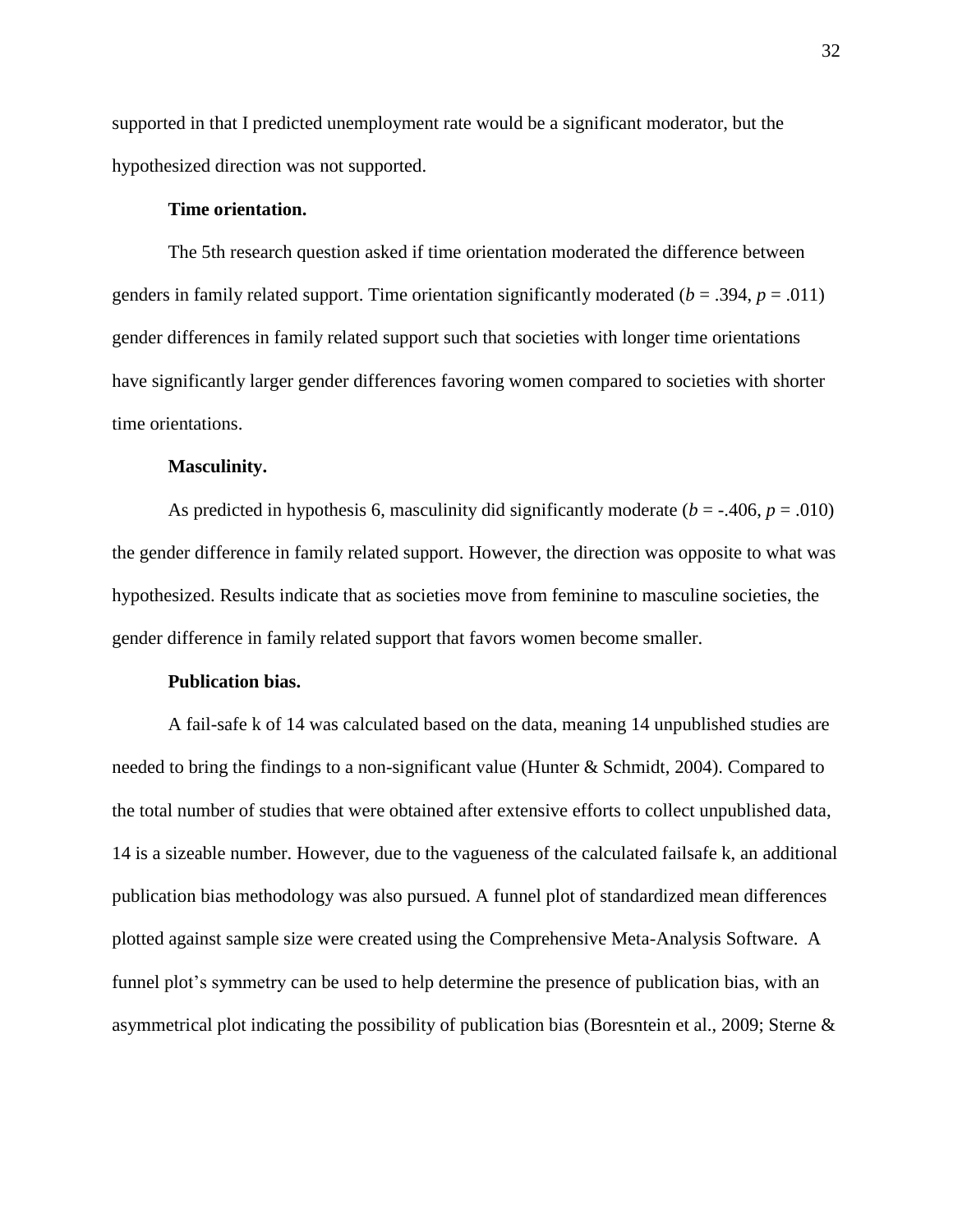supported in that I predicted unemployment rate would be a significant moderator, but the hypothesized direction was not supported.

**Time orientation.**

The 5th research question asked if time orientation moderated the difference between genders in family related support. Time orientation significantly moderated ($b$ = .394, $p$ = .011) gender differences in family related support such that societies with longer time orientations have significantly larger gender differences favoring women compared to societies with shorter time orientations.

**Masculinity.**

As predicted in hypothesis 6, masculinity did significantly moderate ($b$ = -.406, $p$ = .010) the gender difference in family related support. However, the direction was opposite to what was hypothesized. Results indicate that as societies move from feminine to masculine societies, the gender difference in family related support that favors women become smaller.

**Publication bias.**

A fail-safe k of 14 was calculated based on the data, meaning 14 unpublished studies are needed to bring the findings to a non-significant value (Hunter & Schmidt, 2004). Compared to the total number of studies that were obtained after extensive efforts to collect unpublished data, 14 is a sizeable number. However, due to the vagueness of the calculated failsafe k, an additional publication bias methodology was also pursued. A funnel plot of standardized mean differences plotted against sample size were created using the Comprehensive Meta-Analysis Software. A funnel plot's symmetry can be used to help determine the presence of publication bias, with an asymmetrical plot indicating the possibility of publication bias (Boresntein et al., 2009; Sterne &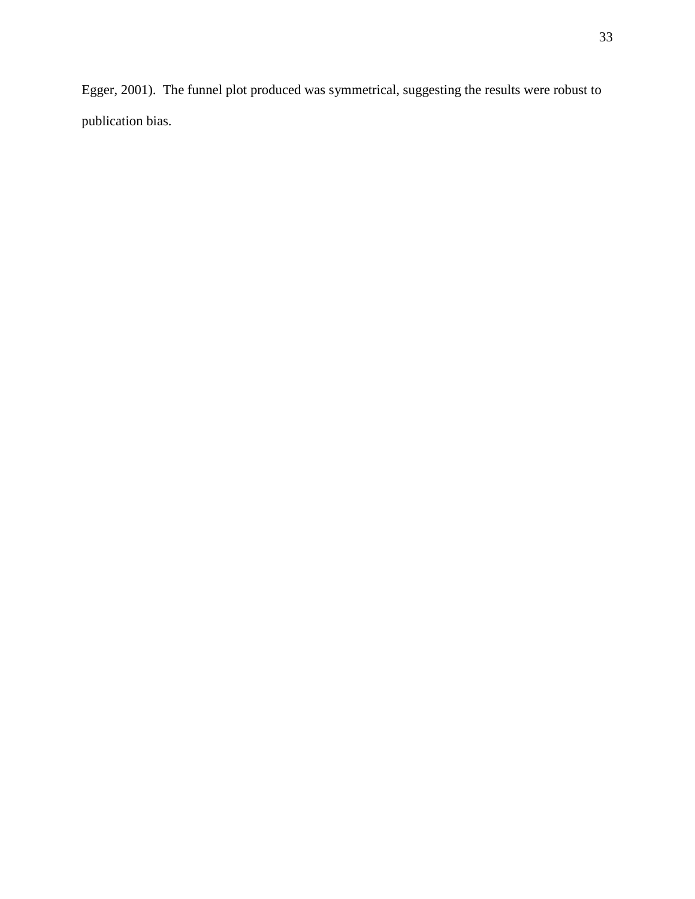Egger, 2001). The funnel plot produced was symmetrical, suggesting the results were robust to publication bias.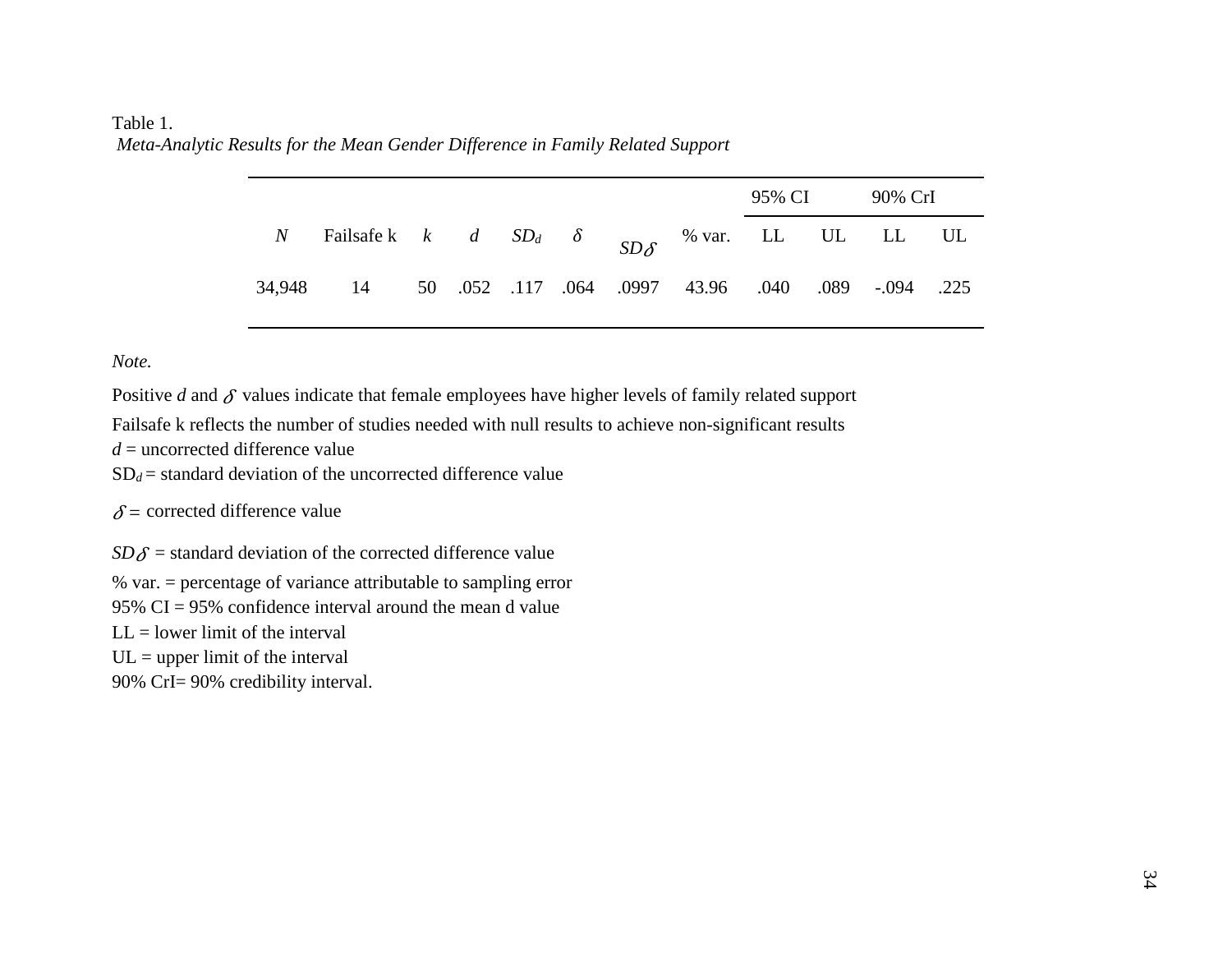Table 1.

*Meta-Analytic Results for the Mean Gender Difference in Family Related Support*

| | | | | | | | | 95% CI | | 90% CrI | |
|---|---|---|---|---|---|---|---|---|---|---|---|
| *N* | Failsafe k | *k* | *d* | $SD_d$ | $\delta$ | $SD\delta$ | % var. | LL | UL | LL | UL |
| 34,948 | 14 | 50 | .052 | .117 | .064 | .0997 | 43.96 | .040 | .089 | -.094 | .225 |

*Note.*

Positive *d* and $\delta$ values indicate that female employees have higher levels of family related support

Failsafe k reflects the number of studies needed with null results to achieve non-significant results

*d* = uncorrected difference value

$SD_d$ = standard deviation of the uncorrected difference value

$\delta$ = corrected difference value

$SD\delta$ = standard deviation of the corrected difference value

% var. = percentage of variance attributable to sampling error

95% CI = 95% confidence interval around the mean d value

LL = lower limit of the interval

UL = upper limit of the interval

90% CrI= 90% credibility interval.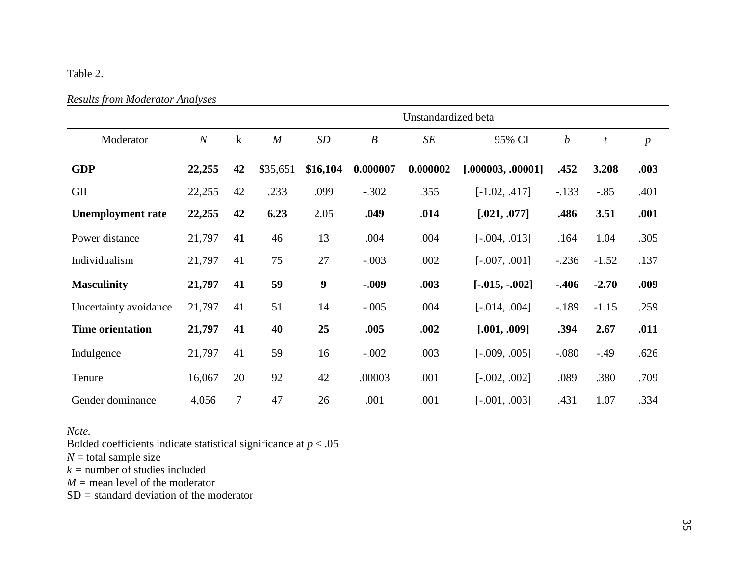Table 2.

*Results from Moderator Analyses*

| Moderator | *N* | k | *M* | *SD* | Unstandardized beta | | | | | |
|---|---|---|---|---|---|---|---|---|---|---|
| | | | | | *B* | *SE* | 95% CI | *b* | *t* | *p* |
| **GDP** | **22,255** | **42** | **$**35,651 | **$16,104** | **0.000007** | **0.000002** | **[.000003, .00001]** | **.452** | **3.208** | **.003** |
| GII | 22,255 | 42 | .233 | .099 | -.302 | .355 | [-1.02, .417] | -.133 | -.85 | .401 |
| **Unemployment rate** | **22,255** | **42** | **6.23** | 2.05 | **.049** | **.014** | **[.021, .077]** | **.486** | **3.51** | **.001** |
| Power distance | 21,797 | **41** | 46 | 13 | .004 | .004 | [-.004, .013] | .164 | 1.04 | .305 |
| Individualism | 21,797 | 41 | 75 | 27 | -.003 | .002 | [-.007, .001] | -.236 | -1.52 | .137 |
| **Masculinity** | **21,797** | **41** | **59** | **9** | **-.009** | **.003** | **[-.015, -.002]** | **-.406** | **-2.70** | **.009** |
| Uncertainty avoidance | 21,797 | 41 | 51 | 14 | -.005 | .004 | [-.014, .004] | -.189 | -1.15 | .259 |
| **Time orientation** | **21,797** | **41** | **40** | **25** | **.005** | **.002** | **[.001, .009]** | **.394** | **2.67** | **.011** |
| Indulgence | 21,797 | 41 | 59 | 16 | -.002 | .003 | [-.009, .005] | -.080 | -.49 | .626 |
| Tenure | 16,067 | 20 | 92 | 42 | .00003 | .001 | [-.002, .002] | .089 | .380 | .709 |
| Gender dominance | 4,056 | 7 | 47 | 26 | .001 | .001 | [-.001, .003] | .431 | 1.07 | .334 |

*Note.*
Bolded coefficients indicate statistical significance at $p < .05$
$N$ = total sample size
$k$ = number of studies included
$M$ = mean level of the moderator
SD = standard deviation of the moderator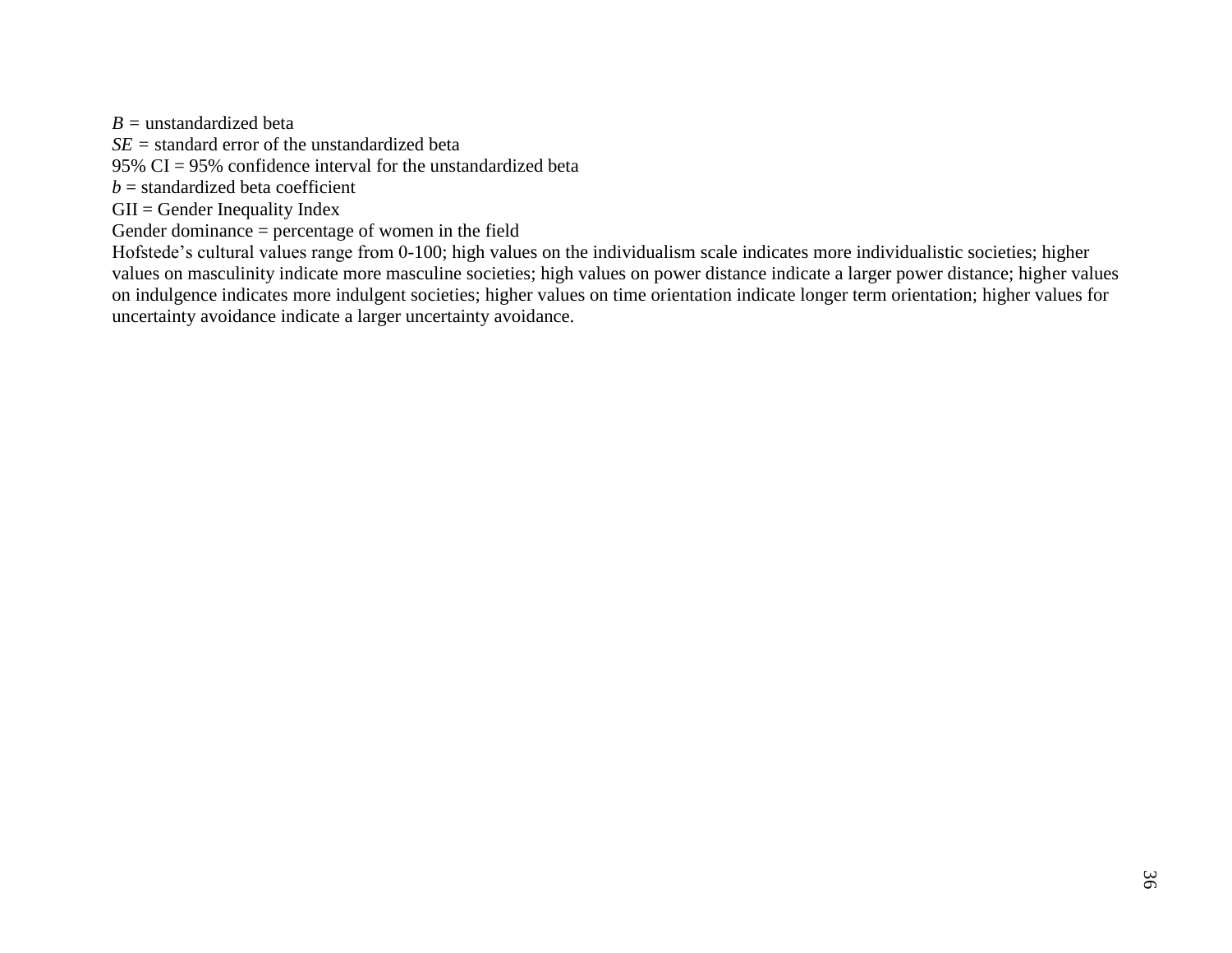*B =* unstandardized beta

*SE =* standard error of the unstandardized beta

95% CI = 95% confidence interval for the unstandardized beta

*b* = standardized beta coefficient

GII = Gender Inequality Index

Gender dominance = percentage of women in the field

Hofstede's cultural values range from 0-100; high values on the individualism scale indicates more individualistic societies; higher values on masculinity indicate more masculine societies; high values on power distance indicate a larger power distance; higher values on indulgence indicates more indulgent societies; higher values on time orientation indicate longer term orientation; higher values for uncertainty avoidance indicate a larger uncertainty avoidance.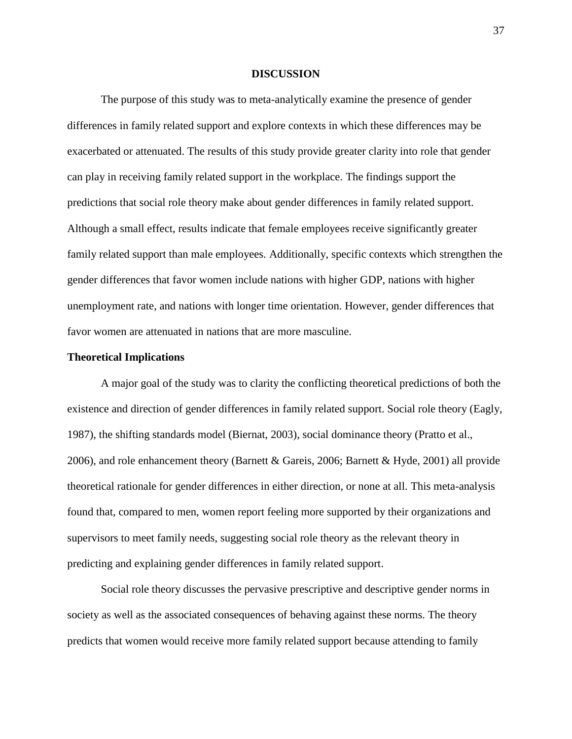# DISCUSSION

The purpose of this study was to meta-analytically examine the presence of gender differences in family related support and explore contexts in which these differences may be exacerbated or attenuated. The results of this study provide greater clarity into role that gender can play in receiving family related support in the workplace. The findings support the predictions that social role theory make about gender differences in family related support. Although a small effect, results indicate that female employees receive significantly greater family related support than male employees. Additionally, specific contexts which strengthen the gender differences that favor women include nations with higher GDP, nations with higher unemployment rate, and nations with longer time orientation. However, gender differences that favor women are attenuated in nations that are more masculine.

## Theoretical Implications

A major goal of the study was to clarity the conflicting theoretical predictions of both the existence and direction of gender differences in family related support. Social role theory (Eagly, 1987), the shifting standards model (Biernat, 2003), social dominance theory (Pratto et al., 2006), and role enhancement theory (Barnett & Gareis, 2006; Barnett & Hyde, 2001) all provide theoretical rationale for gender differences in either direction, or none at all. This meta-analysis found that, compared to men, women report feeling more supported by their organizations and supervisors to meet family needs, suggesting social role theory as the relevant theory in predicting and explaining gender differences in family related support.

Social role theory discusses the pervasive prescriptive and descriptive gender norms in society as well as the associated consequences of behaving against these norms. The theory predicts that women would receive more family related support because attending to family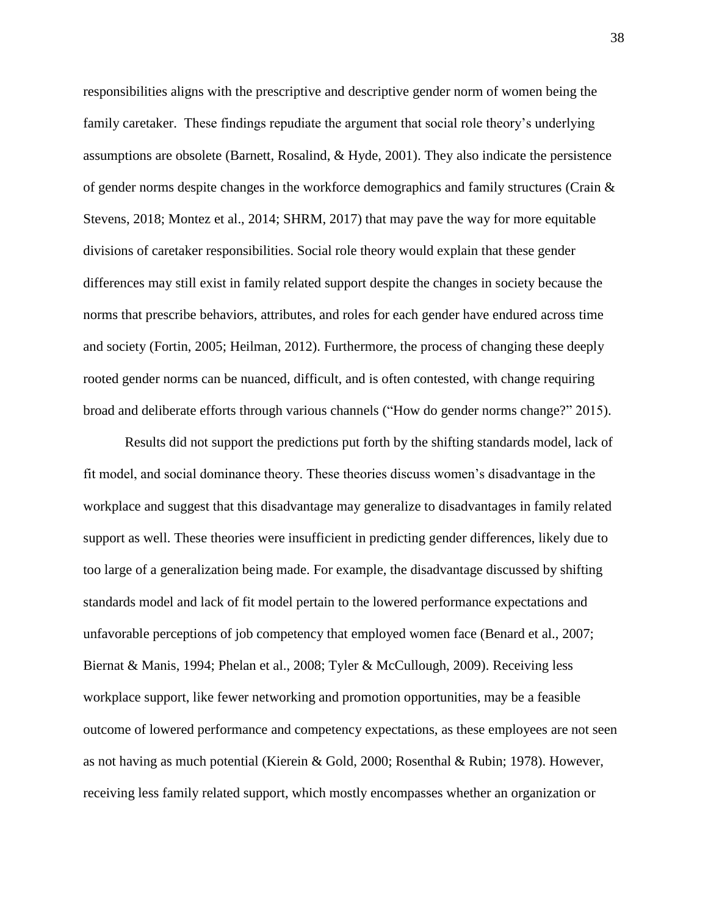responsibilities aligns with the prescriptive and descriptive gender norm of women being the family caretaker. These findings repudiate the argument that social role theory's underlying assumptions are obsolete (Barnett, Rosalind, & Hyde, 2001). They also indicate the persistence of gender norms despite changes in the workforce demographics and family structures (Crain & Stevens, 2018; Montez et al., 2014; SHRM, 2017) that may pave the way for more equitable divisions of caretaker responsibilities. Social role theory would explain that these gender differences may still exist in family related support despite the changes in society because the norms that prescribe behaviors, attributes, and roles for each gender have endured across time and society (Fortin, 2005; Heilman, 2012). Furthermore, the process of changing these deeply rooted gender norms can be nuanced, difficult, and is often contested, with change requiring broad and deliberate efforts through various channels ("How do gender norms change?" 2015).

Results did not support the predictions put forth by the shifting standards model, lack of fit model, and social dominance theory. These theories discuss women's disadvantage in the workplace and suggest that this disadvantage may generalize to disadvantages in family related support as well. These theories were insufficient in predicting gender differences, likely due to too large of a generalization being made. For example, the disadvantage discussed by shifting standards model and lack of fit model pertain to the lowered performance expectations and unfavorable perceptions of job competency that employed women face (Benard et al., 2007; Biernat & Manis, 1994; Phelan et al., 2008; Tyler & McCullough, 2009). Receiving less workplace support, like fewer networking and promotion opportunities, may be a feasible outcome of lowered performance and competency expectations, as these employees are not seen as not having as much potential (Kierein & Gold, 2000; Rosenthal & Rubin; 1978). However, receiving less family related support, which mostly encompasses whether an organization or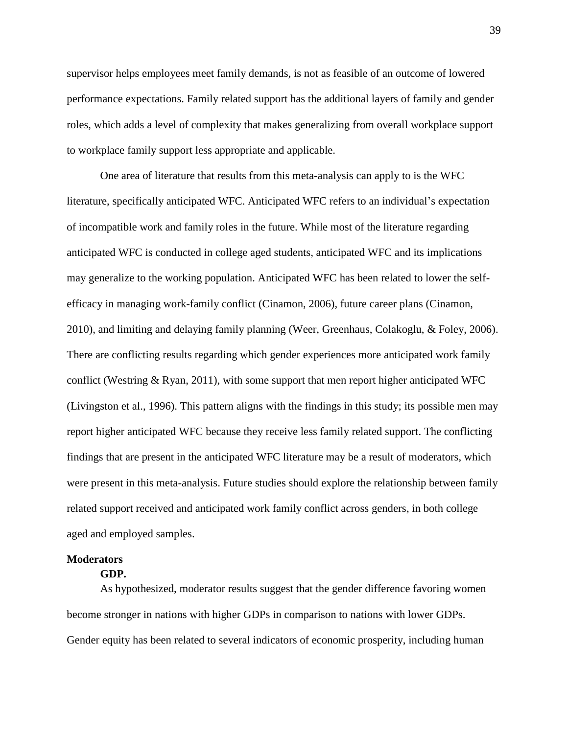supervisor helps employees meet family demands, is not as feasible of an outcome of lowered performance expectations. Family related support has the additional layers of family and gender roles, which adds a level of complexity that makes generalizing from overall workplace support to workplace family support less appropriate and applicable.

One area of literature that results from this meta-analysis can apply to is the WFC literature, specifically anticipated WFC. Anticipated WFC refers to an individual's expectation of incompatible work and family roles in the future. While most of the literature regarding anticipated WFC is conducted in college aged students, anticipated WFC and its implications may generalize to the working population. Anticipated WFC has been related to lower the self-efficacy in managing work-family conflict (Cinamon, 2006), future career plans (Cinamon, 2010), and limiting and delaying family planning (Weer, Greenhaus, Colakoglu, & Foley, 2006). There are conflicting results regarding which gender experiences more anticipated work family conflict (Westring & Ryan, 2011), with some support that men report higher anticipated WFC (Livingston et al., 1996). This pattern aligns with the findings in this study; its possible men may report higher anticipated WFC because they receive less family related support. The conflicting findings that are present in the anticipated WFC literature may be a result of moderators, which were present in this meta-analysis. Future studies should explore the relationship between family related support received and anticipated work family conflict across genders, in both college aged and employed samples.

## Moderators

### GDP.

As hypothesized, moderator results suggest that the gender difference favoring women become stronger in nations with higher GDPs in comparison to nations with lower GDPs. Gender equity has been related to several indicators of economic prosperity, including human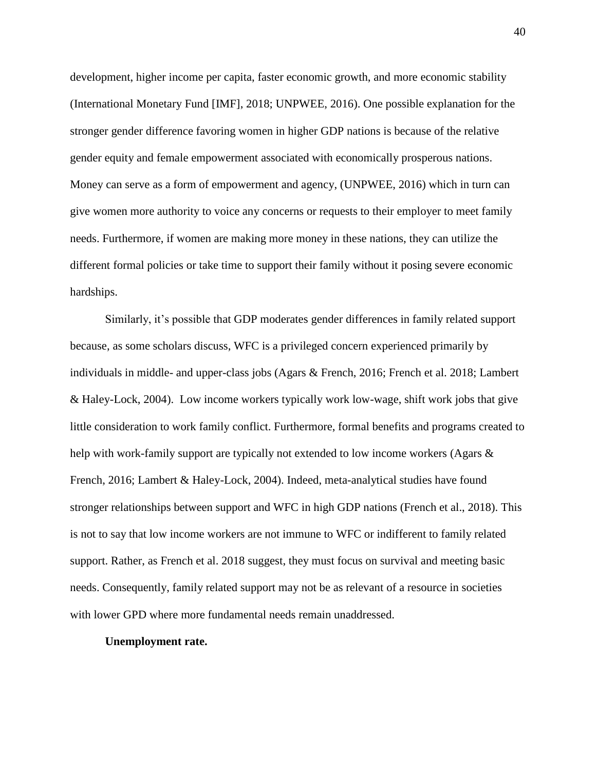development, higher income per capita, faster economic growth, and more economic stability (International Monetary Fund [IMF], 2018; UNPWEE, 2016). One possible explanation for the stronger gender difference favoring women in higher GDP nations is because of the relative gender equity and female empowerment associated with economically prosperous nations. Money can serve as a form of empowerment and agency, (UNPWEE, 2016) which in turn can give women more authority to voice any concerns or requests to their employer to meet family needs. Furthermore, if women are making more money in these nations, they can utilize the different formal policies or take time to support their family without it posing severe economic hardships.

Similarly, it's possible that GDP moderates gender differences in family related support because, as some scholars discuss, WFC is a privileged concern experienced primarily by individuals in middle- and upper-class jobs (Agars & French, 2016; French et al. 2018; Lambert & Haley-Lock, 2004). Low income workers typically work low-wage, shift work jobs that give little consideration to work family conflict. Furthermore, formal benefits and programs created to help with work-family support are typically not extended to low income workers (Agars & French, 2016; Lambert & Haley-Lock, 2004). Indeed, meta-analytical studies have found stronger relationships between support and WFC in high GDP nations (French et al., 2018). This is not to say that low income workers are not immune to WFC or indifferent to family related support. Rather, as French et al. 2018 suggest, they must focus on survival and meeting basic needs. Consequently, family related support may not be as relevant of a resource in societies with lower GPD where more fundamental needs remain unaddressed.

**Unemployment rate.**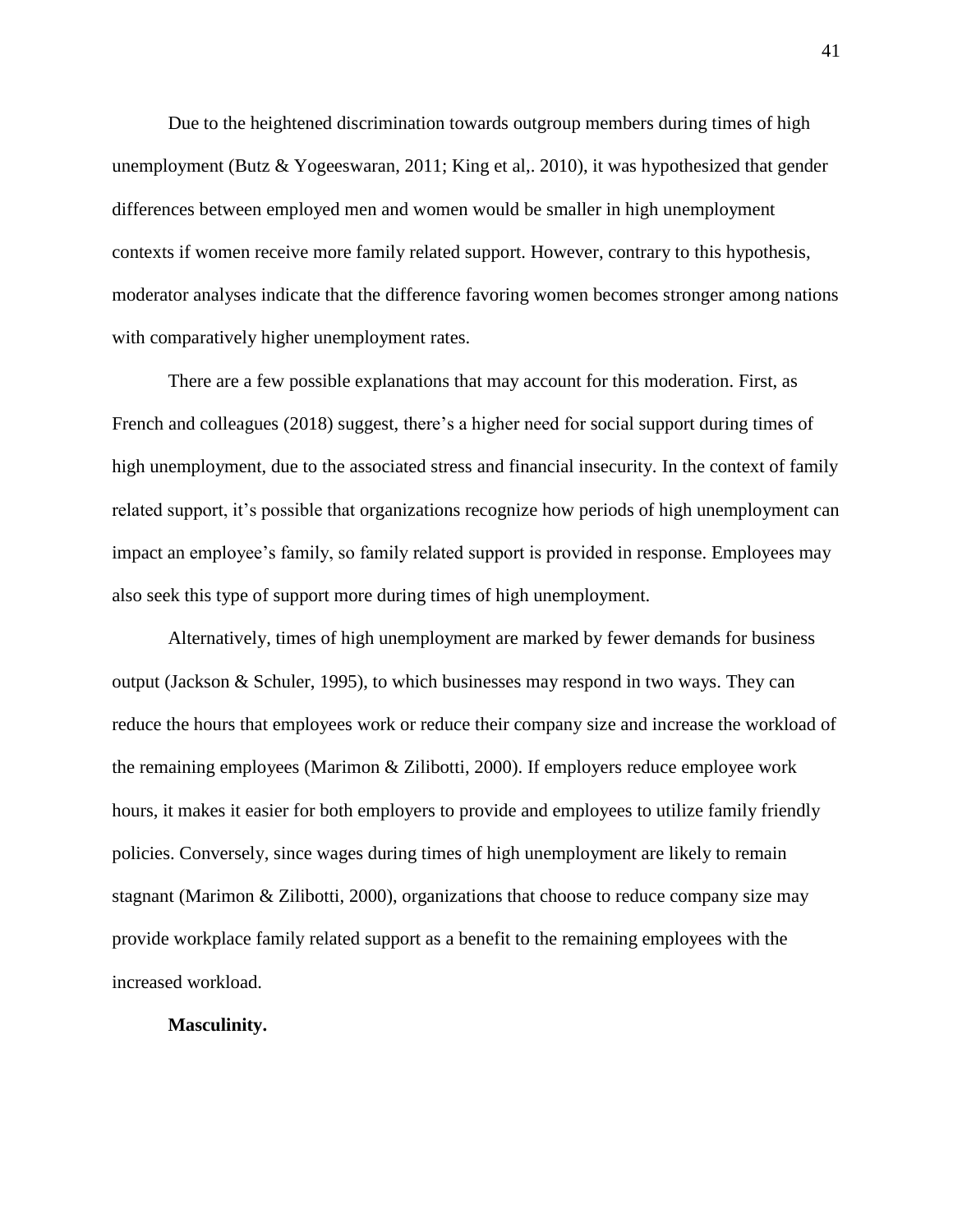Due to the heightened discrimination towards outgroup members during times of high unemployment (Butz & Yogeeswaran, 2011; King et al,. 2010), it was hypothesized that gender differences between employed men and women would be smaller in high unemployment contexts if women receive more family related support. However, contrary to this hypothesis, moderator analyses indicate that the difference favoring women becomes stronger among nations with comparatively higher unemployment rates.

There are a few possible explanations that may account for this moderation. First, as French and colleagues (2018) suggest, there's a higher need for social support during times of high unemployment, due to the associated stress and financial insecurity. In the context of family related support, it's possible that organizations recognize how periods of high unemployment can impact an employee's family, so family related support is provided in response. Employees may also seek this type of support more during times of high unemployment.

Alternatively, times of high unemployment are marked by fewer demands for business output (Jackson & Schuler, 1995), to which businesses may respond in two ways. They can reduce the hours that employees work or reduce their company size and increase the workload of the remaining employees (Marimon & Zilibotti, 2000). If employers reduce employee work hours, it makes it easier for both employers to provide and employees to utilize family friendly policies. Conversely, since wages during times of high unemployment are likely to remain stagnant (Marimon & Zilibotti, 2000), organizations that choose to reduce company size may provide workplace family related support as a benefit to the remaining employees with the increased workload.

**Masculinity.**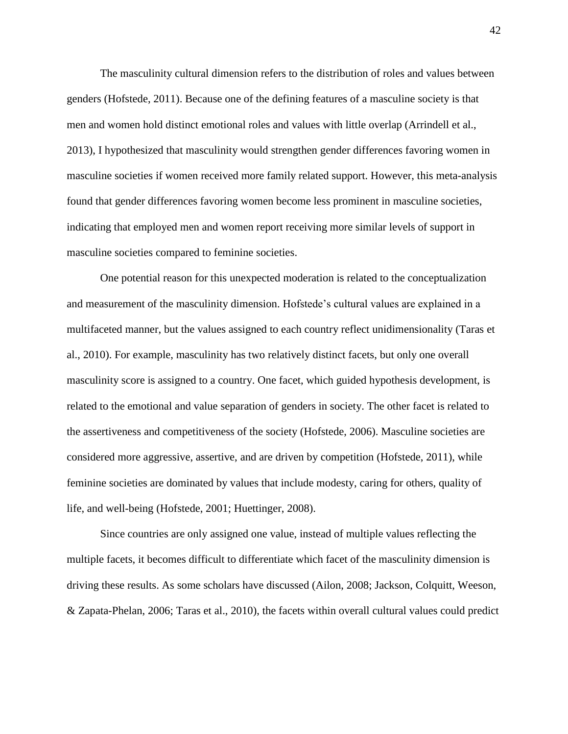The masculinity cultural dimension refers to the distribution of roles and values between genders (Hofstede, 2011). Because one of the defining features of a masculine society is that men and women hold distinct emotional roles and values with little overlap (Arrindell et al., 2013), I hypothesized that masculinity would strengthen gender differences favoring women in masculine societies if women received more family related support. However, this meta-analysis found that gender differences favoring women become less prominent in masculine societies, indicating that employed men and women report receiving more similar levels of support in masculine societies compared to feminine societies.

One potential reason for this unexpected moderation is related to the conceptualization and measurement of the masculinity dimension. Hofstede's cultural values are explained in a multifaceted manner, but the values assigned to each country reflect unidimensionality (Taras et al., 2010). For example, masculinity has two relatively distinct facets, but only one overall masculinity score is assigned to a country. One facet, which guided hypothesis development, is related to the emotional and value separation of genders in society. The other facet is related to the assertiveness and competitiveness of the society (Hofstede, 2006). Masculine societies are considered more aggressive, assertive, and are driven by competition (Hofstede, 2011), while feminine societies are dominated by values that include modesty, caring for others, quality of life, and well-being (Hofstede, 2001; Huettinger, 2008).

Since countries are only assigned one value, instead of multiple values reflecting the multiple facets, it becomes difficult to differentiate which facet of the masculinity dimension is driving these results. As some scholars have discussed (Ailon, 2008; Jackson, Colquitt, Weeson, & Zapata-Phelan, 2006; Taras et al., 2010), the facets within overall cultural values could predict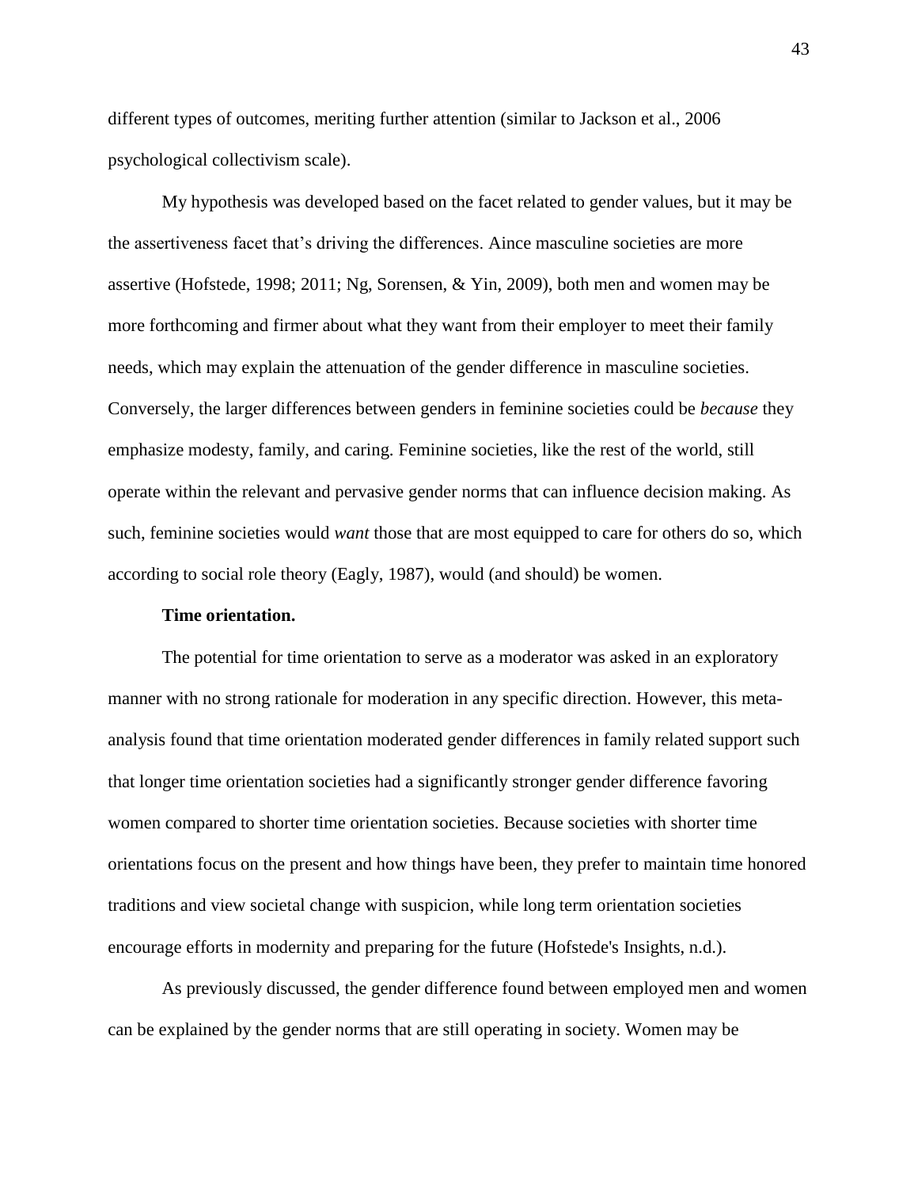different types of outcomes, meriting further attention (similar to Jackson et al., 2006 psychological collectivism scale).

My hypothesis was developed based on the facet related to gender values, but it may be the assertiveness facet that's driving the differences. Aince masculine societies are more assertive (Hofstede, 1998; 2011; Ng, Sorensen, & Yin, 2009), both men and women may be more forthcoming and firmer about what they want from their employer to meet their family needs, which may explain the attenuation of the gender difference in masculine societies. Conversely, the larger differences between genders in feminine societies could be *because* they emphasize modesty, family, and caring. Feminine societies, like the rest of the world, still operate within the relevant and pervasive gender norms that can influence decision making. As such, feminine societies would *want* those that are most equipped to care for others do so, which according to social role theory (Eagly, 1987), would (and should) be women.

**Time orientation.**

The potential for time orientation to serve as a moderator was asked in an exploratory manner with no strong rationale for moderation in any specific direction. However, this meta-analysis found that time orientation moderated gender differences in family related support such that longer time orientation societies had a significantly stronger gender difference favoring women compared to shorter time orientation societies. Because societies with shorter time orientations focus on the present and how things have been, they prefer to maintain time honored traditions and view societal change with suspicion, while long term orientation societies encourage efforts in modernity and preparing for the future (Hofstede's Insights, n.d.).

As previously discussed, the gender difference found between employed men and women can be explained by the gender norms that are still operating in society. Women may be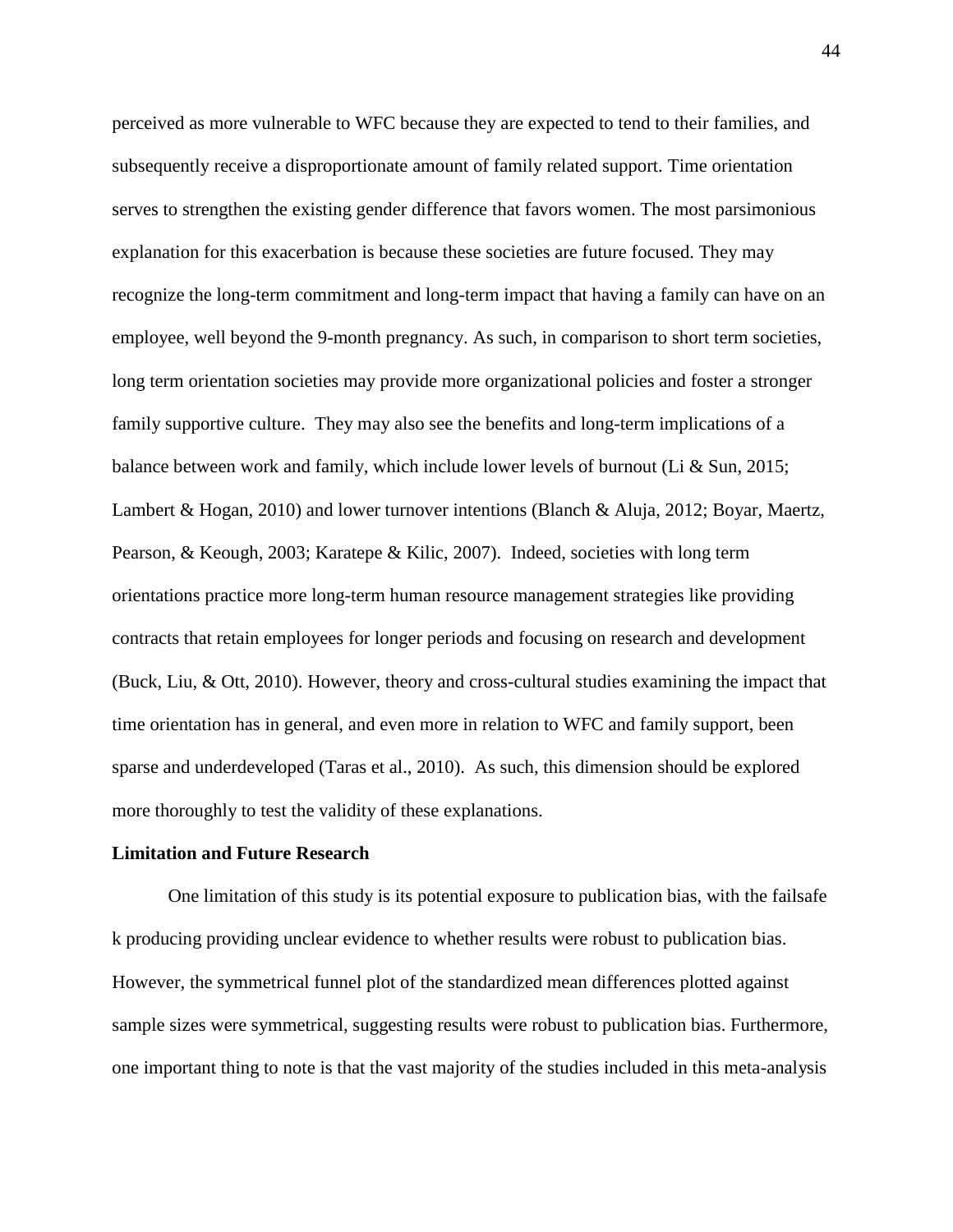perceived as more vulnerable to WFC because they are expected to tend to their families, and subsequently receive a disproportionate amount of family related support. Time orientation serves to strengthen the existing gender difference that favors women. The most parsimonious explanation for this exacerbation is because these societies are future focused. They may recognize the long-term commitment and long-term impact that having a family can have on an employee, well beyond the 9-month pregnancy. As such, in comparison to short term societies, long term orientation societies may provide more organizational policies and foster a stronger family supportive culture. They may also see the benefits and long-term implications of a balance between work and family, which include lower levels of burnout (Li & Sun, 2015; Lambert & Hogan, 2010) and lower turnover intentions (Blanch & Aluja, 2012; Boyar, Maertz, Pearson, & Keough, 2003; Karatepe & Kilic, 2007). Indeed, societies with long term orientations practice more long-term human resource management strategies like providing contracts that retain employees for longer periods and focusing on research and development (Buck, Liu, & Ott, 2010). However, theory and cross-cultural studies examining the impact that time orientation has in general, and even more in relation to WFC and family support, been sparse and underdeveloped (Taras et al., 2010). As such, this dimension should be explored more thoroughly to test the validity of these explanations.

**Limitation and Future Research**

One limitation of this study is its potential exposure to publication bias, with the failsafe k producing providing unclear evidence to whether results were robust to publication bias. However, the symmetrical funnel plot of the standardized mean differences plotted against sample sizes were symmetrical, suggesting results were robust to publication bias. Furthermore, one important thing to note is that the vast majority of the studies included in this meta-analysis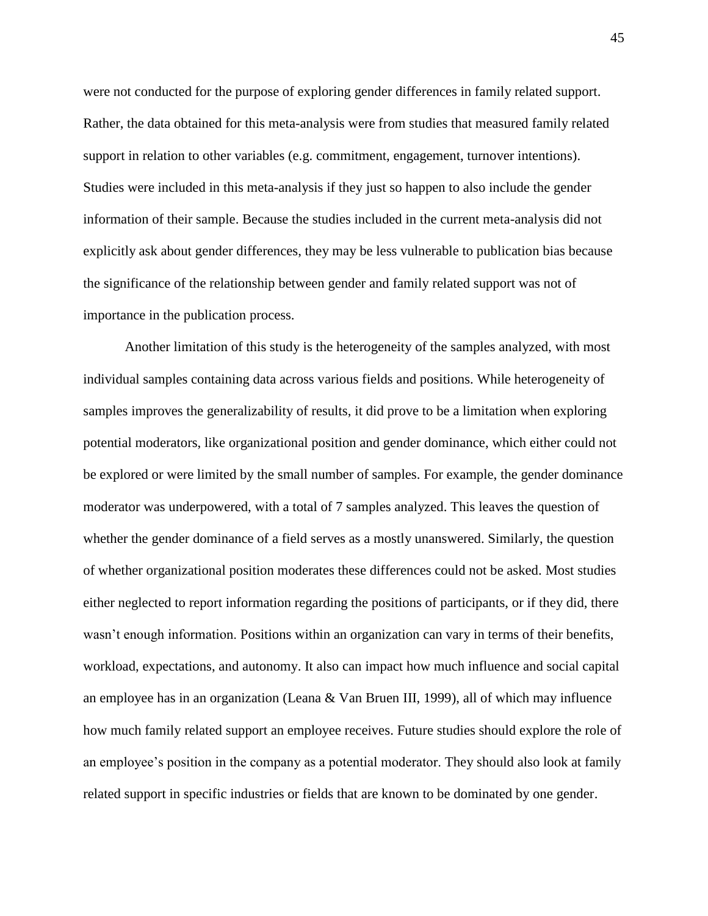were not conducted for the purpose of exploring gender differences in family related support. Rather, the data obtained for this meta-analysis were from studies that measured family related support in relation to other variables (e.g. commitment, engagement, turnover intentions). Studies were included in this meta-analysis if they just so happen to also include the gender information of their sample. Because the studies included in the current meta-analysis did not explicitly ask about gender differences, they may be less vulnerable to publication bias because the significance of the relationship between gender and family related support was not of importance in the publication process.

Another limitation of this study is the heterogeneity of the samples analyzed, with most individual samples containing data across various fields and positions. While heterogeneity of samples improves the generalizability of results, it did prove to be a limitation when exploring potential moderators, like organizational position and gender dominance, which either could not be explored or were limited by the small number of samples. For example, the gender dominance moderator was underpowered, with a total of 7 samples analyzed. This leaves the question of whether the gender dominance of a field serves as a mostly unanswered. Similarly, the question of whether organizational position moderates these differences could not be asked. Most studies either neglected to report information regarding the positions of participants, or if they did, there wasn't enough information. Positions within an organization can vary in terms of their benefits, workload, expectations, and autonomy. It also can impact how much influence and social capital an employee has in an organization (Leana & Van Bruen III, 1999), all of which may influence how much family related support an employee receives. Future studies should explore the role of an employee's position in the company as a potential moderator. They should also look at family related support in specific industries or fields that are known to be dominated by one gender.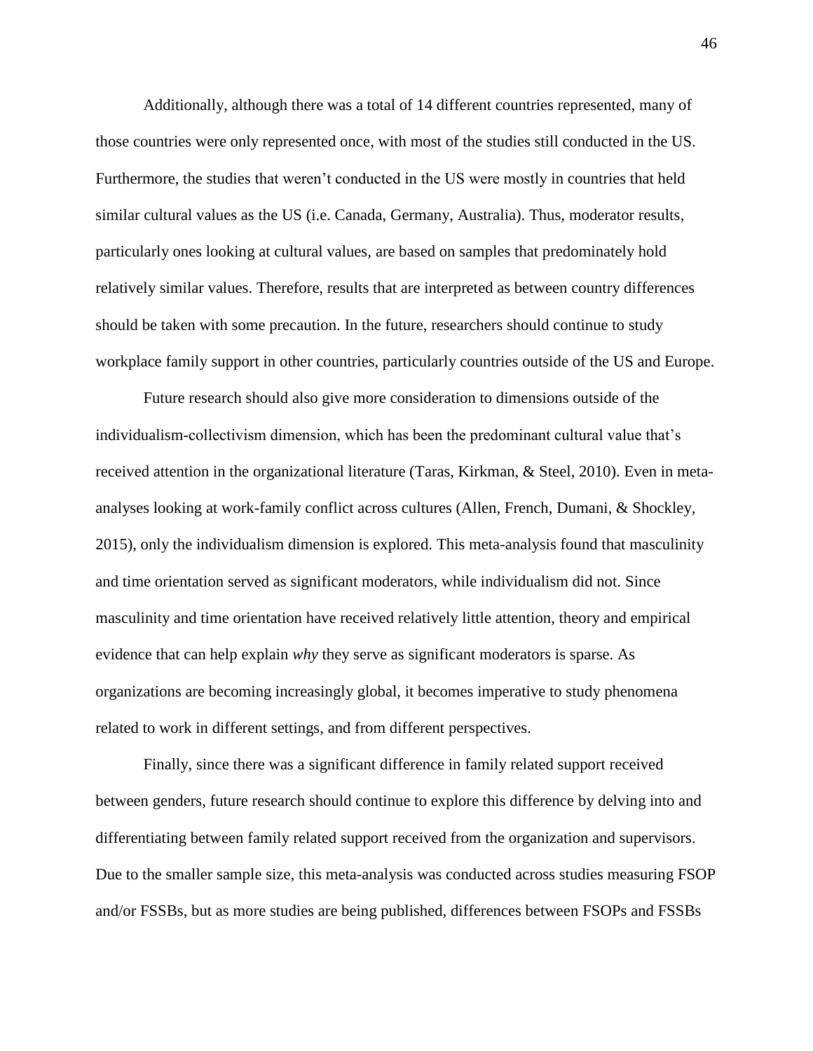Additionally, although there was a total of 14 different countries represented, many of those countries were only represented once, with most of the studies still conducted in the US. Furthermore, the studies that weren't conducted in the US were mostly in countries that held similar cultural values as the US (i.e. Canada, Germany, Australia). Thus, moderator results, particularly ones looking at cultural values, are based on samples that predominately hold relatively similar values. Therefore, results that are interpreted as between country differences should be taken with some precaution. In the future, researchers should continue to study workplace family support in other countries, particularly countries outside of the US and Europe.

Future research should also give more consideration to dimensions outside of the individualism-collectivism dimension, which has been the predominant cultural value that's received attention in the organizational literature (Taras, Kirkman, & Steel, 2010). Even in meta-analyses looking at work-family conflict across cultures (Allen, French, Dumani, & Shockley, 2015), only the individualism dimension is explored. This meta-analysis found that masculinity and time orientation served as significant moderators, while individualism did not. Since masculinity and time orientation have received relatively little attention, theory and empirical evidence that can help explain *why* they serve as significant moderators is sparse. As organizations are becoming increasingly global, it becomes imperative to study phenomena related to work in different settings, and from different perspectives.

Finally, since there was a significant difference in family related support received between genders, future research should continue to explore this difference by delving into and differentiating between family related support received from the organization and supervisors. Due to the smaller sample size, this meta-analysis was conducted across studies measuring FSOP and/or FSSBs, but as more studies are being published, differences between FSOPs and FSSBs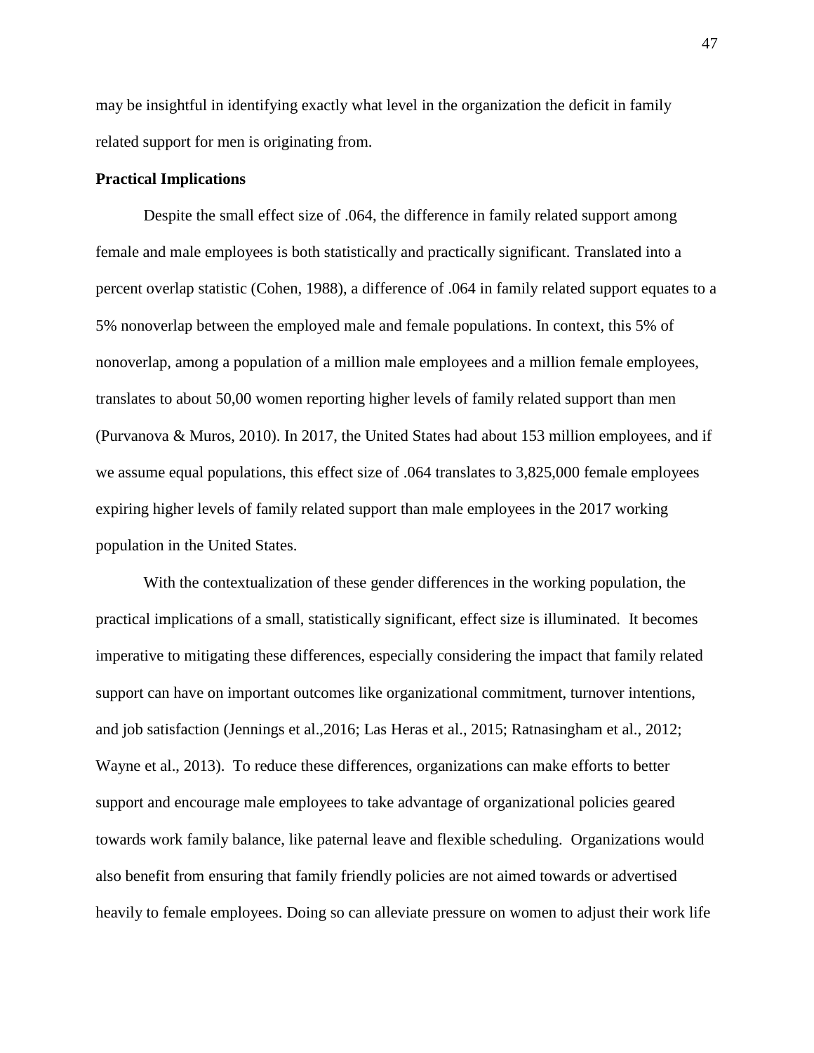may be insightful in identifying exactly what level in the organization the deficit in family related support for men is originating from.

**Practical Implications**

Despite the small effect size of .064, the difference in family related support among female and male employees is both statistically and practically significant. Translated into a percent overlap statistic (Cohen, 1988), a difference of .064 in family related support equates to a 5% nonoverlap between the employed male and female populations. In context, this 5% of nonoverlap, among a population of a million male employees and a million female employees, translates to about 50,00 women reporting higher levels of family related support than men (Purvanova & Muros, 2010). In 2017, the United States had about 153 million employees, and if we assume equal populations, this effect size of .064 translates to 3,825,000 female employees expiring higher levels of family related support than male employees in the 2017 working population in the United States.

With the contextualization of these gender differences in the working population, the practical implications of a small, statistically significant, effect size is illuminated. It becomes imperative to mitigating these differences, especially considering the impact that family related support can have on important outcomes like organizational commitment, turnover intentions, and job satisfaction (Jennings et al.,2016; Las Heras et al., 2015; Ratnasingham et al., 2012; Wayne et al., 2013). To reduce these differences, organizations can make efforts to better support and encourage male employees to take advantage of organizational policies geared towards work family balance, like paternal leave and flexible scheduling. Organizations would also benefit from ensuring that family friendly policies are not aimed towards or advertised heavily to female employees. Doing so can alleviate pressure on women to adjust their work life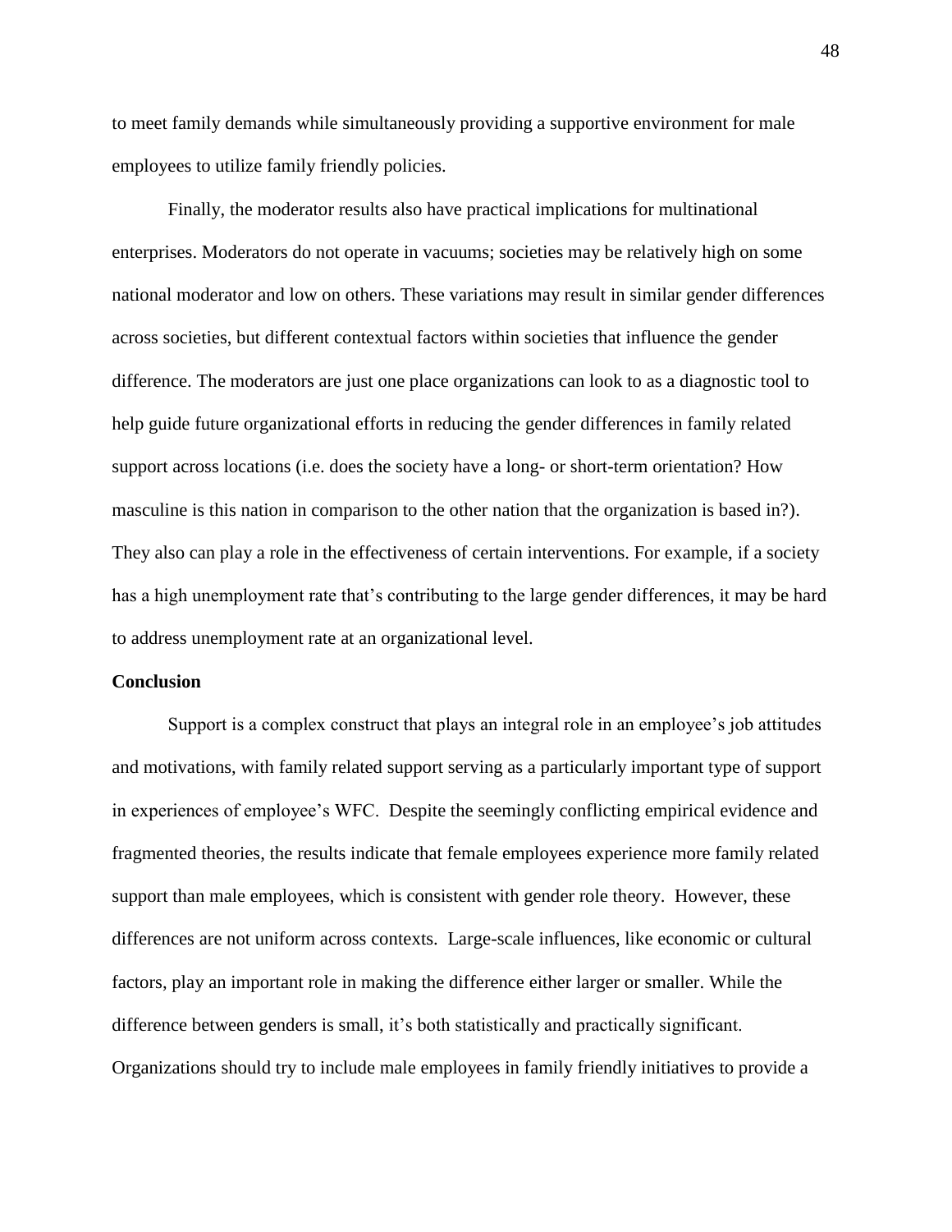to meet family demands while simultaneously providing a supportive environment for male employees to utilize family friendly policies.

Finally, the moderator results also have practical implications for multinational enterprises. Moderators do not operate in vacuums; societies may be relatively high on some national moderator and low on others. These variations may result in similar gender differences across societies, but different contextual factors within societies that influence the gender difference. The moderators are just one place organizations can look to as a diagnostic tool to help guide future organizational efforts in reducing the gender differences in family related support across locations (i.e. does the society have a long- or short-term orientation? How masculine is this nation in comparison to the other nation that the organization is based in?). They also can play a role in the effectiveness of certain interventions. For example, if a society has a high unemployment rate that's contributing to the large gender differences, it may be hard to address unemployment rate at an organizational level.

**Conclusion**

Support is a complex construct that plays an integral role in an employee's job attitudes and motivations, with family related support serving as a particularly important type of support in experiences of employee's WFC. Despite the seemingly conflicting empirical evidence and fragmented theories, the results indicate that female employees experience more family related support than male employees, which is consistent with gender role theory. However, these differences are not uniform across contexts. Large-scale influences, like economic or cultural factors, play an important role in making the difference either larger or smaller. While the difference between genders is small, it's both statistically and practically significant. Organizations should try to include male employees in family friendly initiatives to provide a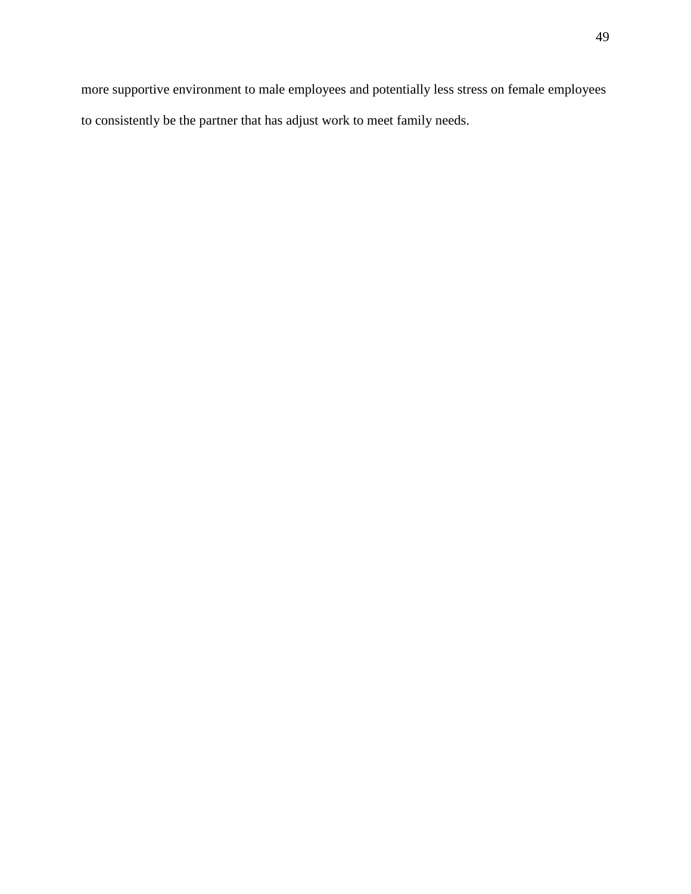more supportive environment to male employees and potentially less stress on female employees to consistently be the partner that has adjust work to meet family needs.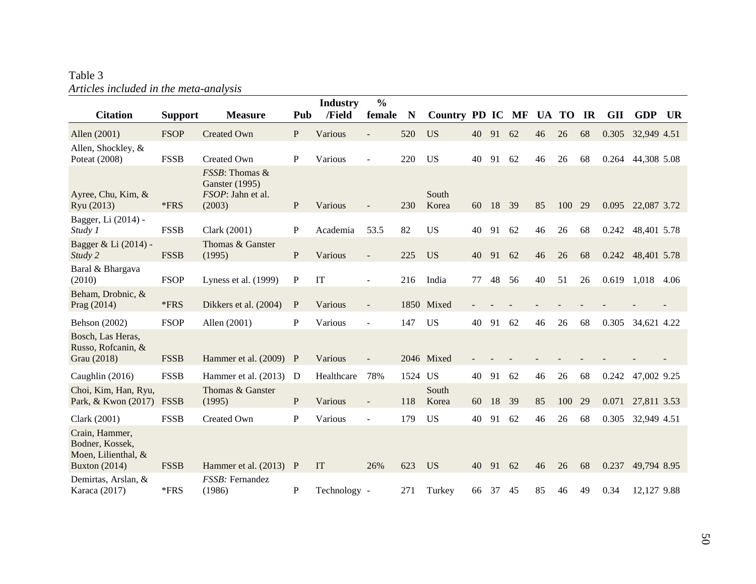Table 3

*Articles included in the meta-analysis*

| Citation | Support | Measure | Pub | Industry /Field | % female | N | Country | PD | IC | MF | UA | TO | IR | GII | GDP | UR |
|---|---|---|---|---|---|---|---|---|---|---|---|---|---|---|---|---|
| Allen (2001) | FSOP | Created Own | P | Various | - | 520 | US | 40 | 91 | 62 | 46 | 26 | 68 | 0.305 | 32,949 | 4.51 |
| Allen, Shockley, & Poteat (2008) | FSSB | Created Own | P | Various | - | 220 | US | 40 | 91 | 62 | 46 | 26 | 68 | 0.264 | 44,308 | 5.08 |
| Ayree, Chu, Kim, & Ryu (2013) | *FRS | *FSSB*: Thomas & Ganster (1995) *FSOP*: Jahn et al. (2003) | P | Various | - | 230 | South Korea | 60 | 18 | 39 | 85 | 100 | 29 | 0.095 | 22,087 | 3.72 |
| Bagger, Li (2014) - *Study 1* | FSSB | Clark (2001) | P | Academia | 53.5 | 82 | US | 40 | 91 | 62 | 46 | 26 | 68 | 0.242 | 48,401 | 5.78 |
| Bagger & Li (2014) - *Study 2* | FSSB | Thomas & Ganster (1995) | P | Various | - | 225 | US | 40 | 91 | 62 | 46 | 26 | 68 | 0.242 | 48,401 | 5.78 |
| Baral & Bhargava (2010) | FSOP | Lyness et al. (1999) | P | IT | - | 216 | India | 77 | 48 | 56 | 40 | 51 | 26 | 0.619 | 1,018 | 4.06 |
| Beham, Drobnic, & Prag (2014) | *FRS | Dikkers et al. (2004) | P | Various | - | 1850 | Mixed | - | - | - | - | - | - | - | - | - |
| Behson (2002) | FSOP | Allen (2001) | P | Various | - | 147 | US | 40 | 91 | 62 | 46 | 26 | 68 | 0.305 | 34,621 | 4.22 |
| Bosch, Las Heras, Russo, Rofcanin, & Grau (2018) | FSSB | Hammer et al. (2009) | P | Various | - | 2046 | Mixed | - | - | - | - | - | - | - | - | - |
| Caughlin (2016) | FSSB | Hammer et al. (2013) | D | Healthcare | 78% | 1524 | US | 40 | 91 | 62 | 46 | 26 | 68 | 0.242 | 47,002 | 9.25 |
| Choi, Kim, Han, Ryu, Park, & Kwon (2017) | FSSB | Thomas & Ganster (1995) | P | Various | - | 118 | South Korea | 60 | 18 | 39 | 85 | 100 | 29 | 0.071 | 27,811 | 3.53 |
| Clark (2001) | FSSB | Created Own | P | Various | - | 179 | US | 40 | 91 | 62 | 46 | 26 | 68 | 0.305 | 32,949 | 4.51 |
| Crain, Hammer, Bodner, Kossek, Moen, Lilienthal, & Buxton (2014) | FSSB | Hammer et al. (2013) | P | IT | 26% | 623 | US | 40 | 91 | 62 | 46 | 26 | 68 | 0.237 | 49,794 | 8.95 |
| Demirtas, Arslan, & Karaca (2017) | *FRS | *FSSB:* Fernandez (1986) | P | Technology | - | 271 | Turkey | 66 | 37 | 45 | 85 | 46 | 49 | 0.34 | 12,127 | 9.88 |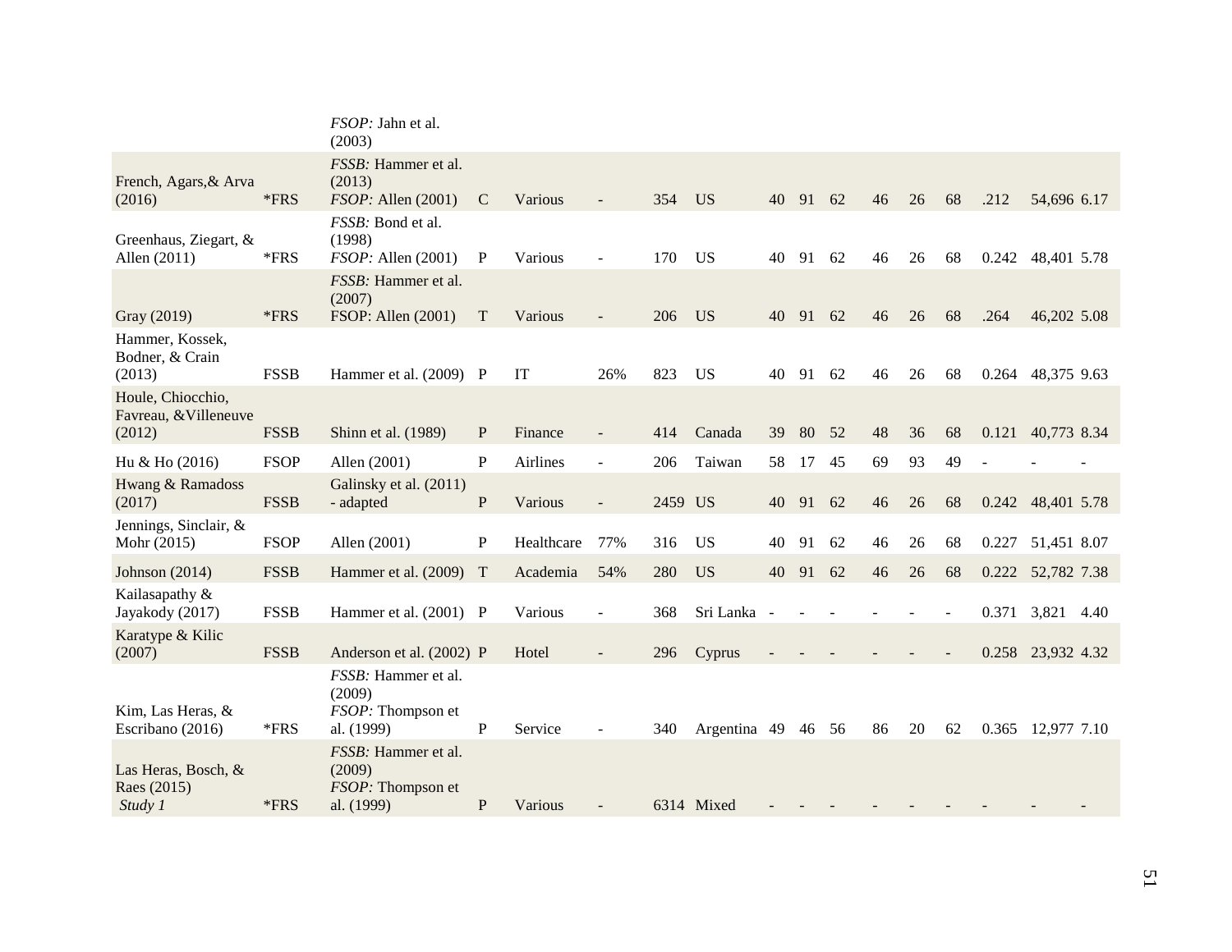| | | | | | | | | | | | | | | | | | |
|---|---|---|---|---|---|---|---|---|---|---|---|---|---|---|---|---|---|
| | | *FSOP:* Jahn et al. (2003) | | | | | | | | | | | | | | | |
| French, Agars,& Arva (2016) | *FRS | *FSSB:* Hammer et al. (2013) *FSOP:* Allen (2001) | C | Various | - | 354 | US | 40 | 91 | 62 | 46 | 26 | 68 | .212 | 54,696 | 6.17 |
| Greenhaus, Ziegart, & Allen (2011) | *FRS | *FSSB:* Bond et al. (1998) *FSOP:* Allen (2001) | P | Various | - | 170 | US | 40 | 91 | 62 | 46 | 26 | 68 | 0.242 | 48,401 | 5.78 |
| Gray (2019) | *FRS | *FSSB:* Hammer et al. (2007) FSOP: Allen (2001) | T | Various | - | 206 | US | 40 | 91 | 62 | 46 | 26 | 68 | .264 | 46,202 | 5.08 |
| Hammer, Kossek, Bodner, & Crain (2013) | FSSB | Hammer et al. (2009) | P | IT | 26% | 823 | US | 40 | 91 | 62 | 46 | 26 | 68 | 0.264 | 48,375 | 9.63 |
| Houle, Chiocchio, Favreau, &Villeneuve (2012) | FSSB | Shinn et al. (1989) | P | Finance | - | 414 | Canada | 39 | 80 | 52 | 48 | 36 | 68 | 0.121 | 40,773 | 8.34 |
| Hu & Ho (2016) | FSOP | Allen (2001) | P | Airlines | - | 206 | Taiwan | 58 | 17 | 45 | 69 | 93 | 49 | - | - | - |
| Hwang & Ramadoss (2017) | FSSB | Galinsky et al. (2011) - adapted | P | Various | - | 2459 | US | 40 | 91 | 62 | 46 | 26 | 68 | 0.242 | 48,401 | 5.78 |
| Jennings, Sinclair, & Mohr (2015) | FSOP | Allen (2001) | P | Healthcare | 77% | 316 | US | 40 | 91 | 62 | 46 | 26 | 68 | 0.227 | 51,451 | 8.07 |
| Johnson (2014) | FSSB | Hammer et al. (2009) | T | Academia | 54% | 280 | US | 40 | 91 | 62 | 46 | 26 | 68 | 0.222 | 52,782 | 7.38 |
| Kailasapathy & Jayakody (2017) | FSSB | Hammer et al. (2001) | P | Various | - | 368 | Sri Lanka | - | - | - | - | - | - | 0.371 | 3,821 | 4.40 |
| Karatype & Kilic (2007) | FSSB | Anderson et al. (2002) | P | Hotel | - | 296 | Cyprus | - | - | - | - | - | - | 0.258 | 23,932 | 4.32 |
| Kim, Las Heras, & Escribano (2016) | *FRS | *FSSB:* Hammer et al. (2009) *FSOP:* Thompson et al. (1999) | P | Service | - | 340 | Argentina | 49 | 46 | 56 | 86 | 20 | 62 | 0.365 | 12,977 | 7.10 |
| Las Heras, Bosch, & Raes (2015) *Study 1* | *FRS | *FSSB:* Hammer et al. (2009) *FSOP:* Thompson et al. (1999) | P | Various | - | 6314 | Mixed | - | - | - | - | - | - | - | - | - |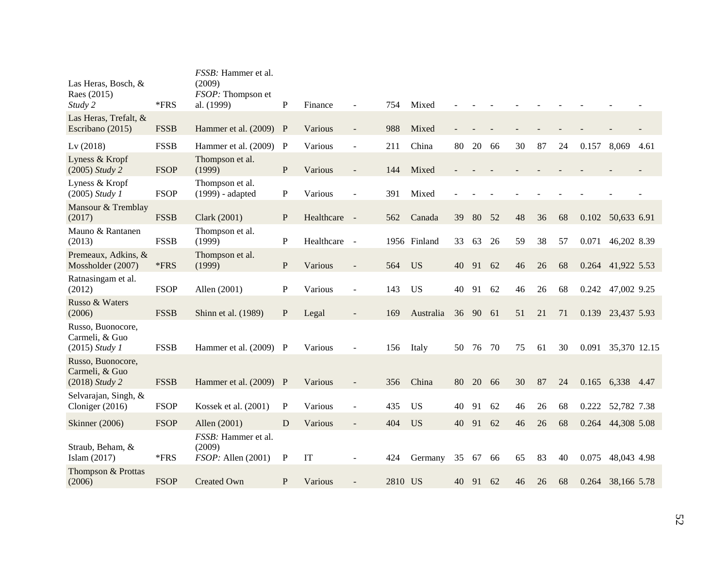| | | | | | | | | | | | | | | | | | |
|---|---|---|---|---|---|---|---|---|---|---|---|---|---|---|---|---|---|
| Las Heras, Bosch, & Raes (2015) *Study 2* | *FRS | *FSSB:* Hammer et al. (2009) *FSOP:* Thompson et al. (1999) | P | Finance | - | 754 | Mixed | - | - | - | - | - | - | - | - | - |
| Las Heras, Trefalt, & Escribano (2015) | FSSB | Hammer et al. (2009) | P | Various | - | 988 | Mixed | - | - | - | - | - | - | - | - | - |
| Lv (2018) | FSSB | Hammer et al. (2009) | P | Various | - | 211 | China | 80 | 20 | 66 | 30 | 87 | 24 | 0.157 | 8,069 | 4.61 |
| Lyness & Kropf (2005) *Study 2* | FSOP | Thompson et al. (1999) | P | Various | - | 144 | Mixed | - | - | - | - | - | - | - | - | - |
| Lyness & Kropf (2005) *Study 1* | FSOP | Thompson et al. (1999) - adapted | P | Various | - | 391 | Mixed | - | - | - | - | - | - | - | - | - |
| Mansour & Tremblay (2017) | FSSB | Clark (2001) | P | Healthcare | - | 562 | Canada | 39 | 80 | 52 | 48 | 36 | 68 | 0.102 | 50,633 | 6.91 |
| Mauno & Rantanen (2013) | FSSB | Thompson et al. (1999) | P | Healthcare | - | 1956 | Finland | 33 | 63 | 26 | 59 | 38 | 57 | 0.071 | 46,202 | 8.39 |
| Premeaux, Adkins, & Mossholder (2007) | *FRS | Thompson et al. (1999) | P | Various | - | 564 | US | 40 | 91 | 62 | 46 | 26 | 68 | 0.264 | 41,922 | 5.53 |
| Ratnasingam et al. (2012) | FSOP | Allen (2001) | P | Various | - | 143 | US | 40 | 91 | 62 | 46 | 26 | 68 | 0.242 | 47,002 | 9.25 |
| Russo & Waters (2006) | FSSB | Shinn et al. (1989) | P | Legal | - | 169 | Australia | 36 | 90 | 61 | 51 | 21 | 71 | 0.139 | 23,437 | 5.93 |
| Russo, Buonocore, Carmeli, & Guo (2015) *Study 1* | FSSB | Hammer et al. (2009) | P | Various | - | 156 | Italy | 50 | 76 | 70 | 75 | 61 | 30 | 0.091 | 35,370 | 12.15 |
| Russo, Buonocore, Carmeli, & Guo (2018) *Study 2* | FSSB | Hammer et al. (2009) | P | Various | - | 356 | China | 80 | 20 | 66 | 30 | 87 | 24 | 0.165 | 6,338 | 4.47 |
| Selvarajan, Singh, & Cloniger (2016) | FSOP | Kossek et al. (2001) | P | Various | - | 435 | US | 40 | 91 | 62 | 46 | 26 | 68 | 0.222 | 52,782 | 7.38 |
| Skinner (2006) | FSOP | Allen (2001) | D | Various | - | 404 | US | 40 | 91 | 62 | 46 | 26 | 68 | 0.264 | 44,308 | 5.08 |
| Straub, Beham, & Islam (2017) | *FRS | *FSSB:* Hammer et al. (2009) *FSOP:* Allen (2001) | P | IT | - | 424 | Germany | 35 | 67 | 66 | 65 | 83 | 40 | 0.075 | 48,043 | 4.98 |
| Thompson & Prottas (2006) | FSOP | Created Own | P | Various | - | 2810 | US | 40 | 91 | 62 | 46 | 26 | 68 | 0.264 | 38,166 | 5.78 |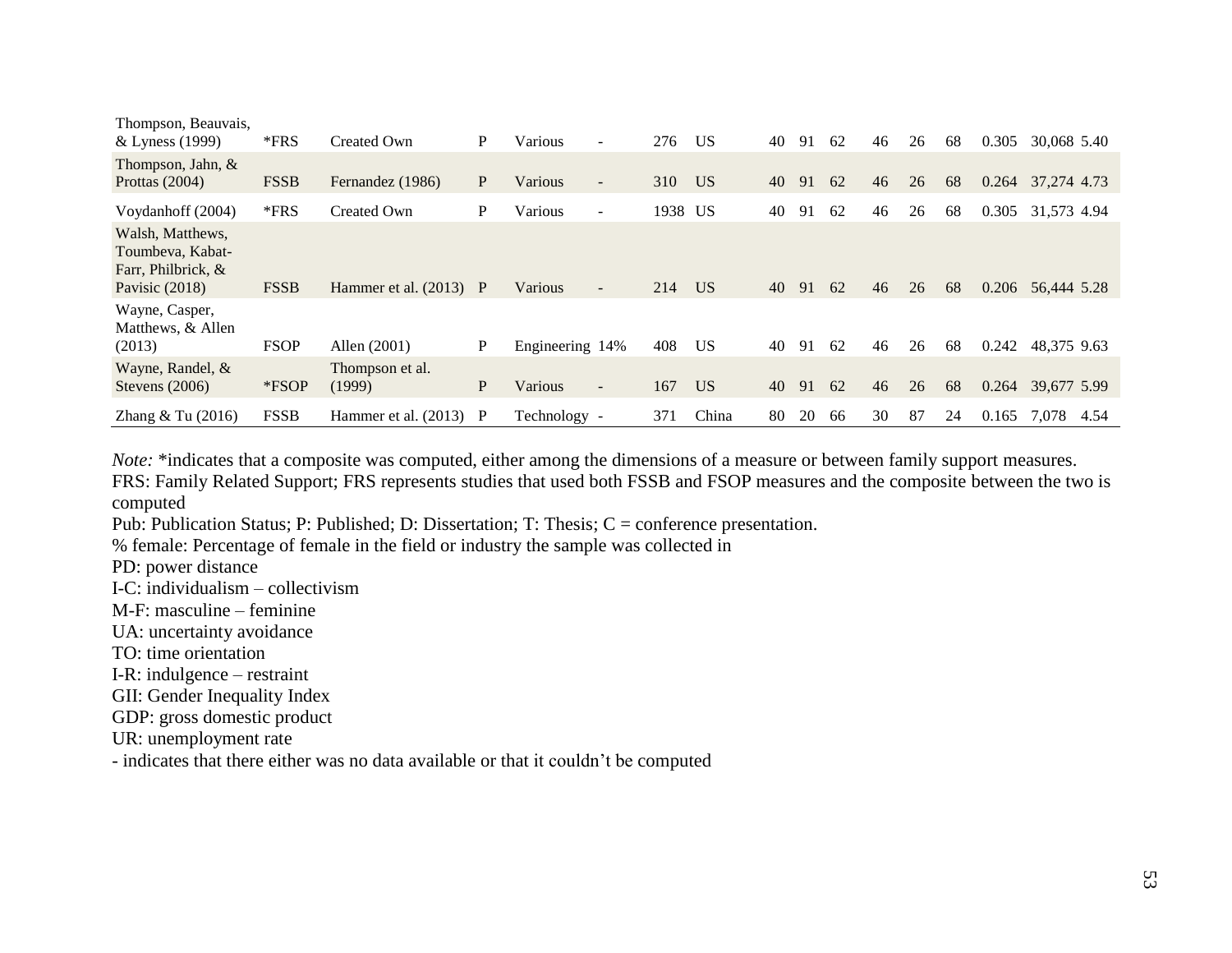| | | | | | | | | | | | | | | | | | |
|---|---|---|---|---|---|---|---|---|---|---|---|---|---|---|---|---|---|
| Thompson, Beauvais, & Lyness (1999) | *FRS | Created Own | P | Various | - | 276 | US | 40 | 91 | 62 | 46 | 26 | 68 | 0.305 | 30,068 | 5.40 |
| Thompson, Jahn, & Prottas (2004) | FSSB | Fernandez (1986) | P | Various | - | 310 | US | 40 | 91 | 62 | 46 | 26 | 68 | 0.264 | 37,274 | 4.73 |
| Voydanhoff (2004) | *FRS | Created Own | P | Various | - | 1938 | US | 40 | 91 | 62 | 46 | 26 | 68 | 0.305 | 31,573 | 4.94 |
| Walsh, Matthews, Toumbeva, Kabat-Farr, Philbrick, & Pavisic (2018) | FSSB | Hammer et al. (2013) | P | Various | - | 214 | US | 40 | 91 | 62 | 46 | 26 | 68 | 0.206 | 56,444 | 5.28 |
| Wayne, Casper, Matthews, & Allen (2013) | FSOP | Allen (2001) | P | Engineering | 14% | 408 | US | 40 | 91 | 62 | 46 | 26 | 68 | 0.242 | 48,375 | 9.63 |
| Wayne, Randel, & Stevens (2006) | *FSOP | Thompson et al. (1999) | P | Various | - | 167 | US | 40 | 91 | 62 | 46 | 26 | 68 | 0.264 | 39,677 | 5.99 |
| Zhang & Tu (2016) | FSSB | Hammer et al. (2013) | P | Technology | - | 371 | China | 80 | 20 | 66 | 30 | 87 | 24 | 0.165 | 7,078 | 4.54 |

*Note:* *indicates that a composite was computed, either among the dimensions of a measure or between family support measures.
FRS: Family Related Support; FRS represents studies that used both FSSB and FSOP measures and the composite between the two is computed
Pub: Publication Status; P: Published; D: Dissertation; T: Thesis; C = conference presentation.
% female: Percentage of female in the field or industry the sample was collected in
PD: power distance
I-C: individualism – collectivism
M-F: masculine – feminine
UA: uncertainty avoidance
TO: time orientation
I-R: indulgence – restraint
GII: Gender Inequality Index
GDP: gross domestic product
UR: unemployment rate
- indicates that there either was no data available or that it couldn't be computed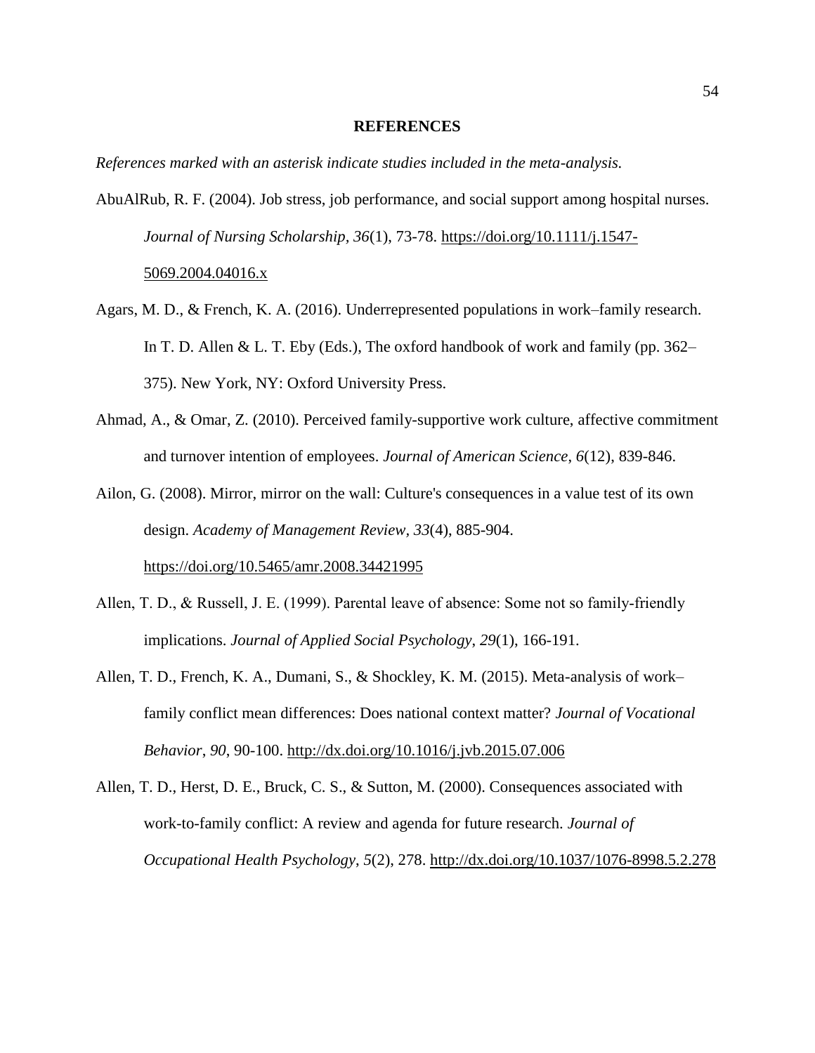# REFERENCES

*References marked with an asterisk indicate studies included in the meta-analysis.*

AbuAlRub, R. F. (2004). Job stress, job performance, and social support among hospital nurses. *Journal of Nursing Scholarship, 36*(1), 73-78. https://doi.org/10.1111/j.1547-5069.2004.04016.x

Agars, M. D., & French, K. A. (2016). Underrepresented populations in work–family research. In T. D. Allen & L. T. Eby (Eds.), The oxford handbook of work and family (pp. 362–375). New York, NY: Oxford University Press.

Ahmad, A., & Omar, Z. (2010). Perceived family-supportive work culture, affective commitment and turnover intention of employees. *Journal of American Science*, *6*(12), 839-846.

Ailon, G. (2008). Mirror, mirror on the wall: Culture's consequences in a value test of its own design. *Academy of Management Review, 33*(4), 885-904. https://doi.org/10.5465/amr.2008.34421995

Allen, T. D., & Russell, J. E. (1999). Parental leave of absence: Some not so family-friendly implications. *Journal of Applied Social Psychology*, *29*(1), 166-191.

Allen, T. D., French, K. A., Dumani, S., & Shockley, K. M. (2015). Meta-analysis of work–family conflict mean differences: Does national context matter? *Journal of Vocational Behavior*, *90*, 90-100. http://dx.doi.org/10.1016/j.jvb.2015.07.006

Allen, T. D., Herst, D. E., Bruck, C. S., & Sutton, M. (2000). Consequences associated with work-to-family conflict: A review and agenda for future research. *Journal of Occupational Health Psychology*, *5*(2), 278. http://dx.doi.org/10.1037/1076-8998.5.2.278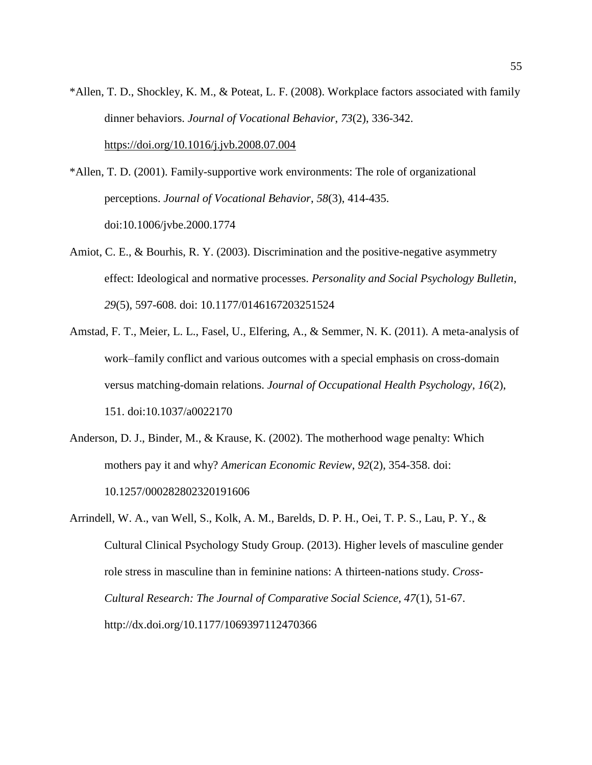*Allen, T. D., Shockley, K. M., & Poteat, L. F. (2008). Workplace factors associated with family dinner behaviors. *Journal of Vocational Behavior*, *73*(2), 336-342. https://doi.org/10.1016/j.jvb.2008.07.004

*Allen, T. D. (2001). Family-supportive work environments: The role of organizational perceptions. *Journal of Vocational Behavior*, *58*(3), 414-435. doi:10.1006/jvbe.2000.1774

Amiot, C. E., & Bourhis, R. Y. (2003). Discrimination and the positive-negative asymmetry effect: Ideological and normative processes. *Personality and Social Psychology Bulletin*, *29*(5), 597-608. doi: 10.1177/0146167203251524

Amstad, F. T., Meier, L. L., Fasel, U., Elfering, A., & Semmer, N. K. (2011). A meta-analysis of work–family conflict and various outcomes with a special emphasis on cross-domain versus matching-domain relations. *Journal of Occupational Health Psychology*, *16*(2), 151. doi:10.1037/a0022170

Anderson, D. J., Binder, M., & Krause, K. (2002). The motherhood wage penalty: Which mothers pay it and why? *American Economic Review*, *92*(2), 354-358. doi: 10.1257/000282802320191606

Arrindell, W. A., van Well, S., Kolk, A. M., Barelds, D. P. H., Oei, T. P. S., Lau, P. Y., & Cultural Clinical Psychology Study Group. (2013). Higher levels of masculine gender role stress in masculine than in feminine nations: A thirteen-nations study. *Cross-Cultural Research: The Journal of Comparative Social Science, 47*(1), 51-67. http://dx.doi.org/10.1177/1069397112470366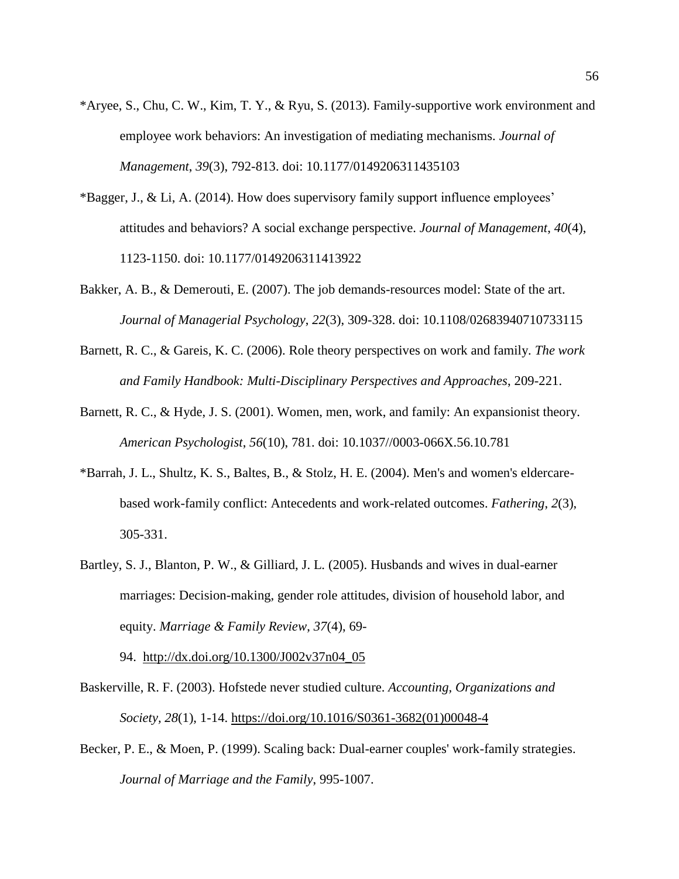*Aryee, S., Chu, C. W., Kim, T. Y., & Ryu, S. (2013). Family-supportive work environment and employee work behaviors: An investigation of mediating mechanisms. *Journal of Management*, *39*(3), 792-813. doi: 10.1177/0149206311435103

*Bagger, J., & Li, A. (2014). How does supervisory family support influence employees' attitudes and behaviors? A social exchange perspective. *Journal of Management*, *40*(4), 1123-1150. doi: 10.1177/0149206311413922

Bakker, A. B., & Demerouti, E. (2007). The job demands-resources model: State of the art. *Journal of Managerial Psychology*, *22*(3), 309-328. doi: 10.1108/02683940710733115

Barnett, R. C., & Gareis, K. C. (2006). Role theory perspectives on work and family. *The work and Family Handbook: Multi-Disciplinary Perspectives and Approaches*, 209-221.

Barnett, R. C., & Hyde, J. S. (2001). Women, men, work, and family: An expansionist theory. *American Psychologist*, *56*(10), 781. doi: 10.1037//0003-066X.56.10.781

*Barrah, J. L., Shultz, K. S., Baltes, B., & Stolz, H. E. (2004). Men's and women's eldercare-based work-family conflict: Antecedents and work-related outcomes. *Fathering*, *2*(3), 305-331.

Bartley, S. J., Blanton, P. W., & Gilliard, J. L. (2005). Husbands and wives in dual-earner marriages: Decision-making, gender role attitudes, division of household labor, and equity. *Marriage & Family Review*, *37*(4), 69-94. http://dx.doi.org/10.1300/J002v37n04_05

Baskerville, R. F. (2003). Hofstede never studied culture. *Accounting, Organizations and Society, 28*(1), 1-14. https://doi.org/10.1016/S0361-3682(01)00048-4

Becker, P. E., & Moen, P. (1999). Scaling back: Dual-earner couples' work-family strategies. *Journal of Marriage and the Family*, 995-1007.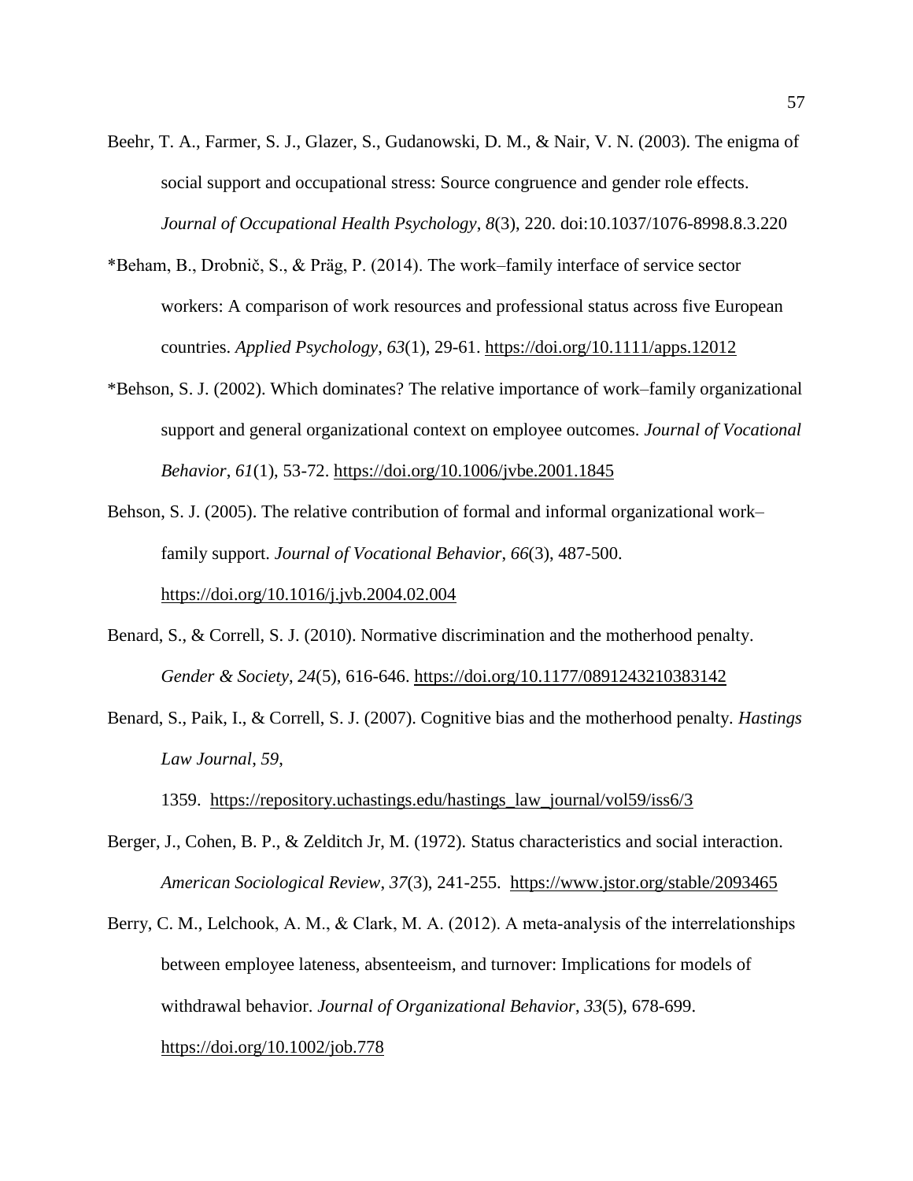Beehr, T. A., Farmer, S. J., Glazer, S., Gudanowski, D. M., & Nair, V. N. (2003). The enigma of social support and occupational stress: Source congruence and gender role effects. *Journal of Occupational Health Psychology*, *8*(3), 220. doi:10.1037/1076-8998.8.3.220

*Beham, B., Drobnič, S., & Präg, P. (2014). The work–family interface of service sector workers: A comparison of work resources and professional status across five European countries. *Applied Psychology*, *63*(1), 29-61. https://doi.org/10.1111/apps.12012

*Behson, S. J. (2002). Which dominates? The relative importance of work–family organizational support and general organizational context on employee outcomes. *Journal of Vocational Behavior*, *61*(1), 53-72. https://doi.org/10.1006/jvbe.2001.1845

Behson, S. J. (2005). The relative contribution of formal and informal organizational work–family support. *Journal of Vocational Behavior*, *66*(3), 487-500. https://doi.org/10.1016/j.jvb.2004.02.004

Benard, S., & Correll, S. J. (2010). Normative discrimination and the motherhood penalty. *Gender & Society*, *24*(5), 616-646. https://doi.org/10.1177/0891243210383142

Benard, S., Paik, I., & Correll, S. J. (2007). Cognitive bias and the motherhood penalty. *Hastings Law Journal*, *59*, 1359. https://repository.uchastings.edu/hastings_law_journal/vol59/iss6/3

Berger, J., Cohen, B. P., & Zelditch Jr, M. (1972). Status characteristics and social interaction. *American Sociological Review*, *37*(3), 241-255. https://www.jstor.org/stable/2093465

Berry, C. M., Lelchook, A. M., & Clark, M. A. (2012). A meta-analysis of the interrelationships between employee lateness, absenteeism, and turnover: Implications for models of withdrawal behavior. *Journal of Organizational Behavior*, *33*(5), 678-699. https://doi.org/10.1002/job.778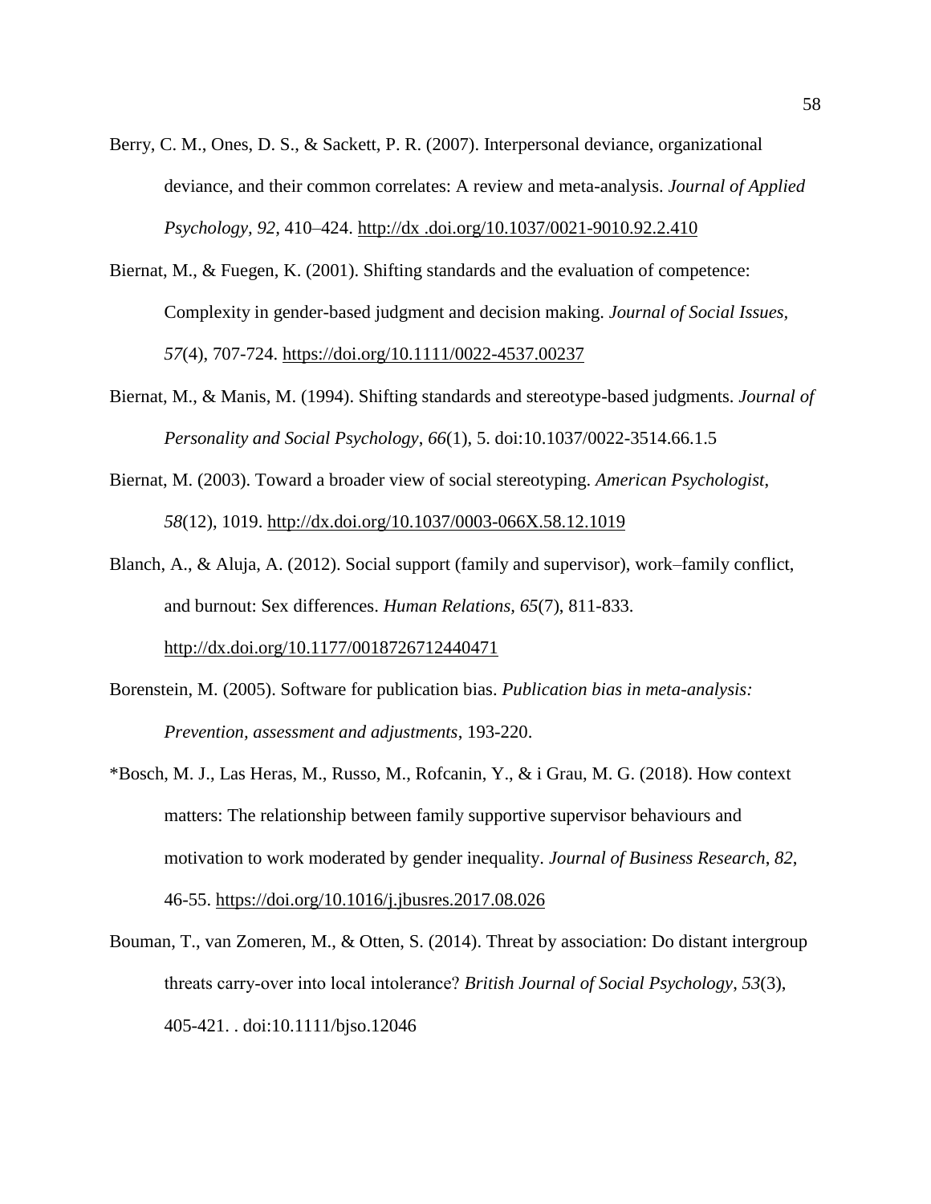Berry, C. M., Ones, D. S., & Sackett, P. R. (2007). Interpersonal deviance, organizational deviance, and their common correlates: A review and meta-analysis. *Journal of Applied Psychology, 92*, 410–424. http://dx .doi.org/10.1037/0021-9010.92.2.410

Biernat, M., & Fuegen, K. (2001). Shifting standards and the evaluation of competence: Complexity in gender-based judgment and decision making. *Journal of Social Issues, 57*(4), 707-724. https://doi.org/10.1111/0022-4537.00237

Biernat, M., & Manis, M. (1994). Shifting standards and stereotype-based judgments. *Journal of Personality and Social Psychology*, *66*(1), 5. doi:10.1037/0022-3514.66.1.5

Biernat, M. (2003). Toward a broader view of social stereotyping. *American Psychologist*, *58*(12), 1019. http://dx.doi.org/10.1037/0003-066X.58.12.1019

Blanch, A., & Aluja, A. (2012). Social support (family and supervisor), work–family conflict, and burnout: Sex differences. *Human Relations, 65*(7), 811-833. http://dx.doi.org/10.1177/0018726712440471

Borenstein, M. (2005). Software for publication bias. *Publication bias in meta-analysis: Prevention, assessment and adjustments*, 193-220.

*Bosch, M. J., Las Heras, M., Russo, M., Rofcanin, Y., & i Grau, M. G. (2018). How context matters: The relationship between family supportive supervisor behaviours and motivation to work moderated by gender inequality. *Journal of Business Research*, *82*, 46-55. https://doi.org/10.1016/j.jbusres.2017.08.026

Bouman, T., van Zomeren, M., & Otten, S. (2014). Threat by association: Do distant intergroup threats carry-over into local intolerance? *British Journal of Social Psychology*, *53*(3), 405-421. . doi:10.1111/bjso.12046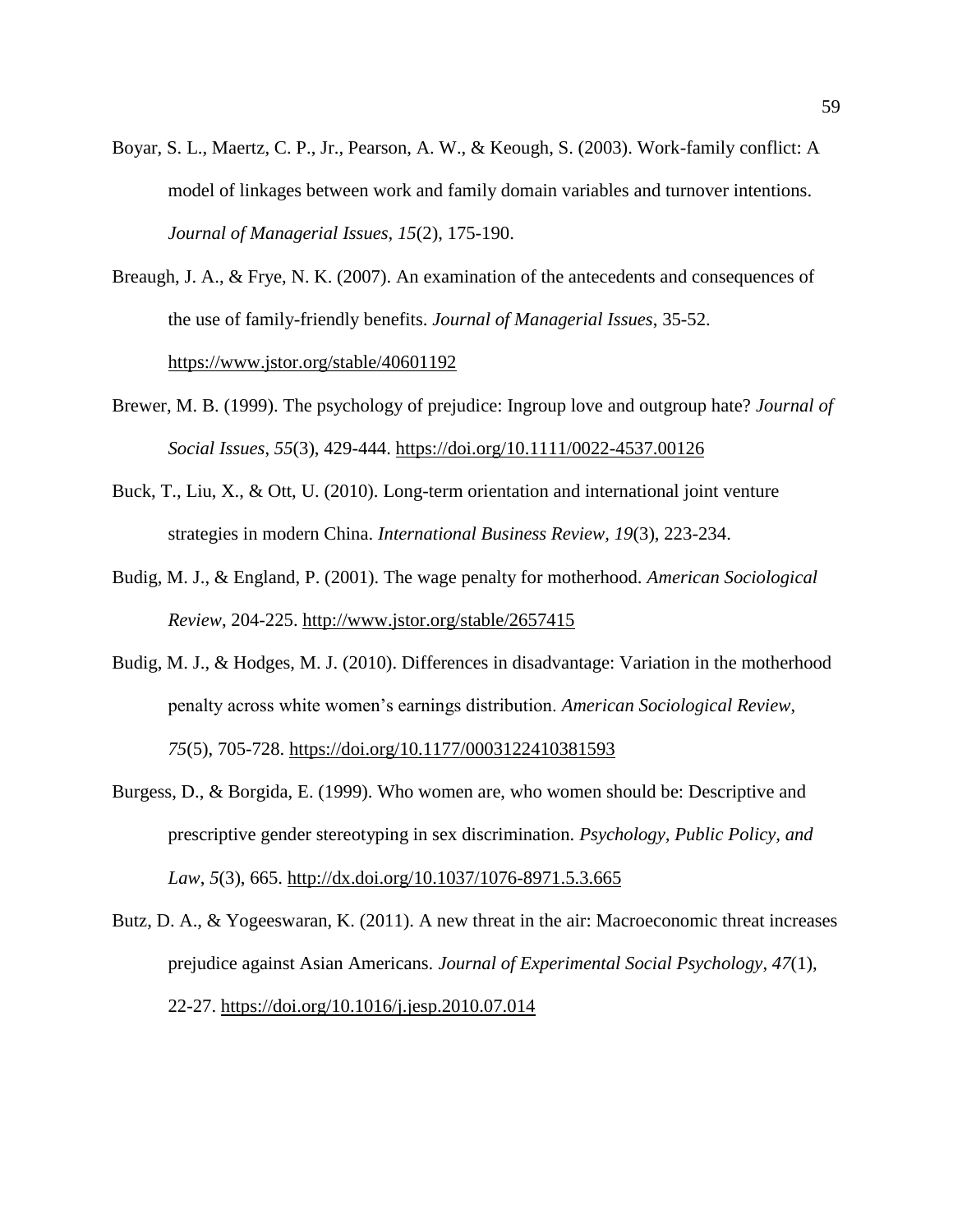Boyar, S. L., Maertz, C. P., Jr., Pearson, A. W., & Keough, S. (2003). Work-family conflict: A model of linkages between work and family domain variables and turnover intentions. *Journal of Managerial Issues, 15*(2), 175-190.

Breaugh, J. A., & Frye, N. K. (2007). An examination of the antecedents and consequences of the use of family-friendly benefits. *Journal of Managerial Issues*, 35-52. https://www.jstor.org/stable/40601192

Brewer, M. B. (1999). The psychology of prejudice: Ingroup love and outgroup hate? *Journal of Social Issues*, *55*(3), 429-444. https://doi.org/10.1111/0022-4537.00126

Buck, T., Liu, X., & Ott, U. (2010). Long-term orientation and international joint venture strategies in modern China. *International Business Review, 19*(3), 223-234.

Budig, M. J., & England, P. (2001). The wage penalty for motherhood. *American Sociological Review*, 204-225. http://www.jstor.org/stable/2657415

Budig, M. J., & Hodges, M. J. (2010). Differences in disadvantage: Variation in the motherhood penalty across white women's earnings distribution. *American Sociological Review*, *75*(5), 705-728. https://doi.org/10.1177/0003122410381593

Burgess, D., & Borgida, E. (1999). Who women are, who women should be: Descriptive and prescriptive gender stereotyping in sex discrimination. *Psychology, Public Policy, and Law*, *5*(3), 665. http://dx.doi.org/10.1037/1076-8971.5.3.665

Butz, D. A., & Yogeeswaran, K. (2011). A new threat in the air: Macroeconomic threat increases prejudice against Asian Americans. *Journal of Experimental Social Psychology*, *47*(1), 22-27. https://doi.org/10.1016/j.jesp.2010.07.014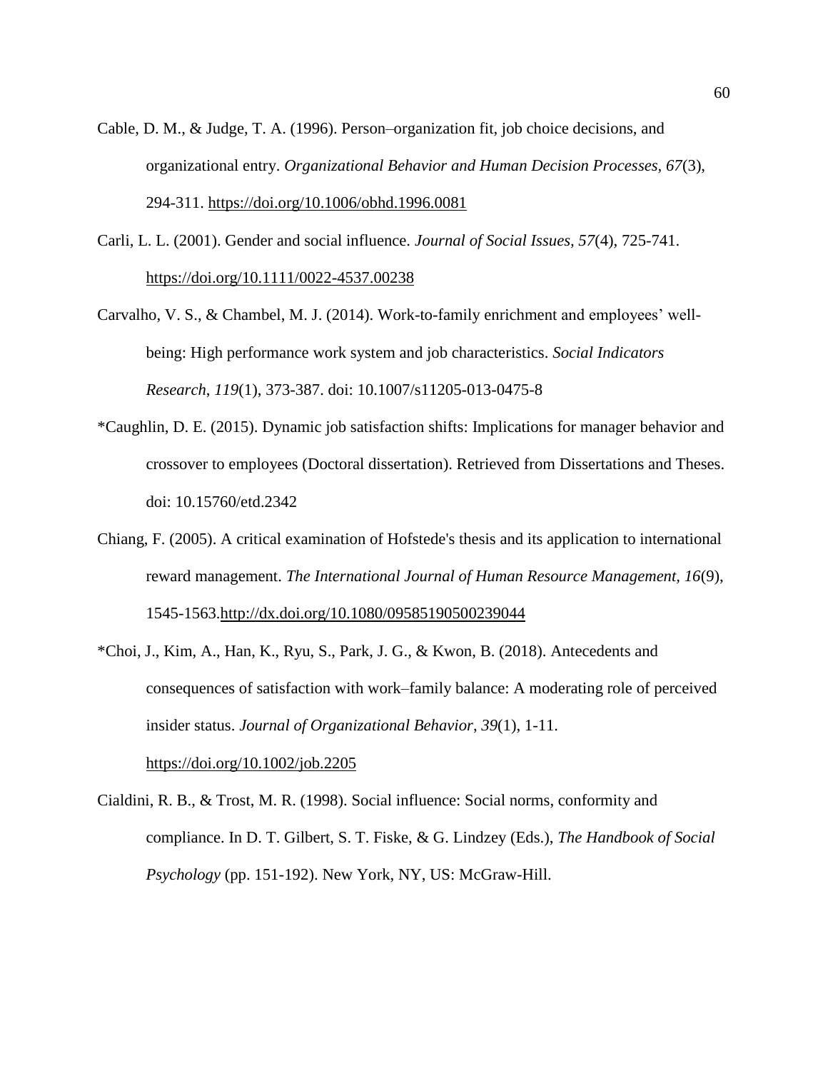Cable, D. M., & Judge, T. A. (1996). Person–organization fit, job choice decisions, and organizational entry. *Organizational Behavior and Human Decision Processes, 67*(3), 294-311. https://doi.org/10.1006/obhd.1996.0081

Carli, L. L. (2001). Gender and social influence. *Journal of Social Issues, 57*(4), 725-741. https://doi.org/10.1111/0022-4537.00238

Carvalho, V. S., & Chambel, M. J. (2014). Work-to-family enrichment and employees' well-being: High performance work system and job characteristics. *Social Indicators Research*, *119*(1), 373-387. doi: 10.1007/s11205-013-0475-8

*Caughlin, D. E. (2015). Dynamic job satisfaction shifts: Implications for manager behavior and crossover to employees (Doctoral dissertation). Retrieved from Dissertations and Theses. doi: 10.15760/etd.2342

Chiang, F. (2005). A critical examination of Hofstede's thesis and its application to international reward management. *The International Journal of Human Resource Management, 16*(9), 1545-1563.http://dx.doi.org/10.1080/09585190500239044

*Choi, J., Kim, A., Han, K., Ryu, S., Park, J. G., & Kwon, B. (2018). Antecedents and consequences of satisfaction with work–family balance: A moderating role of perceived insider status. *Journal of Organizational Behavior*, *39*(1), 1-11. https://doi.org/10.1002/job.2205

Cialdini, R. B., & Trost, M. R. (1998). Social influence: Social norms, conformity and compliance. In D. T. Gilbert, S. T. Fiske, & G. Lindzey (Eds.), *The Handbook of Social Psychology* (pp. 151-192). New York, NY, US: McGraw-Hill.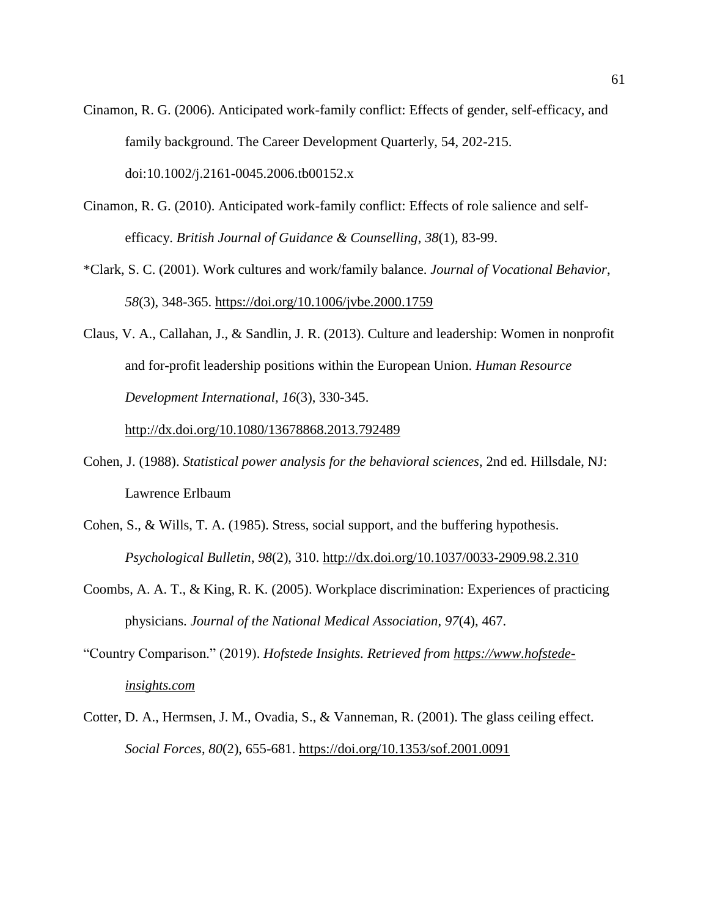Cinamon, R. G. (2006). Anticipated work-family conflict: Effects of gender, self-efficacy, and family background. The Career Development Quarterly, 54, 202-215. doi:10.1002/j.2161-0045.2006.tb00152.x

Cinamon, R. G. (2010). Anticipated work-family conflict: Effects of role salience and self-efficacy. *British Journal of Guidance & Counselling*, *38*(1), 83-99.

*Clark, S. C. (2001). Work cultures and work/family balance. *Journal of Vocational Behavior*, *58*(3), 348-365. https://doi.org/10.1006/jvbe.2000.1759

Claus, V. A., Callahan, J., & Sandlin, J. R. (2013). Culture and leadership: Women in nonprofit and for-profit leadership positions within the European Union. *Human Resource Development International*, *16*(3), 330-345. http://dx.doi.org/10.1080/13678868.2013.792489

Cohen, J. (1988). *Statistical power analysis for the behavioral sciences*, 2nd ed. Hillsdale, NJ: Lawrence Erlbaum

Cohen, S., & Wills, T. A. (1985). Stress, social support, and the buffering hypothesis. *Psychological Bulletin*, *98*(2), 310. http://dx.doi.org/10.1037/0033-2909.98.2.310

Coombs, A. A. T., & King, R. K. (2005). Workplace discrimination: Experiences of practicing physicians. *Journal of the National Medical Association*, *97*(4), 467.

"Country Comparison." (2019). *Hofstede Insights. Retrieved from https://www.hofstede-insights.com*

Cotter, D. A., Hermsen, J. M., Ovadia, S., & Vanneman, R. (2001). The glass ceiling effect. *Social Forces*, *80*(2), 655-681. https://doi.org/10.1353/sof.2001.0091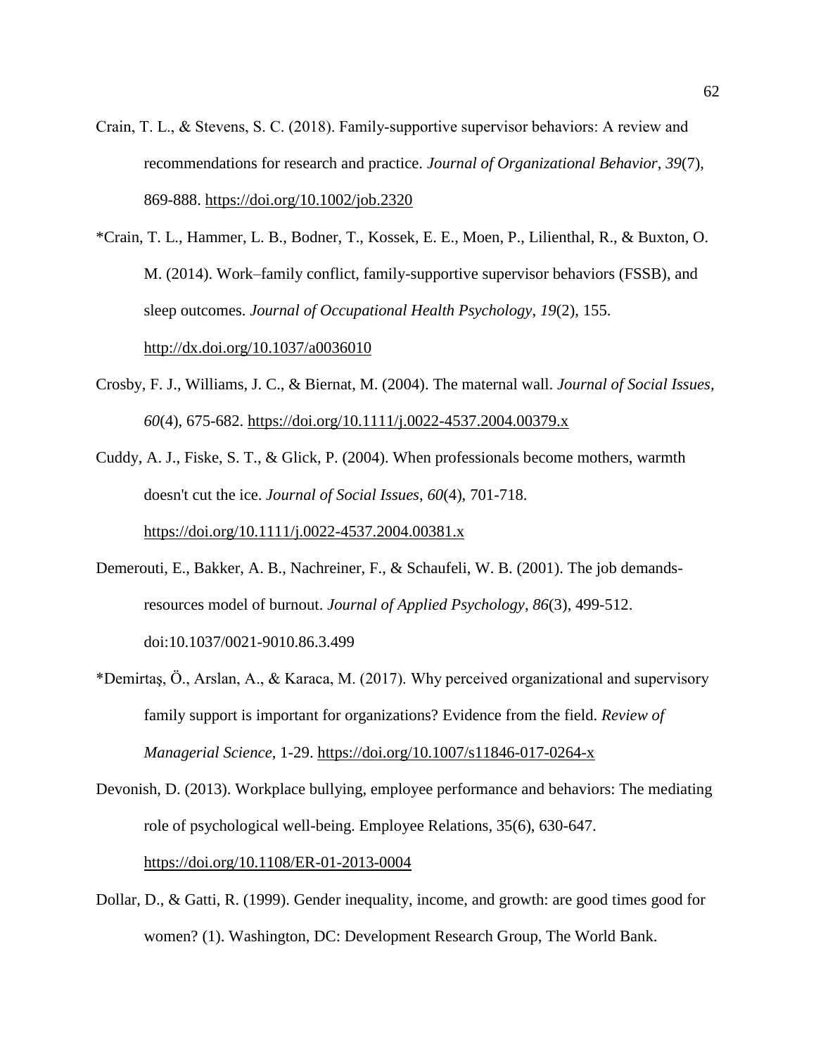Crain, T. L., & Stevens, S. C. (2018). Family-supportive supervisor behaviors: A review and recommendations for research and practice. *Journal of Organizational Behavior*, *39*(7), 869-888. https://doi.org/10.1002/job.2320

*Crain, T. L., Hammer, L. B., Bodner, T., Kossek, E. E., Moen, P., Lilienthal, R., & Buxton, O. M. (2014). Work–family conflict, family-supportive supervisor behaviors (FSSB), and sleep outcomes. *Journal of Occupational Health Psychology*, *19*(2), 155. http://dx.doi.org/10.1037/a0036010

Crosby, F. J., Williams, J. C., & Biernat, M. (2004). The maternal wall. *Journal of Social Issues*, *60*(4), 675-682. https://doi.org/10.1111/j.0022-4537.2004.00379.x

Cuddy, A. J., Fiske, S. T., & Glick, P. (2004). When professionals become mothers, warmth doesn't cut the ice. *Journal of Social Issues*, *60*(4), 701-718. https://doi.org/10.1111/j.0022-4537.2004.00381.x

Demerouti, E., Bakker, A. B., Nachreiner, F., & Schaufeli, W. B. (2001). The job demands-resources model of burnout. *Journal of Applied Psychology*, *86*(3), 499-512. doi:10.1037/0021-9010.86.3.499

*Demirtaş, Ö., Arslan, A., & Karaca, M. (2017). Why perceived organizational and supervisory family support is important for organizations? Evidence from the field. *Review of Managerial Science*, 1-29. https://doi.org/10.1007/s11846-017-0264-x

Devonish, D. (2013). Workplace bullying, employee performance and behaviors: The mediating role of psychological well-being. Employee Relations, 35(6), 630-647. https://doi.org/10.1108/ER-01-2013-0004

Dollar, D., & Gatti, R. (1999). Gender inequality, income, and growth: are good times good for women? (1). Washington, DC: Development Research Group, The World Bank.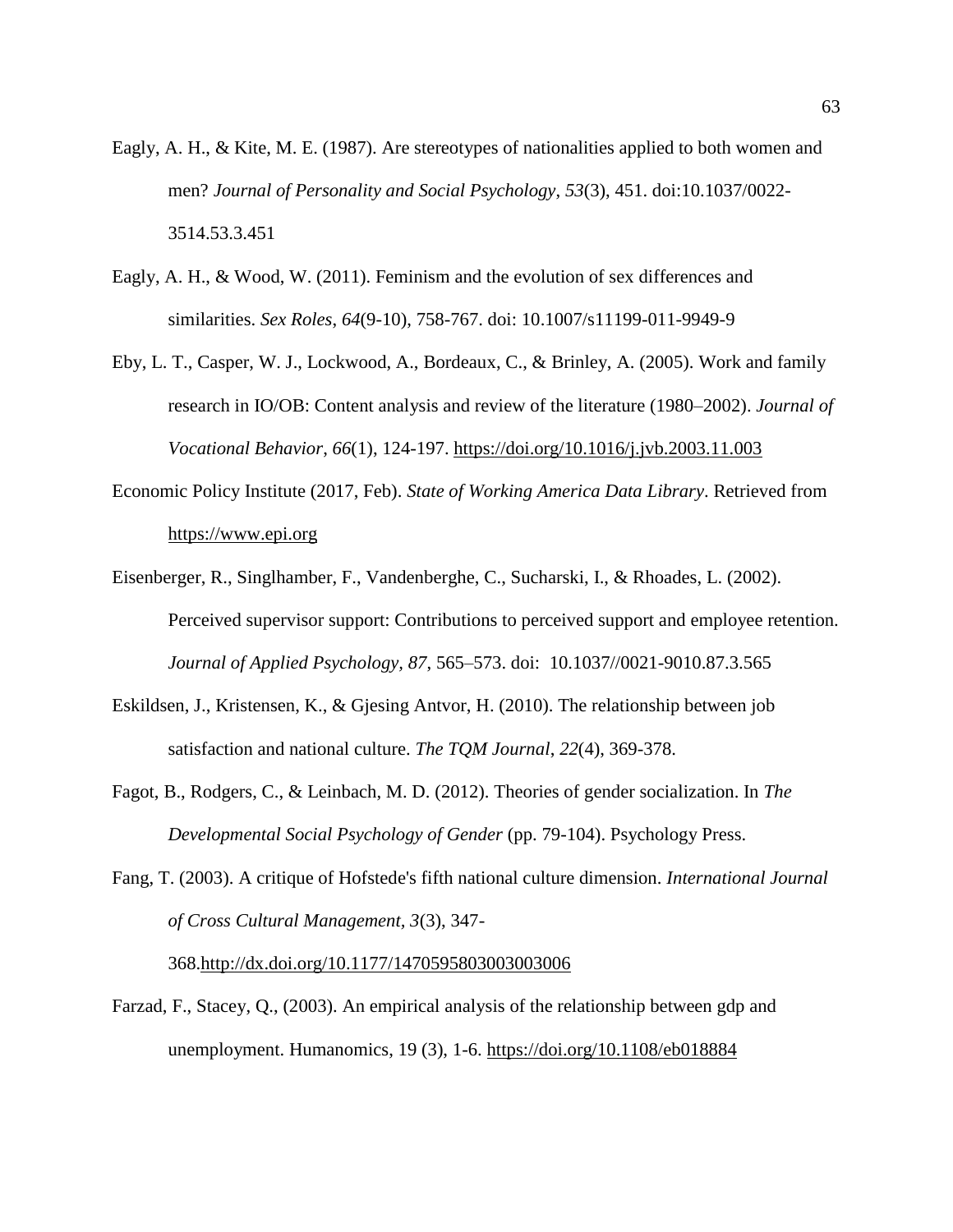Eagly, A. H., & Kite, M. E. (1987). Are stereotypes of nationalities applied to both women and men? *Journal of Personality and Social Psychology*, *53*(3), 451. doi:10.1037/0022-3514.53.3.451

Eagly, A. H., & Wood, W. (2011). Feminism and the evolution of sex differences and similarities. *Sex Roles*, *64*(9-10), 758-767. doi: 10.1007/s11199-011-9949-9

Eby, L. T., Casper, W. J., Lockwood, A., Bordeaux, C., & Brinley, A. (2005). Work and family research in IO/OB: Content analysis and review of the literature (1980–2002). *Journal of Vocational Behavior*, *66*(1), 124-197. https://doi.org/10.1016/j.jvb.2003.11.003

Economic Policy Institute (2017, Feb). *State of Working America Data Library*. Retrieved from https://www.epi.org

Eisenberger, R., Singlhamber, F., Vandenberghe, C., Sucharski, I., & Rhoades, L. (2002). Perceived supervisor support: Contributions to perceived support and employee retention. *Journal of Applied Psychology, 87*, 565–573. doi: 10.1037//0021-9010.87.3.565

Eskildsen, J., Kristensen, K., & Gjesing Antvor, H. (2010). The relationship between job satisfaction and national culture. *The TQM Journal*, *22*(4), 369-378.

Fagot, B., Rodgers, C., & Leinbach, M. D. (2012). Theories of gender socialization. In *The Developmental Social Psychology of Gender* (pp. 79-104). Psychology Press.

Fang, T. (2003). A critique of Hofstede's fifth national culture dimension. *International Journal of Cross Cultural Management*, *3*(3), 347-368.http://dx.doi.org/10.1177/1470595803003003006

Farzad, F., Stacey, Q., (2003). An empirical analysis of the relationship between gdp and unemployment. Humanomics, 19 (3), 1-6. https://doi.org/10.1108/eb018884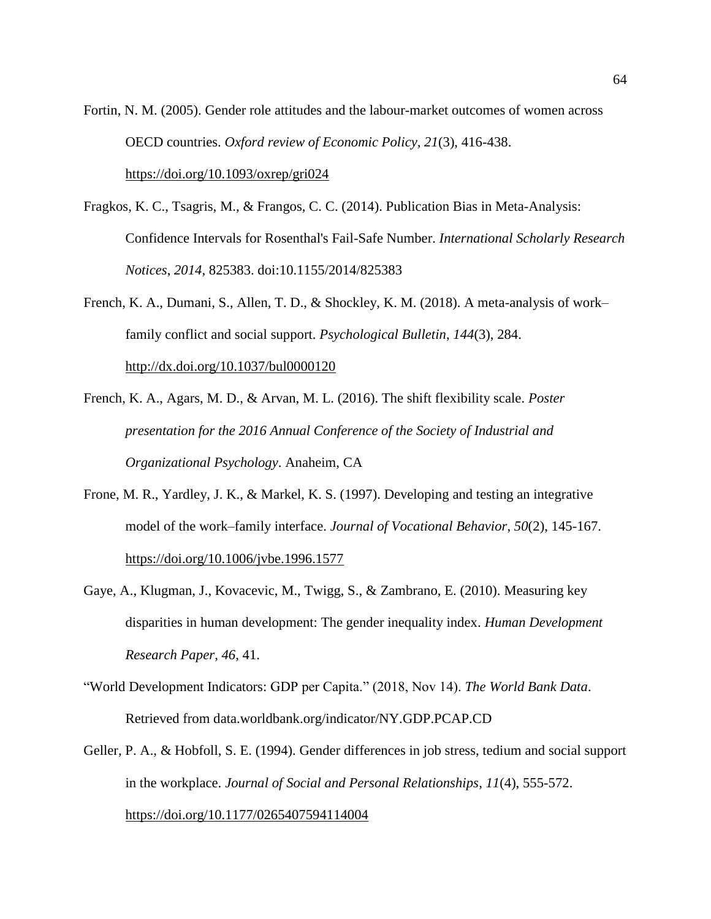Fortin, N. M. (2005). Gender role attitudes and the labour-market outcomes of women across OECD countries. *Oxford review of Economic Policy*, *21*(3), 416-438. https://doi.org/10.1093/oxrep/gri024

Fragkos, K. C., Tsagris, M., & Frangos, C. C. (2014). Publication Bias in Meta-Analysis: Confidence Intervals for Rosenthal's Fail-Safe Number. *International Scholarly Research Notices*, *2014*, 825383. doi:10.1155/2014/825383

French, K. A., Dumani, S., Allen, T. D., & Shockley, K. M. (2018). A meta-analysis of work–family conflict and social support. *Psychological Bulletin*, *144*(3), 284. http://dx.doi.org/10.1037/bul0000120

French, K. A., Agars, M. D., & Arvan, M. L. (2016). The shift flexibility scale. *Poster presentation for the 2016 Annual Conference of the Society of Industrial and Organizational Psychology*. Anaheim, CA

Frone, M. R., Yardley, J. K., & Markel, K. S. (1997). Developing and testing an integrative model of the work–family interface. *Journal of Vocational Behavior*, *50*(2), 145-167. https://doi.org/10.1006/jvbe.1996.1577

Gaye, A., Klugman, J., Kovacevic, M., Twigg, S., & Zambrano, E. (2010). Measuring key disparities in human development: The gender inequality index. *Human Development Research Paper*, *46*, 41.

"World Development Indicators: GDP per Capita." (2018, Nov 14). *The World Bank Data*. Retrieved from data.worldbank.org/indicator/NY.GDP.PCAP.CD

Geller, P. A., & Hobfoll, S. E. (1994). Gender differences in job stress, tedium and social support in the workplace. *Journal of Social and Personal Relationships*, *11*(4), 555-572. https://doi.org/10.1177/0265407594114004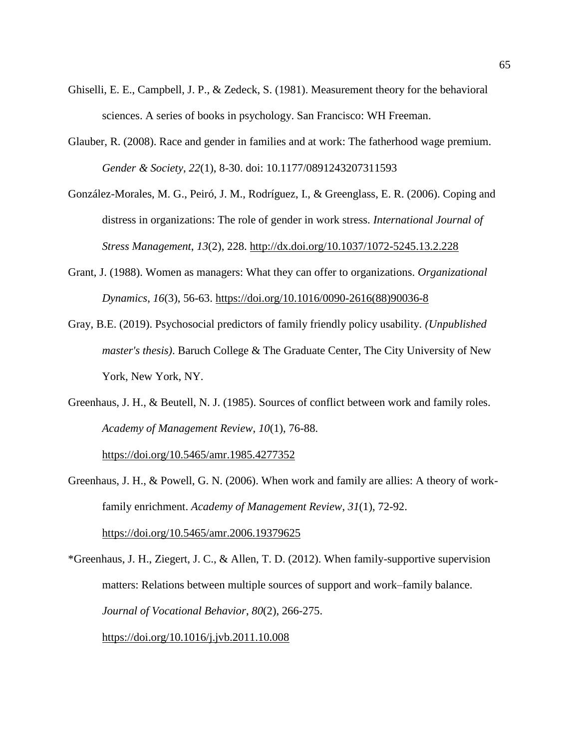Ghiselli, E. E., Campbell, J. P., & Zedeck, S. (1981). Measurement theory for the behavioral sciences. A series of books in psychology. San Francisco: WH Freeman.

Glauber, R. (2008). Race and gender in families and at work: The fatherhood wage premium. *Gender & Society*, *22*(1), 8-30. doi: 10.1177/0891243207311593

González-Morales, M. G., Peiró, J. M., Rodríguez, I., & Greenglass, E. R. (2006). Coping and distress in organizations: The role of gender in work stress. *International Journal of Stress Management*, *13*(2), 228. http://dx.doi.org/10.1037/1072-5245.13.2.228

Grant, J. (1988). Women as managers: What they can offer to organizations. *Organizational Dynamics*, *16*(3), 56-63. https://doi.org/10.1016/0090-2616(88)90036-8

Gray, B.E. (2019). Psychosocial predictors of family friendly policy usability. *(Unpublished master's thesis)*. Baruch College & The Graduate Center, The City University of New York, New York, NY.

Greenhaus, J. H., & Beutell, N. J. (1985). Sources of conflict between work and family roles. *Academy of Management Review*, *10*(1), 76-88. https://doi.org/10.5465/amr.1985.4277352

Greenhaus, J. H., & Powell, G. N. (2006). When work and family are allies: A theory of work-family enrichment. *Academy of Management Review*, *31*(1), 72-92. https://doi.org/10.5465/amr.2006.19379625

*Greenhaus, J. H., Ziegert, J. C., & Allen, T. D. (2012). When family-supportive supervision matters: Relations between multiple sources of support and work–family balance. *Journal of Vocational Behavior*, *80*(2), 266-275. https://doi.org/10.1016/j.jvb.2011.10.008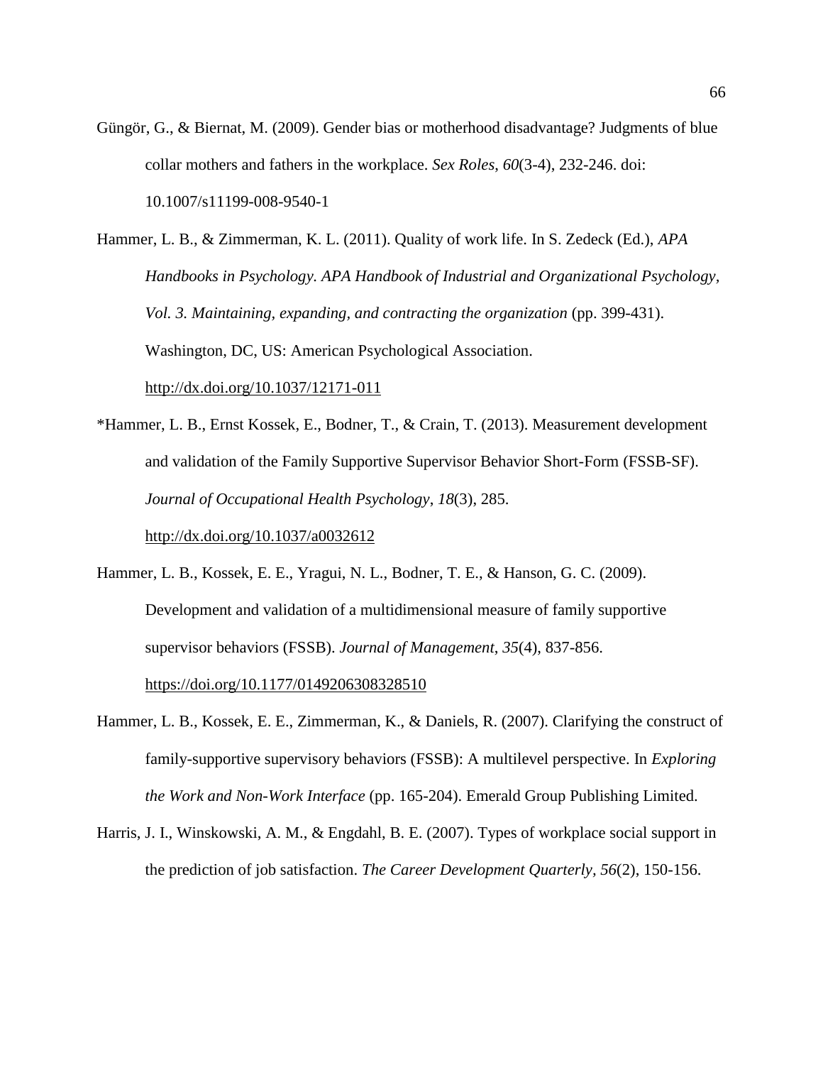Güngör, G., & Biernat, M. (2009). Gender bias or motherhood disadvantage? Judgments of blue collar mothers and fathers in the workplace. *Sex Roles*, *60*(3-4), 232-246. doi: 10.1007/s11199-008-9540-1

Hammer, L. B., & Zimmerman, K. L. (2011). Quality of work life. In S. Zedeck (Ed.), *APA Handbooks in Psychology. APA Handbook of Industrial and Organizational Psychology, Vol. 3. Maintaining, expanding, and contracting the organization* (pp. 399-431). Washington, DC, US: American Psychological Association. http://dx.doi.org/10.1037/12171-011

*Hammer, L. B., Ernst Kossek, E., Bodner, T., & Crain, T. (2013). Measurement development and validation of the Family Supportive Supervisor Behavior Short-Form (FSSB-SF). *Journal of Occupational Health Psychology*, *18*(3), 285. http://dx.doi.org/10.1037/a0032612

Hammer, L. B., Kossek, E. E., Yragui, N. L., Bodner, T. E., & Hanson, G. C. (2009). Development and validation of a multidimensional measure of family supportive supervisor behaviors (FSSB). *Journal of Management*, *35*(4), 837-856. https://doi.org/10.1177/0149206308328510

Hammer, L. B., Kossek, E. E., Zimmerman, K., & Daniels, R. (2007). Clarifying the construct of family-supportive supervisory behaviors (FSSB): A multilevel perspective. In *Exploring the Work and Non-Work Interface* (pp. 165-204). Emerald Group Publishing Limited.

Harris, J. I., Winskowski, A. M., & Engdahl, B. E. (2007). Types of workplace social support in the prediction of job satisfaction. *The Career Development Quarterly*, *56*(2), 150-156.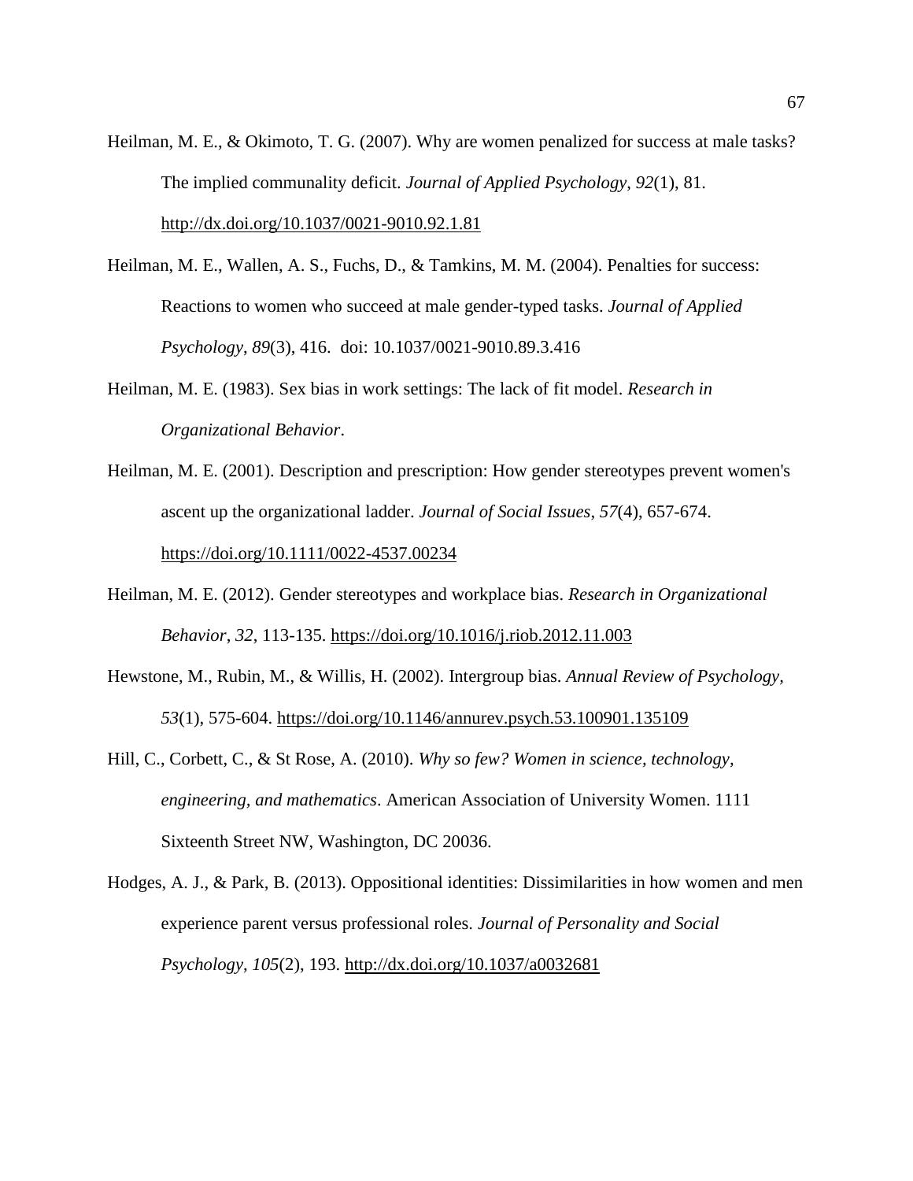Heilman, M. E., & Okimoto, T. G. (2007). Why are women penalized for success at male tasks? The implied communality deficit. *Journal of Applied Psychology*, *92*(1), 81. http://dx.doi.org/10.1037/0021-9010.92.1.81

Heilman, M. E., Wallen, A. S., Fuchs, D., & Tamkins, M. M. (2004). Penalties for success: Reactions to women who succeed at male gender-typed tasks. *Journal of Applied Psychology*, *89*(3), 416. doi: 10.1037/0021-9010.89.3.416

Heilman, M. E. (1983). Sex bias in work settings: The lack of fit model. *Research in Organizational Behavior*.

Heilman, M. E. (2001). Description and prescription: How gender stereotypes prevent women's ascent up the organizational ladder. *Journal of Social Issues*, *57*(4), 657-674. https://doi.org/10.1111/0022-4537.00234

Heilman, M. E. (2012). Gender stereotypes and workplace bias. *Research in Organizational Behavior*, *32*, 113-135. https://doi.org/10.1016/j.riob.2012.11.003

Hewstone, M., Rubin, M., & Willis, H. (2002). Intergroup bias. *Annual Review of Psychology*, *53*(1), 575-604. https://doi.org/10.1146/annurev.psych.53.100901.135109

Hill, C., Corbett, C., & St Rose, A. (2010). *Why so few? Women in science, technology, engineering, and mathematics*. American Association of University Women. 1111 Sixteenth Street NW, Washington, DC 20036.

Hodges, A. J., & Park, B. (2013). Oppositional identities: Dissimilarities in how women and men experience parent versus professional roles. *Journal of Personality and Social Psychology*, *105*(2), 193. http://dx.doi.org/10.1037/a0032681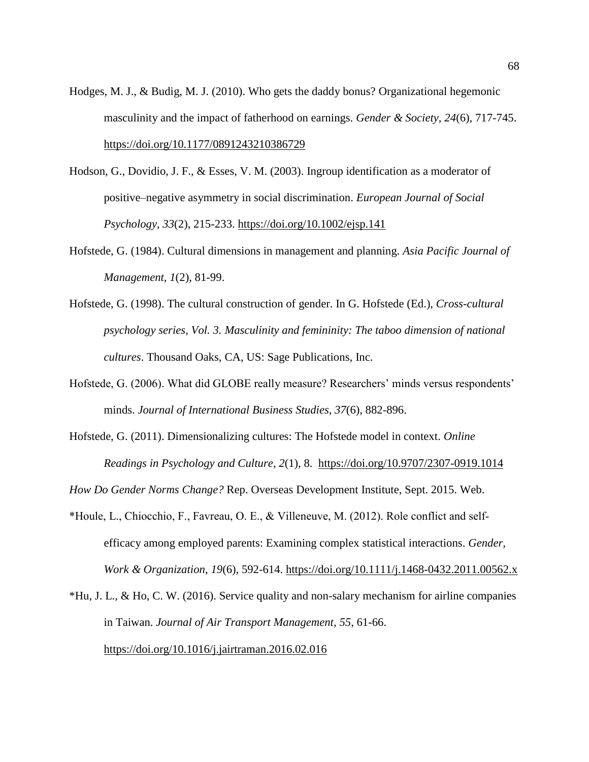Hodges, M. J., & Budig, M. J. (2010). Who gets the daddy bonus? Organizational hegemonic masculinity and the impact of fatherhood on earnings. *Gender & Society*, *24*(6), 717-745. https://doi.org/10.1177/0891243210386729

Hodson, G., Dovidio, J. F., & Esses, V. M. (2003). Ingroup identification as a moderator of positive–negative asymmetry in social discrimination. *European Journal of Social Psychology*, *33*(2), 215-233. https://doi.org/10.1002/ejsp.141

Hofstede, G. (1984). Cultural dimensions in management and planning. *Asia Pacific Journal of Management*, *1*(2), 81-99.

Hofstede, G. (1998). The cultural construction of gender. In G. Hofstede (Ed.), *Cross-cultural psychology series, Vol. 3. Masculinity and femininity: The taboo dimension of national cultures*. Thousand Oaks, CA, US: Sage Publications, Inc.

Hofstede, G. (2006). What did GLOBE really measure? Researchers' minds versus respondents' minds. *Journal of International Business Studies, 37*(6), 882-896.

Hofstede, G. (2011). Dimensionalizing cultures: The Hofstede model in context. *Online Readings in Psychology and Culture*, *2*(1), 8. https://doi.org/10.9707/2307-0919.1014

*How Do Gender Norms Change?* Rep. Overseas Development Institute, Sept. 2015. Web.

*Houle, L., Chiocchio, F., Favreau, O. E., & Villeneuve, M. (2012). Role conflict and self-efficacy among employed parents: Examining complex statistical interactions. *Gender, Work & Organization*, *19*(6), 592-614. https://doi.org/10.1111/j.1468-0432.2011.00562.x

*Hu, J. L., & Ho, C. W. (2016). Service quality and non-salary mechanism for airline companies in Taiwan. *Journal of Air Transport Management*, *55*, 61-66. https://doi.org/10.1016/j.jairtraman.2016.02.016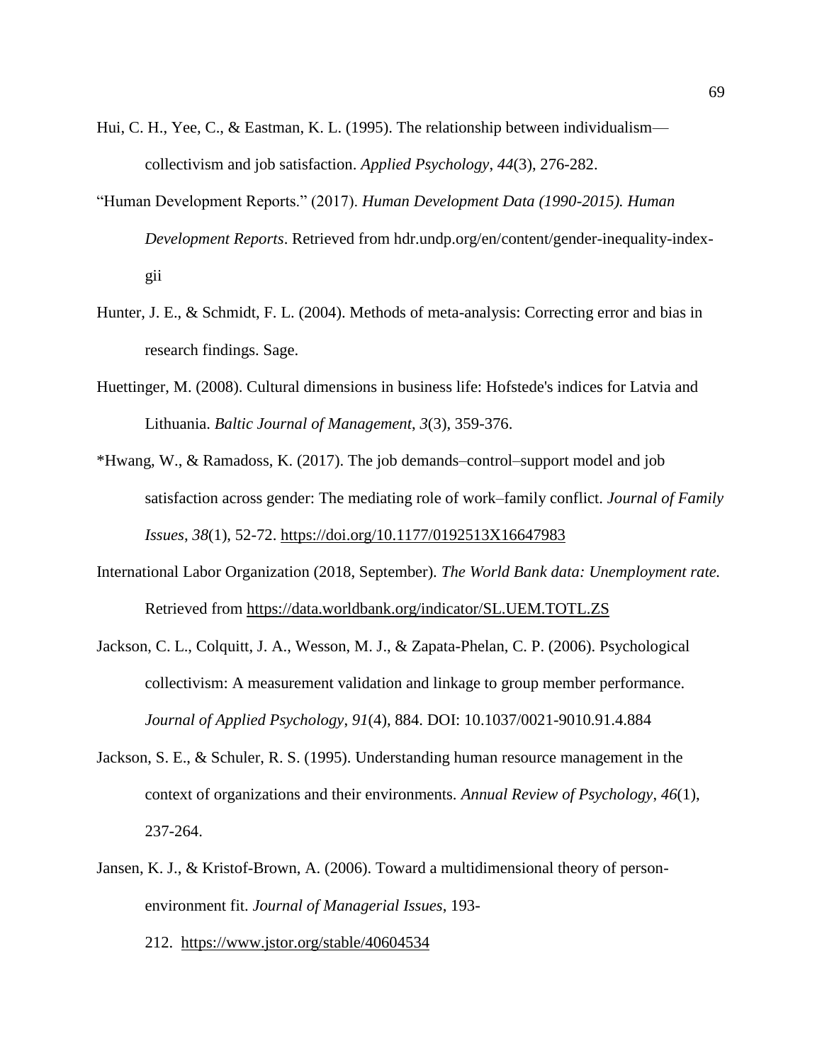Hui, C. H., Yee, C., & Eastman, K. L. (1995). The relationship between individualism—collectivism and job satisfaction. *Applied Psychology*, *44*(3), 276-282.

"Human Development Reports." (2017). *Human Development Data (1990-2015). Human Development Reports*. Retrieved from hdr.undp.org/en/content/gender-inequality-index-gii

Hunter, J. E., & Schmidt, F. L. (2004). Methods of meta-analysis: Correcting error and bias in research findings. Sage.

Huettinger, M. (2008). Cultural dimensions in business life: Hofstede's indices for Latvia and Lithuania. *Baltic Journal of Management*, *3*(3), 359-376.

*Hwang, W., & Ramadoss, K. (2017). The job demands–control–support model and job satisfaction across gender: The mediating role of work–family conflict. *Journal of Family Issues*, *38*(1), 52-72. https://doi.org/10.1177/0192513X16647983

International Labor Organization (2018, September). *The World Bank data: Unemployment rate.* Retrieved from https://data.worldbank.org/indicator/SL.UEM.TOTL.ZS

Jackson, C. L., Colquitt, J. A., Wesson, M. J., & Zapata-Phelan, C. P. (2006). Psychological collectivism: A measurement validation and linkage to group member performance. *Journal of Applied Psychology*, *91*(4), 884. DOI: 10.1037/0021-9010.91.4.884

Jackson, S. E., & Schuler, R. S. (1995). Understanding human resource management in the context of organizations and their environments. *Annual Review of Psychology*, *46*(1), 237-264.

Jansen, K. J., & Kristof-Brown, A. (2006). Toward a multidimensional theory of person-environment fit. *Journal of Managerial Issues*, 193-212. https://www.jstor.org/stable/40604534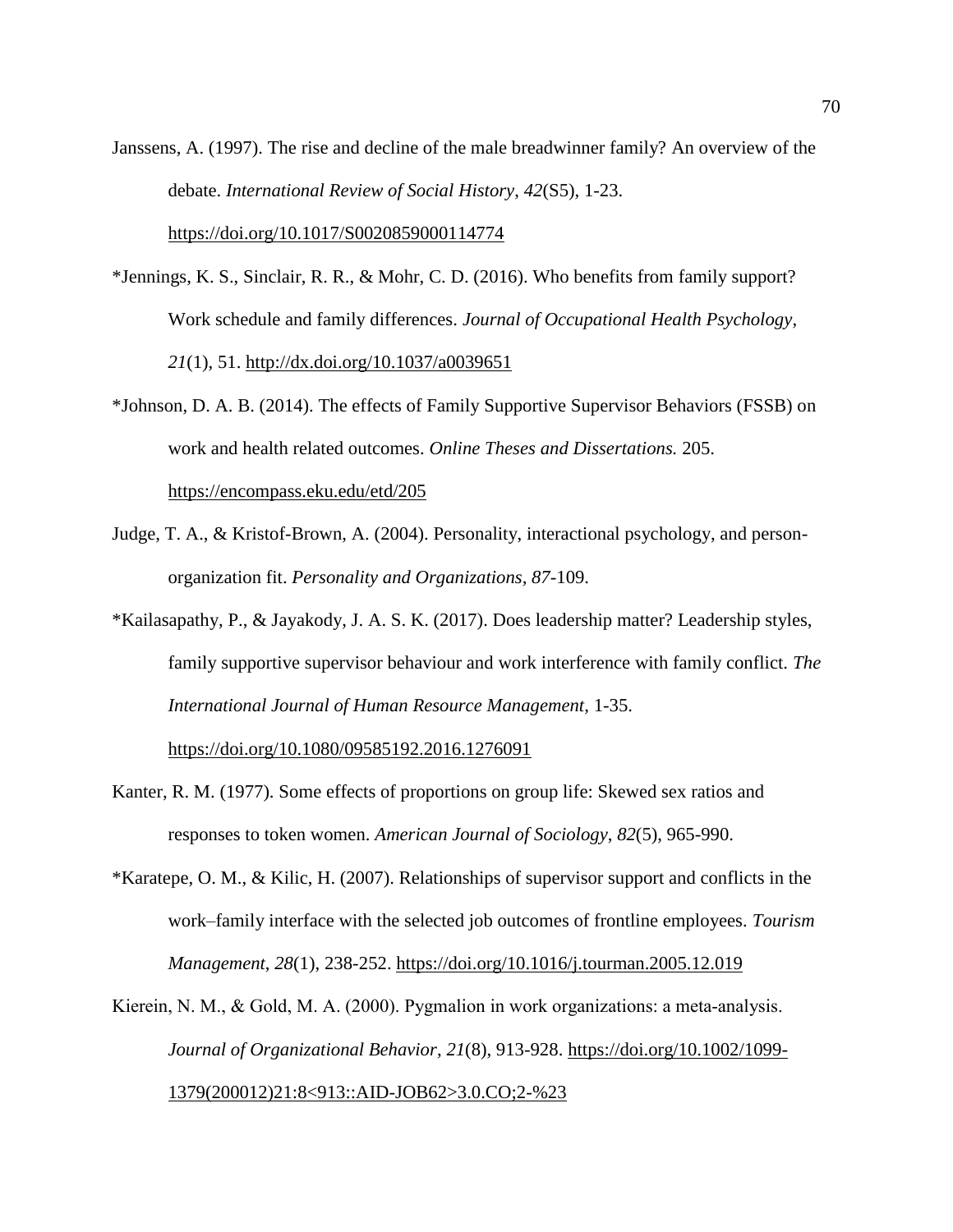Janssens, A. (1997). The rise and decline of the male breadwinner family? An overview of the debate. *International Review of Social History*, *42*(S5), 1-23. https://doi.org/10.1017/S0020859000114774

*Jennings, K. S., Sinclair, R. R., & Mohr, C. D. (2016). Who benefits from family support? Work schedule and family differences. *Journal of Occupational Health Psychology*, *21*(1), 51. http://dx.doi.org/10.1037/a0039651

*Johnson, D. A. B. (2014). The effects of Family Supportive Supervisor Behaviors (FSSB) on work and health related outcomes. *Online Theses and Dissertations.* 205. https://encompass.eku.edu/etd/205

Judge, T. A., & Kristof-Brown, A. (2004). Personality, interactional psychology, and person-organization fit. *Personality and Organizations*, *87*-109.

*Kailasapathy, P., & Jayakody, J. A. S. K. (2017). Does leadership matter? Leadership styles, family supportive supervisor behaviour and work interference with family conflict. *The International Journal of Human Resource Management*, 1-35. https://doi.org/10.1080/09585192.2016.1276091

Kanter, R. M. (1977). Some effects of proportions on group life: Skewed sex ratios and responses to token women. *American Journal of Sociology*, *82*(5), 965-990.

*Karatepe, O. M., & Kilic, H. (2007). Relationships of supervisor support and conflicts in the work–family interface with the selected job outcomes of frontline employees. *Tourism Management*, *28*(1), 238-252. https://doi.org/10.1016/j.tourman.2005.12.019

Kierein, N. M., & Gold, M. A. (2000). Pygmalion in work organizations: a meta-analysis. *Journal of Organizational Behavior*, *21*(8), 913-928. https://doi.org/10.1002/1099-1379(200012)21:8<913::AID-JOB62>3.0.CO;2-%23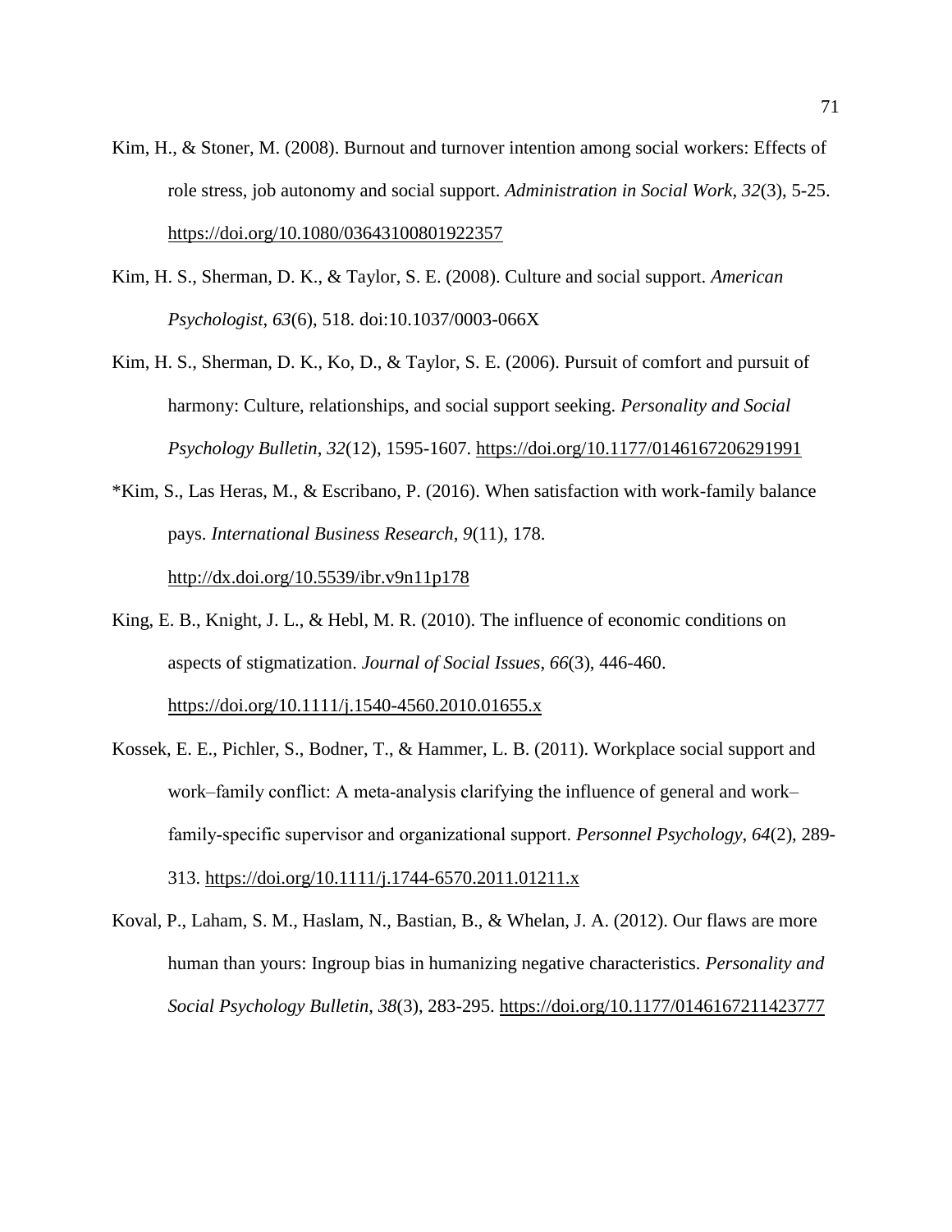Kim, H., & Stoner, M. (2008). Burnout and turnover intention among social workers: Effects of role stress, job autonomy and social support. *Administration in Social Work, 32*(3), 5-25. https://doi.org/10.1080/03643100801922357

Kim, H. S., Sherman, D. K., & Taylor, S. E. (2008). Culture and social support. *American Psychologist*, *63*(6), 518. doi:10.1037/0003-066X

Kim, H. S., Sherman, D. K., Ko, D., & Taylor, S. E. (2006). Pursuit of comfort and pursuit of harmony: Culture, relationships, and social support seeking. *Personality and Social Psychology Bulletin*, *32*(12), 1595-1607. https://doi.org/10.1177/0146167206291991

*Kim, S., Las Heras, M., & Escribano, P. (2016). When satisfaction with work-family balance pays. *International Business Research*, *9*(11), 178. http://dx.doi.org/10.5539/ibr.v9n11p178

King, E. B., Knight, J. L., & Hebl, M. R. (2010). The influence of economic conditions on aspects of stigmatization. *Journal of Social Issues*, *66*(3), 446-460. https://doi.org/10.1111/j.1540-4560.2010.01655.x

Kossek, E. E., Pichler, S., Bodner, T., & Hammer, L. B. (2011). Workplace social support and work–family conflict: A meta-analysis clarifying the influence of general and work–family-specific supervisor and organizational support. *Personnel Psychology*, *64*(2), 289-313. https://doi.org/10.1111/j.1744-6570.2011.01211.x

Koval, P., Laham, S. M., Haslam, N., Bastian, B., & Whelan, J. A. (2012). Our flaws are more human than yours: Ingroup bias in humanizing negative characteristics. *Personality and Social Psychology Bulletin, 38*(3), 283-295. https://doi.org/10.1177/0146167211423777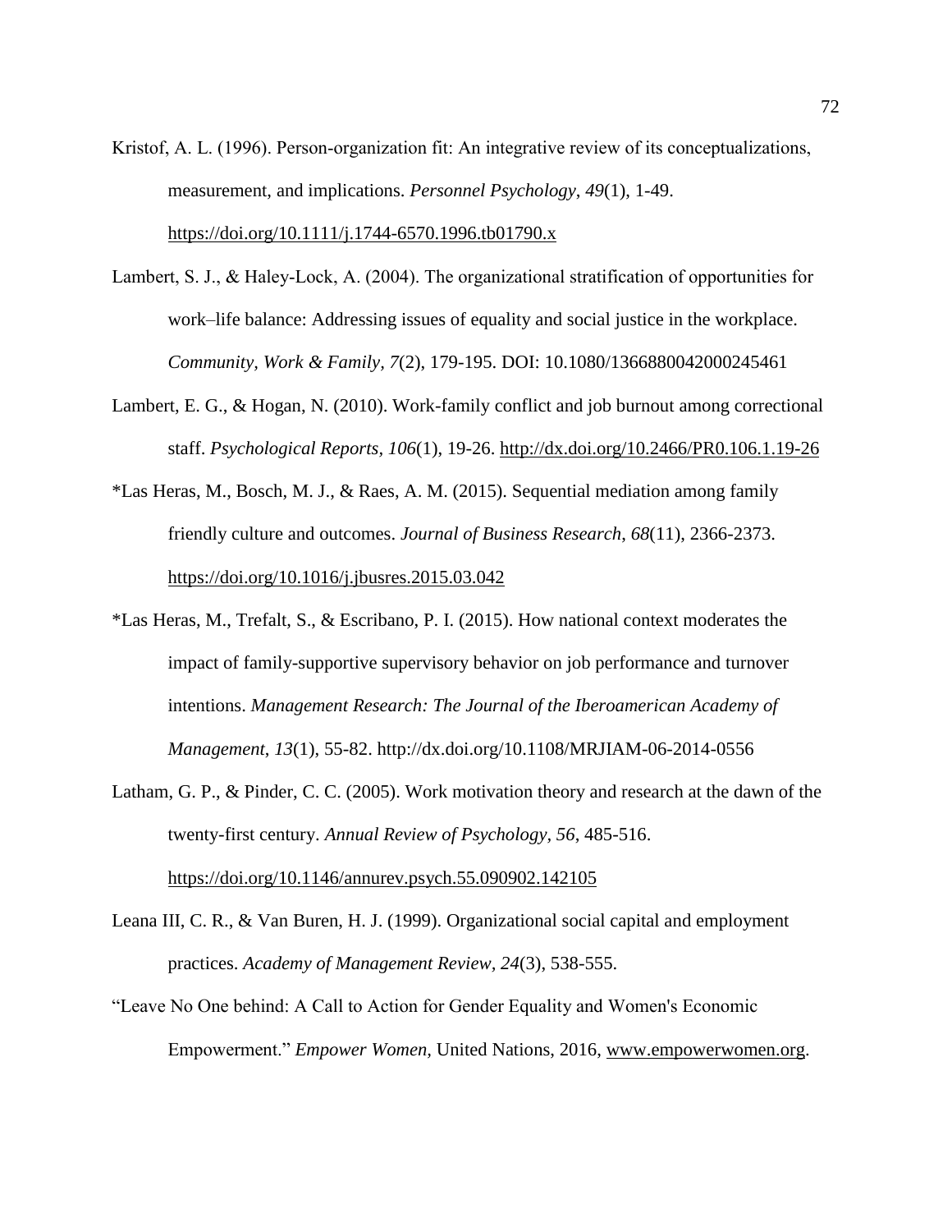Kristof, A. L. (1996). Person-organization fit: An integrative review of its conceptualizations, measurement, and implications. *Personnel Psychology*, *49*(1), 1-49. https://doi.org/10.1111/j.1744-6570.1996.tb01790.x

Lambert, S. J., & Haley-Lock, A. (2004). The organizational stratification of opportunities for work–life balance: Addressing issues of equality and social justice in the workplace. *Community, Work & Family*, *7*(2), 179-195. DOI: 10.1080/1366880042000245461

Lambert, E. G., & Hogan, N. (2010). Work-family conflict and job burnout among correctional staff. *Psychological Reports*, *106*(1), 19-26. http://dx.doi.org/10.2466/PR0.106.1.19-26

*Las Heras, M., Bosch, M. J., & Raes, A. M. (2015). Sequential mediation among family friendly culture and outcomes. *Journal of Business Research*, *68*(11), 2366-2373. https://doi.org/10.1016/j.jbusres.2015.03.042

*Las Heras, M., Trefalt, S., & Escribano, P. I. (2015). How national context moderates the impact of family-supportive supervisory behavior on job performance and turnover intentions. *Management Research: The Journal of the Iberoamerican Academy of Management*, *13*(1), 55-82. http://dx.doi.org/10.1108/MRJIAM-06-2014-0556

Latham, G. P., & Pinder, C. C. (2005). Work motivation theory and research at the dawn of the twenty-first century. *Annual Review of Psychology*, *56*, 485-516. https://doi.org/10.1146/annurev.psych.55.090902.142105

Leana III, C. R., & Van Buren, H. J. (1999). Organizational social capital and employment practices. *Academy of Management Review*, *24*(3), 538-555.

"Leave No One behind: A Call to Action for Gender Equality and Women's Economic Empowerment." *Empower Women*, United Nations, 2016, www.empowerwomen.org.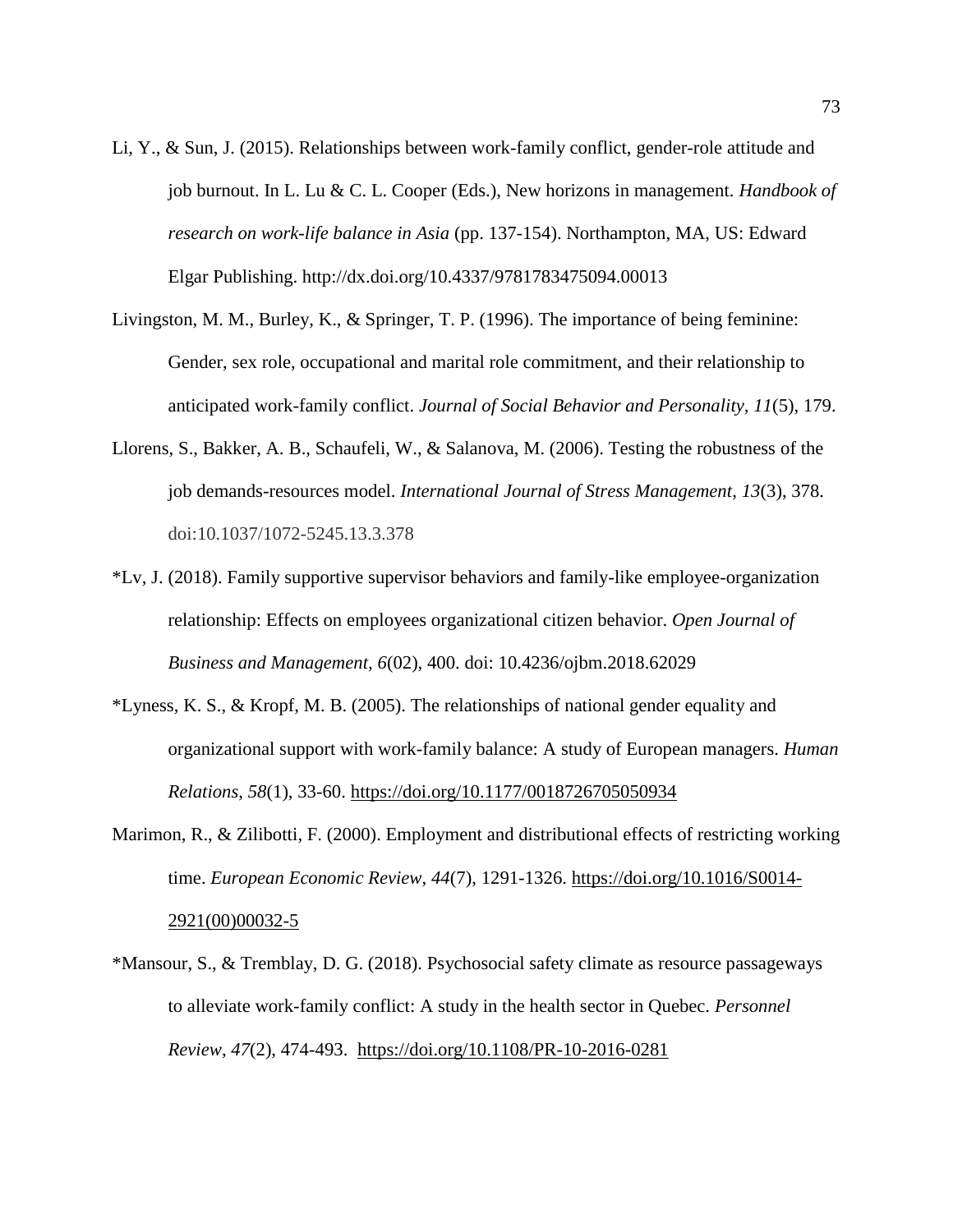Li, Y., & Sun, J. (2015). Relationships between work-family conflict, gender-role attitude and job burnout. In L. Lu & C. L. Cooper (Eds.), New horizons in management. *Handbook of research on work-life balance in Asia* (pp. 137-154). Northampton, MA, US: Edward Elgar Publishing. http://dx.doi.org/10.4337/9781783475094.00013

Livingston, M. M., Burley, K., & Springer, T. P. (1996). The importance of being feminine: Gender, sex role, occupational and marital role commitment, and their relationship to anticipated work-family conflict. *Journal of Social Behavior and Personality*, *11*(5), 179.

Llorens, S., Bakker, A. B., Schaufeli, W., & Salanova, M. (2006). Testing the robustness of the job demands-resources model. *International Journal of Stress Management*, *13*(3), 378. doi:10.1037/1072-5245.13.3.378

*Lv, J. (2018). Family supportive supervisor behaviors and family-like employee-organization relationship: Effects on employees organizational citizen behavior. *Open Journal of Business and Management, 6*(02), 400. doi: 10.4236/ojbm.2018.62029

*Lyness, K. S., & Kropf, M. B. (2005). The relationships of national gender equality and organizational support with work-family balance: A study of European managers. *Human Relations*, *58*(1), 33-60. https://doi.org/10.1177/0018726705050934

Marimon, R., & Zilibotti, F. (2000). Employment and distributional effects of restricting working time. *European Economic Review*, *44*(7), 1291-1326. https://doi.org/10.1016/S0014-2921(00)00032-5

*Mansour, S., & Tremblay, D. G. (2018). Psychosocial safety climate as resource passageways to alleviate work-family conflict: A study in the health sector in Quebec. *Personnel Review*, *47*(2), 474-493. https://doi.org/10.1108/PR-10-2016-0281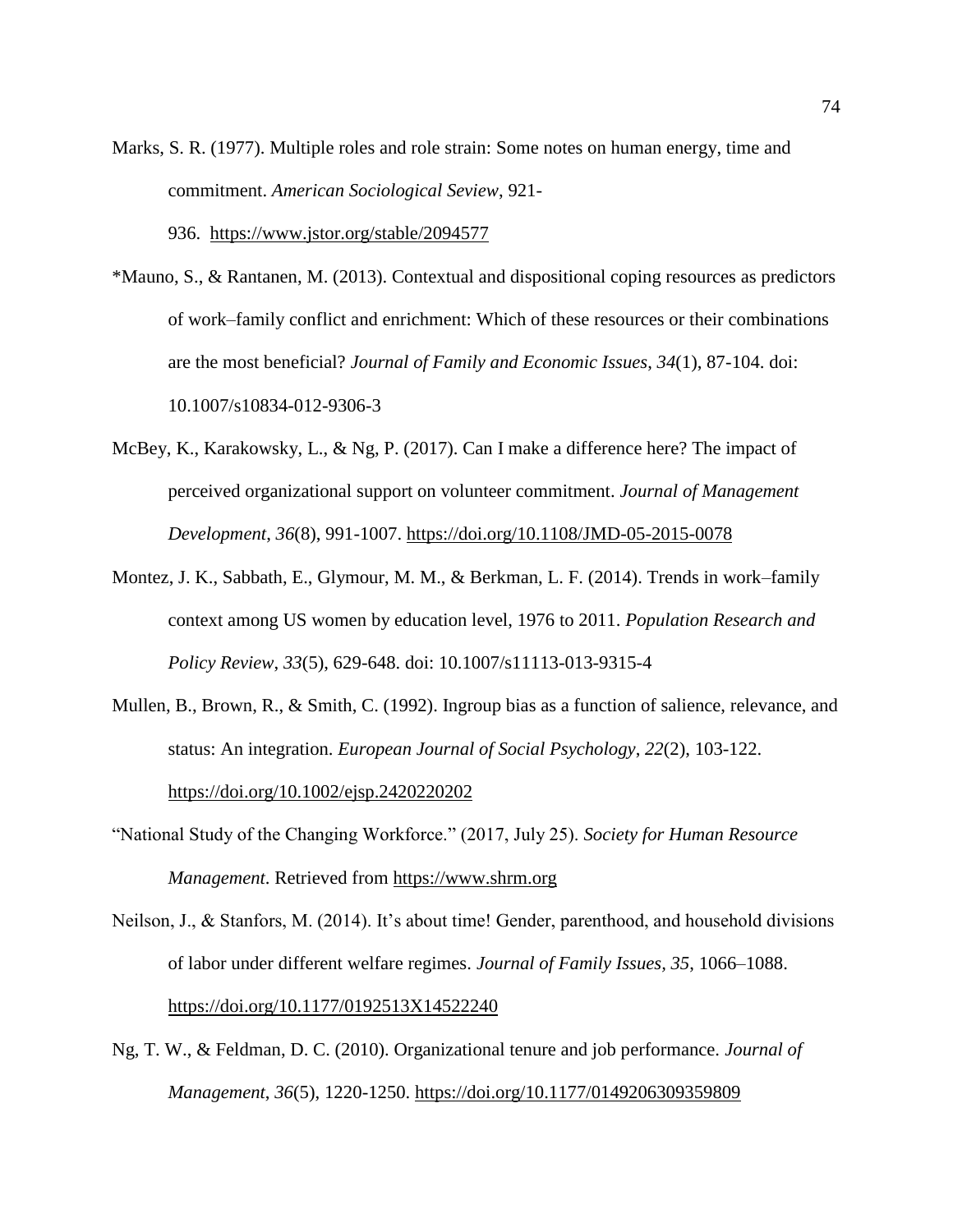Marks, S. R. (1977). Multiple roles and role strain: Some notes on human energy, time and commitment. *American Sociological Seview*, 921-936. https://www.jstor.org/stable/2094577

*Mauno, S., & Rantanen, M. (2013). Contextual and dispositional coping resources as predictors of work–family conflict and enrichment: Which of these resources or their combinations are the most beneficial? *Journal of Family and Economic Issues, 34*(1), 87-104. doi: 10.1007/s10834-012-9306-3

McBey, K., Karakowsky, L., & Ng, P. (2017). Can I make a difference here? The impact of perceived organizational support on volunteer commitment. *Journal of Management Development*, *36*(8), 991-1007. https://doi.org/10.1108/JMD-05-2015-0078

Montez, J. K., Sabbath, E., Glymour, M. M., & Berkman, L. F. (2014). Trends in work–family context among US women by education level, 1976 to 2011. *Population Research and Policy Review*, *33*(5), 629-648. doi: 10.1007/s11113-013-9315-4

Mullen, B., Brown, R., & Smith, C. (1992). Ingroup bias as a function of salience, relevance, and status: An integration. *European Journal of Social Psychology*, *22*(2), 103-122. https://doi.org/10.1002/ejsp.2420220202

"National Study of the Changing Workforce." (2017, July 25). *Society for Human Resource Management*. Retrieved from https://www.shrm.org

Neilson, J., & Stanfors, M. (2014). It's about time! Gender, parenthood, and household divisions of labor under different welfare regimes. *Journal of Family Issues, 35*, 1066–1088. https://doi.org/10.1177/0192513X14522240

Ng, T. W., & Feldman, D. C. (2010). Organizational tenure and job performance. *Journal of Management*, *36*(5), 1220-1250. https://doi.org/10.1177/0149206309359809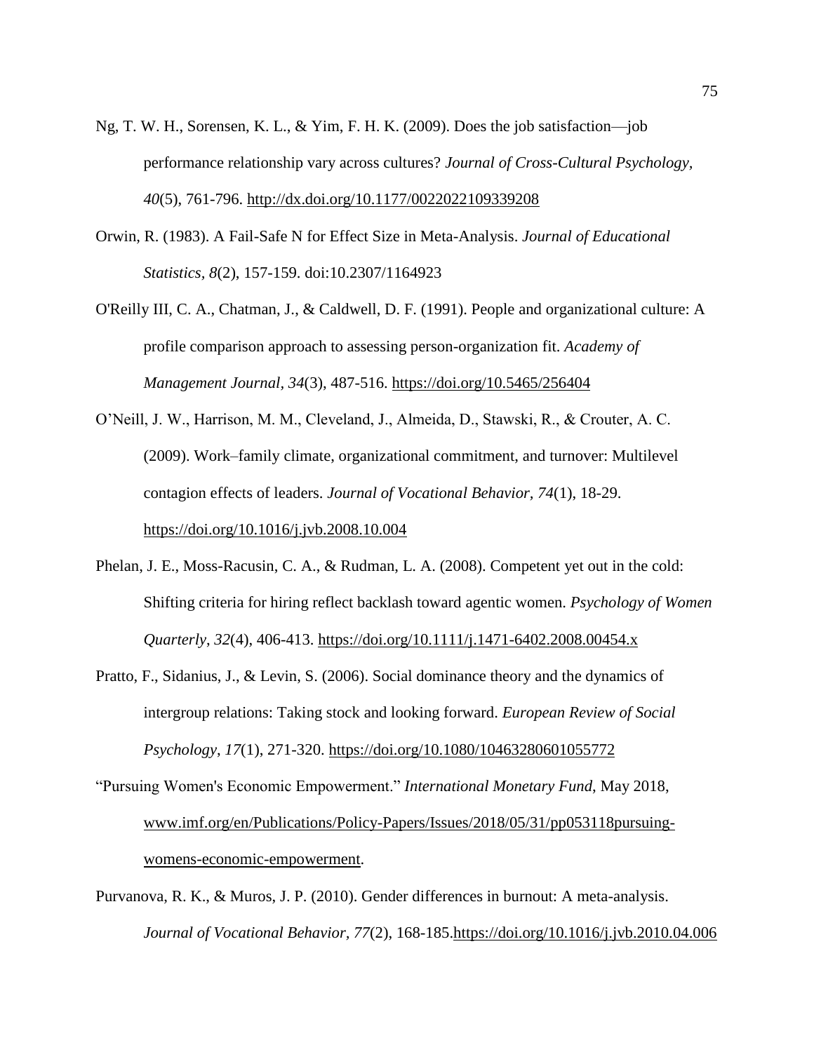Ng, T. W. H., Sorensen, K. L., & Yim, F. H. K. (2009). Does the job satisfaction—job performance relationship vary across cultures? *Journal of Cross-Cultural Psychology, 40*(5), 761-796. http://dx.doi.org/10.1177/0022022109339208

Orwin, R. (1983). A Fail-Safe N for Effect Size in Meta-Analysis. *Journal of Educational Statistics, 8*(2), 157-159. doi:10.2307/1164923

O'Reilly III, C. A., Chatman, J., & Caldwell, D. F. (1991). People and organizational culture: A profile comparison approach to assessing person-organization fit. *Academy of Management Journal*, *34*(3), 487-516. https://doi.org/10.5465/256404

O'Neill, J. W., Harrison, M. M., Cleveland, J., Almeida, D., Stawski, R., & Crouter, A. C. (2009). Work–family climate, organizational commitment, and turnover: Multilevel contagion effects of leaders. *Journal of Vocational Behavior*, *74*(1), 18-29. https://doi.org/10.1016/j.jvb.2008.10.004

Phelan, J. E., Moss-Racusin, C. A., & Rudman, L. A. (2008). Competent yet out in the cold: Shifting criteria for hiring reflect backlash toward agentic women. *Psychology of Women Quarterly*, *32*(4), 406-413. https://doi.org/10.1111/j.1471-6402.2008.00454.x

Pratto, F., Sidanius, J., & Levin, S. (2006). Social dominance theory and the dynamics of intergroup relations: Taking stock and looking forward. *European Review of Social Psychology*, *17*(1), 271-320. https://doi.org/10.1080/10463280601055772

"Pursuing Women's Economic Empowerment." *International Monetary Fund*, May 2018, www.imf.org/en/Publications/Policy-Papers/Issues/2018/05/31/pp053118pursuing-womens-economic-empowerment.

Purvanova, R. K., & Muros, J. P. (2010). Gender differences in burnout: A meta-analysis. *Journal of Vocational Behavior, 77*(2), 168-185.https://doi.org/10.1016/j.jvb.2010.04.006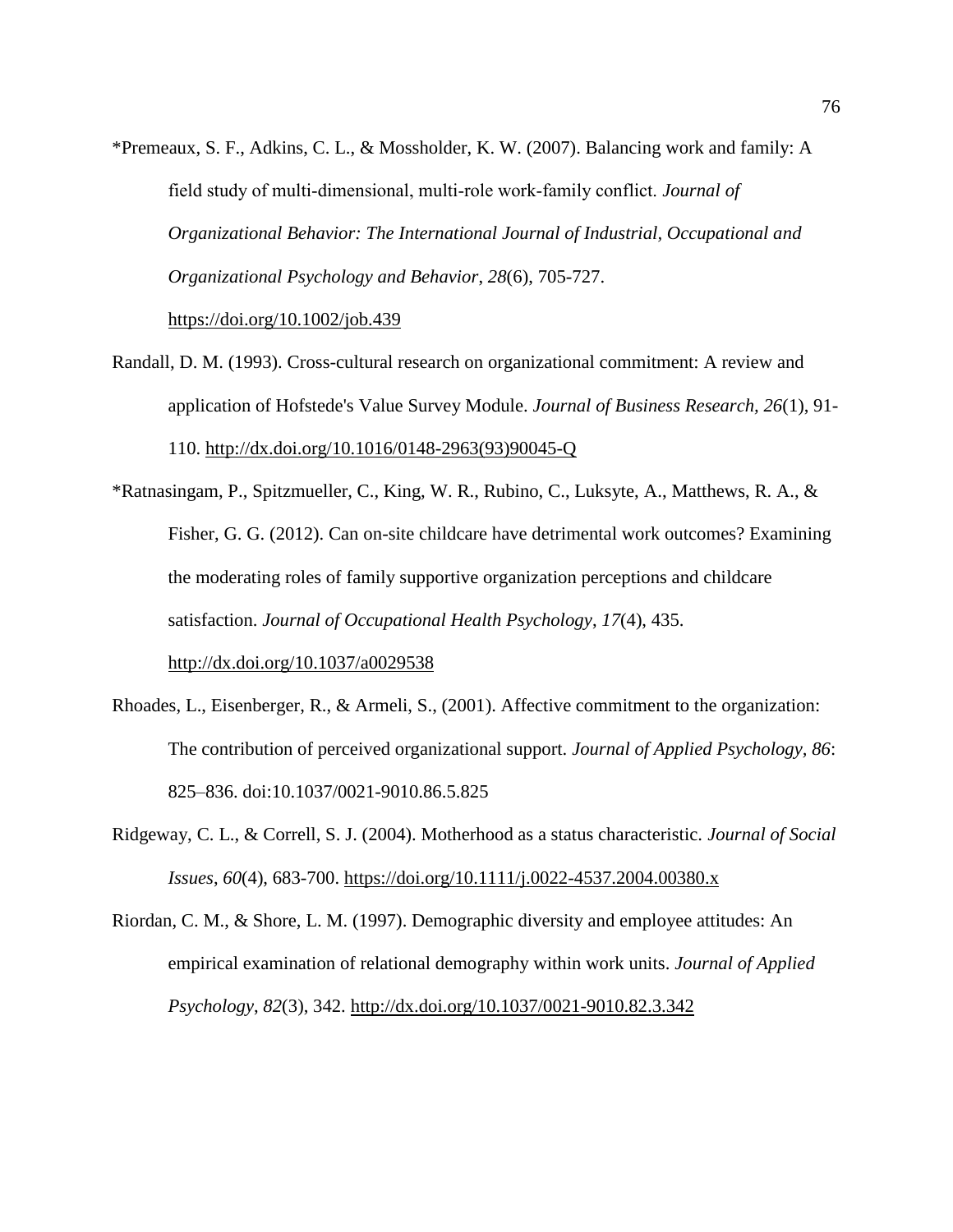*Premeaux, S. F., Adkins, C. L., & Mossholder, K. W. (2007). Balancing work and family: A field study of multi-dimensional, multi-role work-family conflict. *Journal of Organizational Behavior: The International Journal of Industrial, Occupational and Organizational Psychology and Behavior*, *28*(6), 705-727. https://doi.org/10.1002/job.439

Randall, D. M. (1993). Cross-cultural research on organizational commitment: A review and application of Hofstede's Value Survey Module. *Journal of Business Research, 26*(1), 91-110. http://dx.doi.org/10.1016/0148-2963(93)90045-Q

*Ratnasingam, P., Spitzmueller, C., King, W. R., Rubino, C., Luksyte, A., Matthews, R. A., & Fisher, G. G. (2012). Can on-site childcare have detrimental work outcomes? Examining the moderating roles of family supportive organization perceptions and childcare satisfaction. *Journal of Occupational Health Psychology*, *17*(4), 435. http://dx.doi.org/10.1037/a0029538

Rhoades, L., Eisenberger, R., & Armeli, S., (2001). Affective commitment to the organization: The contribution of perceived organizational support. *Journal of Applied Psychology, 86*: 825–836. doi:10.1037/0021-9010.86.5.825

Ridgeway, C. L., & Correll, S. J. (2004). Motherhood as a status characteristic. *Journal of Social Issues*, *60*(4), 683-700. https://doi.org/10.1111/j.0022-4537.2004.00380.x

Riordan, C. M., & Shore, L. M. (1997). Demographic diversity and employee attitudes: An empirical examination of relational demography within work units. *Journal of Applied Psychology*, *82*(3), 342. http://dx.doi.org/10.1037/0021-9010.82.3.342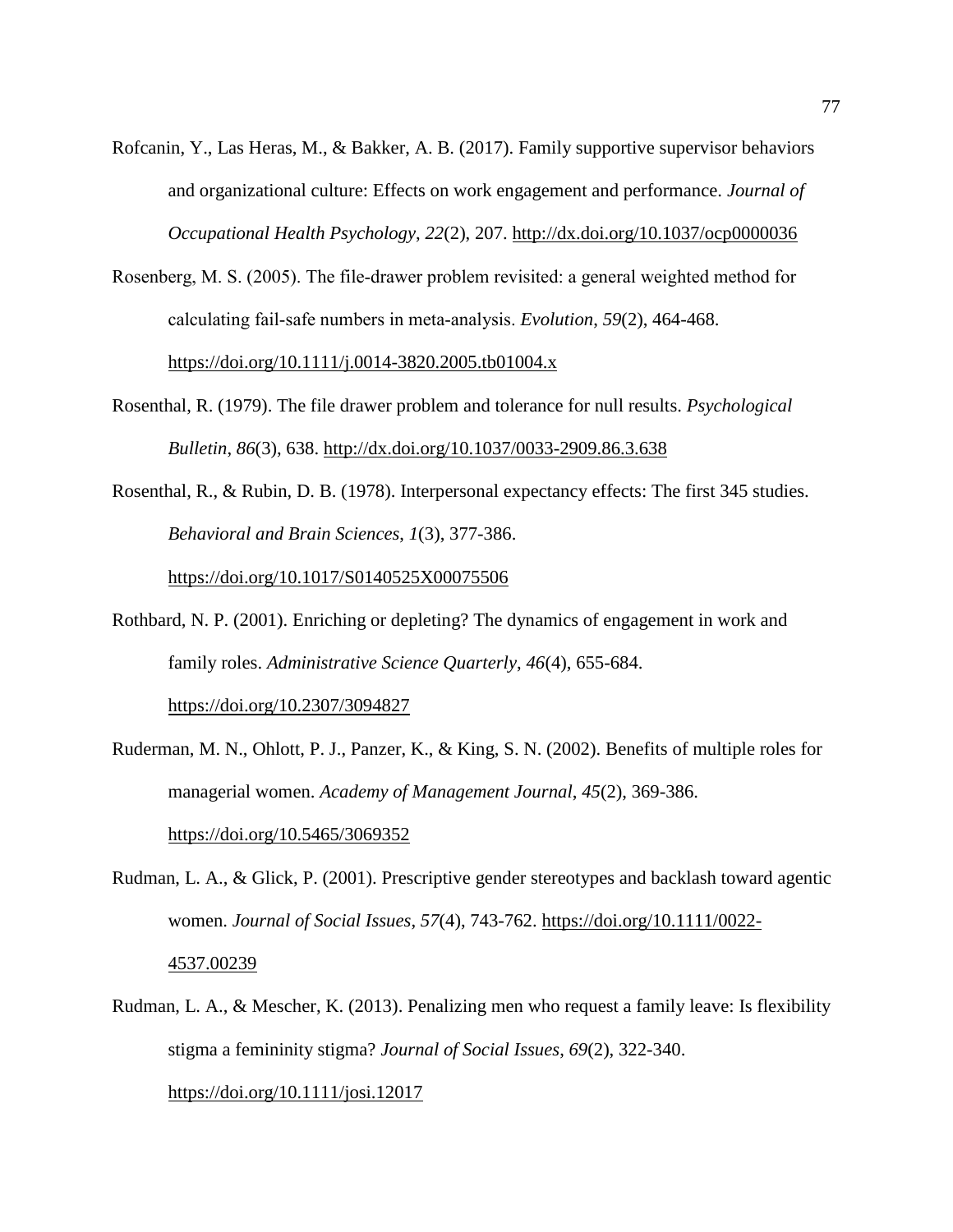Rofcanin, Y., Las Heras, M., & Bakker, A. B. (2017). Family supportive supervisor behaviors and organizational culture: Effects on work engagement and performance. *Journal of Occupational Health Psychology*, *22*(2), 207. http://dx.doi.org/10.1037/ocp0000036

Rosenberg, M. S. (2005). The file-drawer problem revisited: a general weighted method for calculating fail-safe numbers in meta-analysis. *Evolution*, *59*(2), 464-468. https://doi.org/10.1111/j.0014-3820.2005.tb01004.x

Rosenthal, R. (1979). The file drawer problem and tolerance for null results. *Psychological Bulletin*, *86*(3), 638. http://dx.doi.org/10.1037/0033-2909.86.3.638

Rosenthal, R., & Rubin, D. B. (1978). Interpersonal expectancy effects: The first 345 studies. *Behavioral and Brain Sciences*, *1*(3), 377-386. https://doi.org/10.1017/S0140525X00075506

Rothbard, N. P. (2001). Enriching or depleting? The dynamics of engagement in work and family roles. *Administrative Science Quarterly*, *46*(4), 655-684. https://doi.org/10.2307/3094827

Ruderman, M. N., Ohlott, P. J., Panzer, K., & King, S. N. (2002). Benefits of multiple roles for managerial women. *Academy of Management Journal*, *45*(2), 369-386. https://doi.org/10.5465/3069352

Rudman, L. A., & Glick, P. (2001). Prescriptive gender stereotypes and backlash toward agentic women. *Journal of Social Issues*, *57*(4), 743-762. https://doi.org/10.1111/0022-4537.00239

Rudman, L. A., & Mescher, K. (2013). Penalizing men who request a family leave: Is flexibility stigma a femininity stigma? *Journal of Social Issues*, *69*(2), 322-340. https://doi.org/10.1111/josi.12017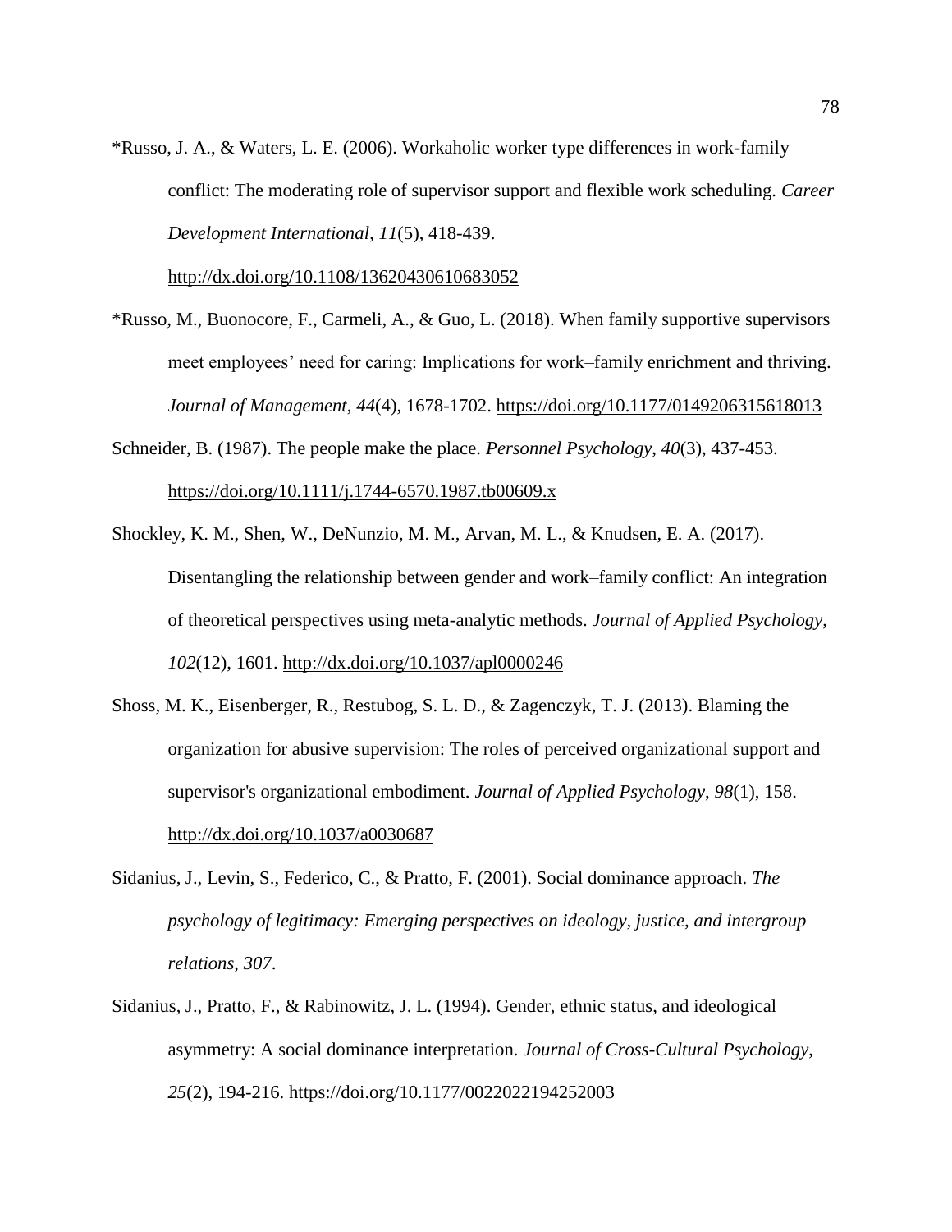*Russo, J. A., & Waters, L. E. (2006). Workaholic worker type differences in work-family conflict: The moderating role of supervisor support and flexible work scheduling. *Career Development International*, *11*(5), 418-439. http://dx.doi.org/10.1108/13620430610683052

*Russo, M., Buonocore, F., Carmeli, A., & Guo, L. (2018). When family supportive supervisors meet employees' need for caring: Implications for work–family enrichment and thriving. *Journal of Management*, *44*(4), 1678-1702. https://doi.org/10.1177/0149206315618013

Schneider, B. (1987). The people make the place. *Personnel Psychology*, *40*(3), 437-453. https://doi.org/10.1111/j.1744-6570.1987.tb00609.x

Shockley, K. M., Shen, W., DeNunzio, M. M., Arvan, M. L., & Knudsen, E. A. (2017). Disentangling the relationship between gender and work–family conflict: An integration of theoretical perspectives using meta-analytic methods. *Journal of Applied Psychology*, *102*(12), 1601. http://dx.doi.org/10.1037/apl0000246

Shoss, M. K., Eisenberger, R., Restubog, S. L. D., & Zagenczyk, T. J. (2013). Blaming the organization for abusive supervision: The roles of perceived organizational support and supervisor's organizational embodiment. *Journal of Applied Psychology*, *98*(1), 158. http://dx.doi.org/10.1037/a0030687

Sidanius, J., Levin, S., Federico, C., & Pratto, F. (2001). Social dominance approach. *The psychology of legitimacy: Emerging perspectives on ideology, justice, and intergroup relations*, *307*.

Sidanius, J., Pratto, F., & Rabinowitz, J. L. (1994). Gender, ethnic status, and ideological asymmetry: A social dominance interpretation. *Journal of Cross-Cultural Psychology*, *25*(2), 194-216. https://doi.org/10.1177/0022022194252003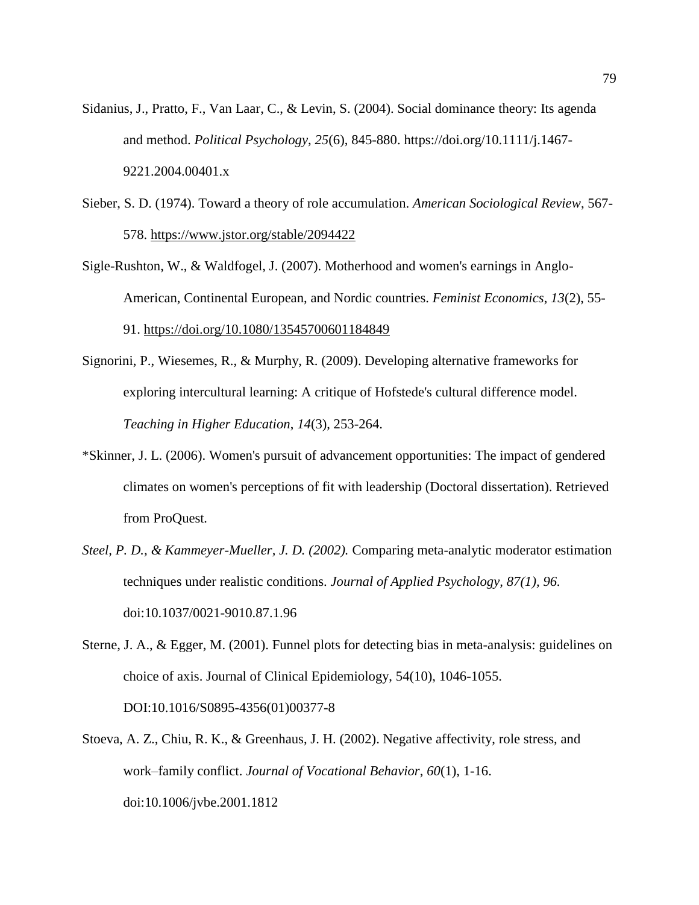Sidanius, J., Pratto, F., Van Laar, C., & Levin, S. (2004). Social dominance theory: Its agenda and method. *Political Psychology*, *25*(6), 845-880. https://doi.org/10.1111/j.1467-9221.2004.00401.x

Sieber, S. D. (1974). Toward a theory of role accumulation. *American Sociological Review*, 567-578. https://www.jstor.org/stable/2094422

Sigle-Rushton, W., & Waldfogel, J. (2007). Motherhood and women's earnings in Anglo-American, Continental European, and Nordic countries. *Feminist Economics*, *13*(2), 55-91. https://doi.org/10.1080/13545700601184849

Signorini, P., Wiesemes, R., & Murphy, R. (2009). Developing alternative frameworks for exploring intercultural learning: A critique of Hofstede's cultural difference model. *Teaching in Higher Education*, *14*(3), 253-264.

*Skinner, J. L. (2006). Women's pursuit of advancement opportunities: The impact of gendered climates on women's perceptions of fit with leadership (Doctoral dissertation). Retrieved from ProQuest.

*Steel, P. D., & Kammeyer-Mueller, J. D. (2002).* Comparing meta-analytic moderator estimation techniques under realistic conditions. *Journal of Applied Psychology, 87(1), 96.* doi:10.1037/0021-9010.87.1.96

Sterne, J. A., & Egger, M. (2001). Funnel plots for detecting bias in meta-analysis: guidelines on choice of axis. Journal of Clinical Epidemiology, 54(10), 1046-1055. DOI:10.1016/S0895-4356(01)00377-8

Stoeva, A. Z., Chiu, R. K., & Greenhaus, J. H. (2002). Negative affectivity, role stress, and work–family conflict. *Journal of Vocational Behavior*, *60*(1), 1-16. doi:10.1006/jvbe.2001.1812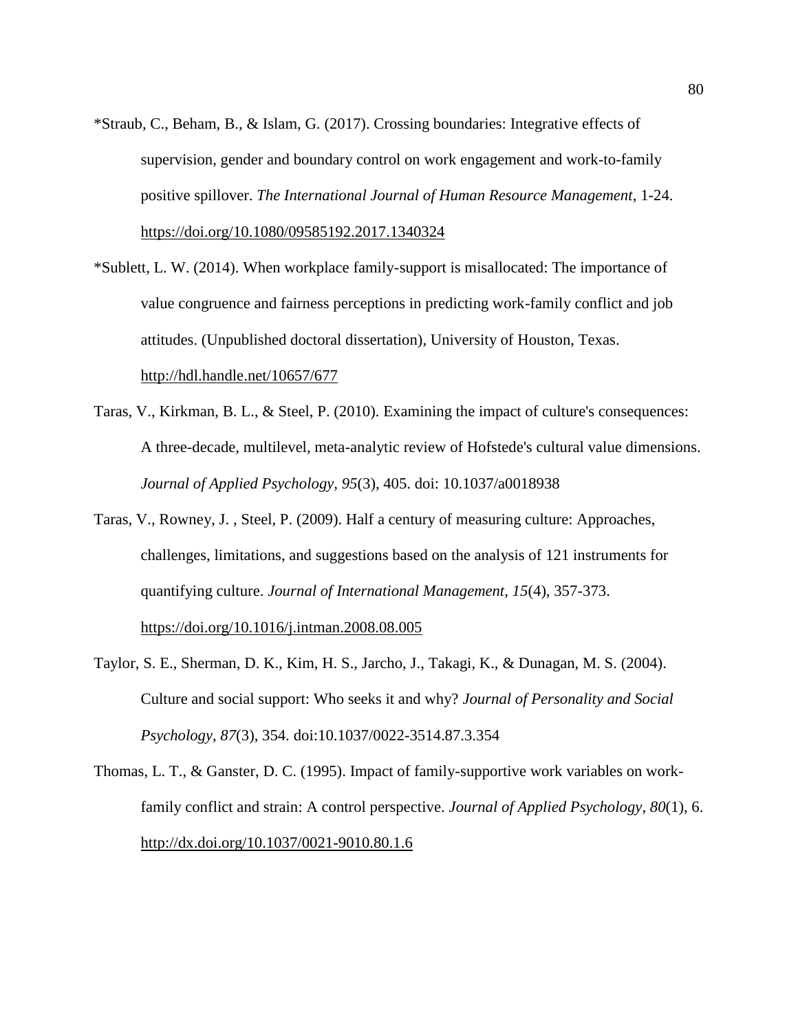*Straub, C., Beham, B., & Islam, G. (2017). Crossing boundaries: Integrative effects of supervision, gender and boundary control on work engagement and work-to-family positive spillover. *The International Journal of Human Resource Management*, 1-24. https://doi.org/10.1080/09585192.2017.1340324

*Sublett, L. W. (2014). When workplace family-support is misallocated: The importance of value congruence and fairness perceptions in predicting work-family conflict and job attitudes. (Unpublished doctoral dissertation), University of Houston, Texas. http://hdl.handle.net/10657/677

Taras, V., Kirkman, B. L., & Steel, P. (2010). Examining the impact of culture's consequences: A three-decade, multilevel, meta-analytic review of Hofstede's cultural value dimensions. *Journal of Applied Psychology, 95*(3), 405. doi: 10.1037/a0018938

Taras, V., Rowney, J. , Steel, P. (2009). Half a century of measuring culture: Approaches, challenges, limitations, and suggestions based on the analysis of 121 instruments for quantifying culture. *Journal of International Management*, *15*(4), 357-373. https://doi.org/10.1016/j.intman.2008.08.005

Taylor, S. E., Sherman, D. K., Kim, H. S., Jarcho, J., Takagi, K., & Dunagan, M. S. (2004). Culture and social support: Who seeks it and why? *Journal of Personality and Social Psychology*, *87*(3), 354. doi:10.1037/0022-3514.87.3.354

Thomas, L. T., & Ganster, D. C. (1995). Impact of family-supportive work variables on work-family conflict and strain: A control perspective. *Journal of Applied Psychology*, *80*(1), 6. http://dx.doi.org/10.1037/0021-9010.80.1.6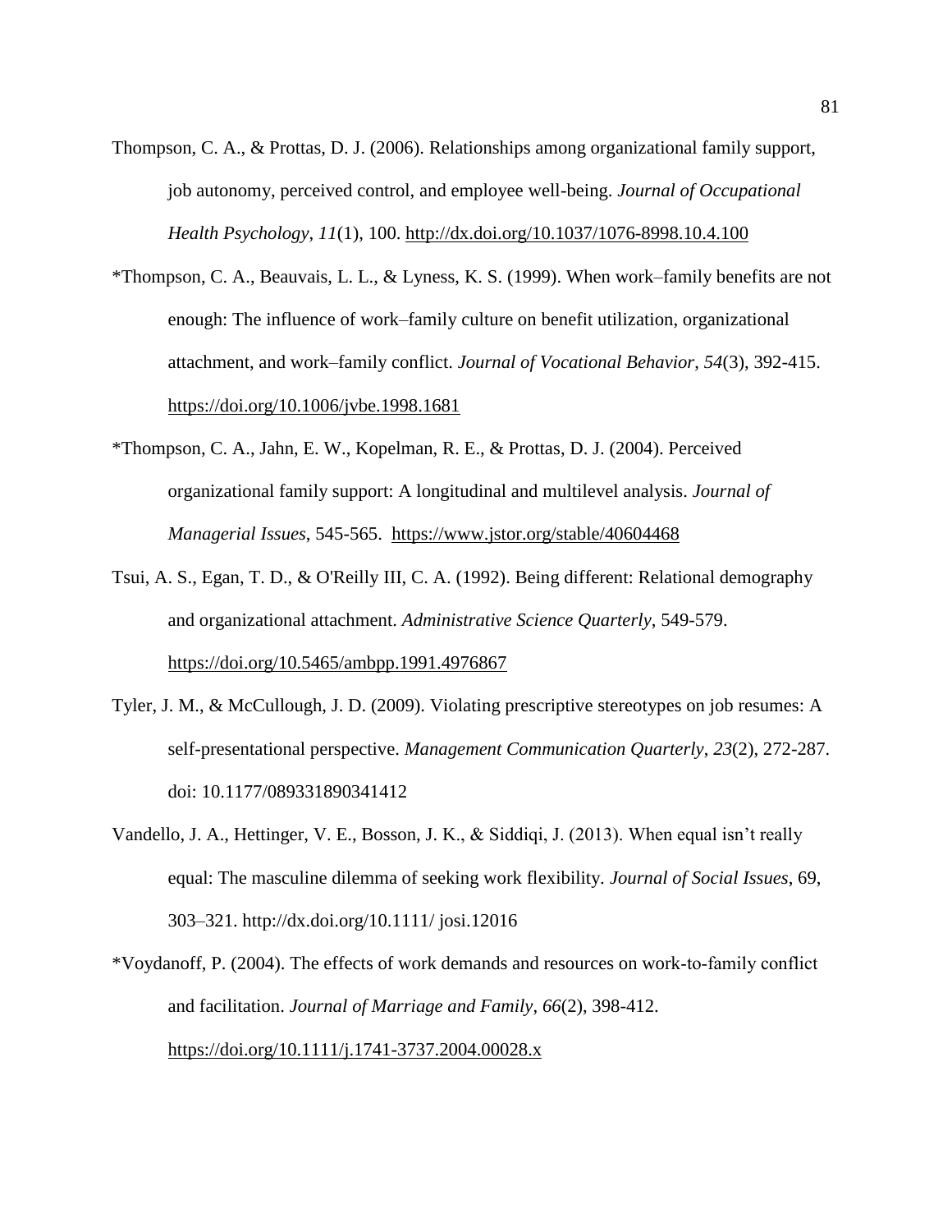Thompson, C. A., & Prottas, D. J. (2006). Relationships among organizational family support, job autonomy, perceived control, and employee well-being. *Journal of Occupational Health Psychology*, *11*(1), 100. http://dx.doi.org/10.1037/1076-8998.10.4.100

*Thompson, C. A., Beauvais, L. L., & Lyness, K. S. (1999). When work–family benefits are not enough: The influence of work–family culture on benefit utilization, organizational attachment, and work–family conflict. *Journal of Vocational Behavior*, *54*(3), 392-415. https://doi.org/10.1006/jvbe.1998.1681

*Thompson, C. A., Jahn, E. W., Kopelman, R. E., & Prottas, D. J. (2004). Perceived organizational family support: A longitudinal and multilevel analysis. *Journal of Managerial Issues*, 545-565. https://www.jstor.org/stable/40604468

Tsui, A. S., Egan, T. D., & O'Reilly III, C. A. (1992). Being different: Relational demography and organizational attachment. *Administrative Science Quarterly*, 549-579. https://doi.org/10.5465/ambpp.1991.4976867

Tyler, J. M., & McCullough, J. D. (2009). Violating prescriptive stereotypes on job resumes: A self-presentational perspective. *Management Communication Quarterly*, *23*(2), 272-287. doi: 10.1177/089331890341412

Vandello, J. A., Hettinger, V. E., Bosson, J. K., & Siddiqi, J. (2013). When equal isn't really equal: The masculine dilemma of seeking work flexibility. *Journal of Social Issues*, 69, 303–321. http://dx.doi.org/10.1111/ josi.12016

*Voydanoff, P. (2004). The effects of work demands and resources on work-to-family conflict and facilitation. *Journal of Marriage and Family*, *66*(2), 398-412. https://doi.org/10.1111/j.1741-3737.2004.00028.x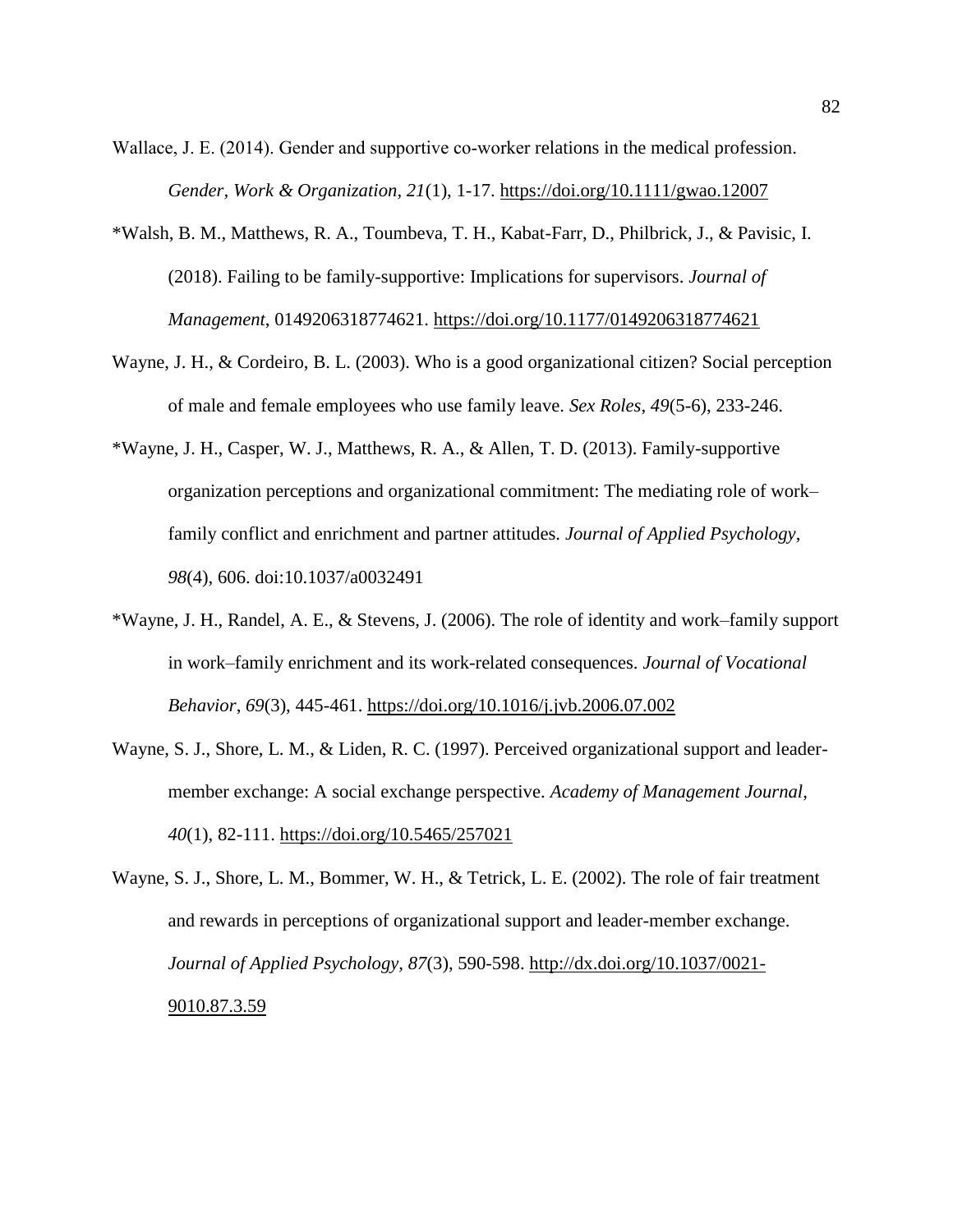Wallace, J. E. (2014). Gender and supportive co-worker relations in the medical profession. *Gender, Work & Organization*, *21*(1), 1-17. https://doi.org/10.1111/gwao.12007

*Walsh, B. M., Matthews, R. A., Toumbeva, T. H., Kabat-Farr, D., Philbrick, J., & Pavisic, I. (2018). Failing to be family-supportive: Implications for supervisors. *Journal of Management*, 0149206318774621. https://doi.org/10.1177/0149206318774621

Wayne, J. H., & Cordeiro, B. L. (2003). Who is a good organizational citizen? Social perception of male and female employees who use family leave. *Sex Roles*, *49*(5-6), 233-246.

*Wayne, J. H., Casper, W. J., Matthews, R. A., & Allen, T. D. (2013). Family-supportive organization perceptions and organizational commitment: The mediating role of work–family conflict and enrichment and partner attitudes. *Journal of Applied Psychology*, *98*(4), 606. doi:10.1037/a0032491

*Wayne, J. H., Randel, A. E., & Stevens, J. (2006). The role of identity and work–family support in work–family enrichment and its work-related consequences. *Journal of Vocational Behavior*, *69*(3), 445-461. https://doi.org/10.1016/j.jvb.2006.07.002

Wayne, S. J., Shore, L. M., & Liden, R. C. (1997). Perceived organizational support and leader-member exchange: A social exchange perspective. *Academy of Management Journal*, *40*(1), 82-111. https://doi.org/10.5465/257021

Wayne, S. J., Shore, L. M., Bommer, W. H., & Tetrick, L. E. (2002). The role of fair treatment and rewards in perceptions of organizational support and leader-member exchange. *Journal of Applied Psychology*, *87*(3), 590-598. http://dx.doi.org/10.1037/0021-9010.87.3.59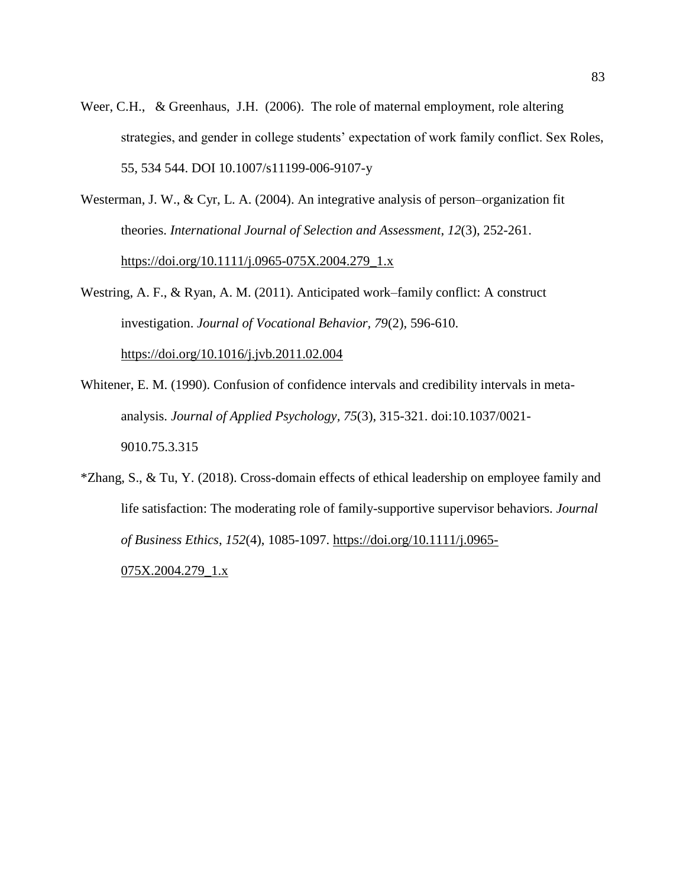Weer, C.H., & Greenhaus, J.H. (2006). The role of maternal employment, role altering strategies, and gender in college students' expectation of work family conflict. Sex Roles, 55, 534 544. DOI 10.1007/s11199-006-9107-y

Westerman, J. W., & Cyr, L. A. (2004). An integrative analysis of person–organization fit theories. *International Journal of Selection and Assessment*, *12*(3), 252-261. https://doi.org/10.1111/j.0965-075X.2004.279_1.x

Westring, A. F., & Ryan, A. M. (2011). Anticipated work–family conflict: A construct investigation. *Journal of Vocational Behavior*, *79*(2), 596-610. https://doi.org/10.1016/j.jvb.2011.02.004

Whitener, E. M. (1990). Confusion of confidence intervals and credibility intervals in meta-analysis. *Journal of Applied Psychology*, *75*(3), 315-321. doi:10.1037/0021-9010.75.3.315

*Zhang, S., & Tu, Y. (2018). Cross-domain effects of ethical leadership on employee family and life satisfaction: The moderating role of family-supportive supervisor behaviors. *Journal of Business Ethics*, *152*(4), 1085-1097. https://doi.org/10.1111/j.0965-075X.2004.279_1.x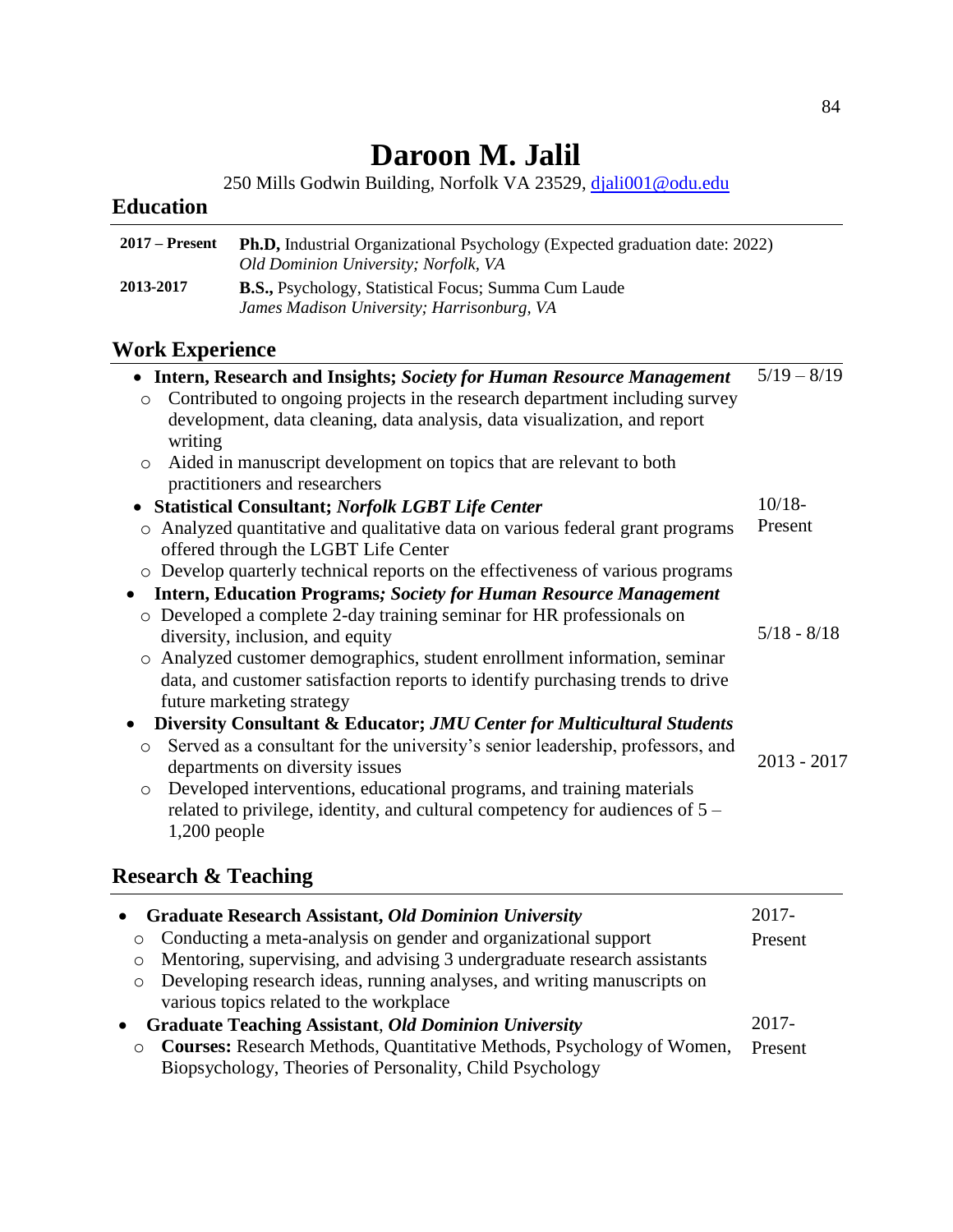# Daroon M. Jalil

250 Mills Godwin Building, Norfolk VA 23529, djali001@odu.edu

## Education

| | |
|---|---|
| **2017 – Present** | **Ph.D,** Industrial Organizational Psychology (Expected graduation date: 2022)<br>*Old Dominion University; Norfolk, VA* |
| **2013-2017** | **B.S.,** Psychology, Statistical Focus; Summa Cum Laude<br>*James Madison University; Harrisonburg, VA* |

## Work Experience

- **Intern, Research and Insights; *Society for Human Resource Management*** — 5/19 – 8/19
  - Contributed to ongoing projects in the research department including survey development, data cleaning, data analysis, data visualization, and report writing
  - Aided in manuscript development on topics that are relevant to both practitioners and researchers
- **Statistical Consultant; *Norfolk LGBT Life Center*** — 10/18-Present
  - Analyzed quantitative and qualitative data on various federal grant programs offered through the LGBT Life Center
  - Develop quarterly technical reports on the effectiveness of various programs
- **Intern, Education Programs; *Society for Human Resource Management*** — 5/18 - 8/18
  - Developed a complete 2-day training seminar for HR professionals on diversity, inclusion, and equity
  - Analyzed customer demographics, student enrollment information, seminar data, and customer satisfaction reports to identify purchasing trends to drive future marketing strategy
- **Diversity Consultant & Educator; *JMU Center for Multicultural Students*** — 2013 - 2017
  - Served as a consultant for the university's senior leadership, professors, and departments on diversity issues
  - Developed interventions, educational programs, and training materials related to privilege, identity, and cultural competency for audiences of 5 – 1,200 people

## Research & Teaching

- **Graduate Research Assistant, *Old Dominion University*** — 2017-Present
  - Conducting a meta-analysis on gender and organizational support
  - Mentoring, supervising, and advising 3 undergraduate research assistants
  - Developing research ideas, running analyses, and writing manuscripts on various topics related to the workplace
- **Graduate Teaching Assistant, *Old Dominion University*** — 2017-Present
  - **Courses:** Research Methods, Quantitative Methods, Psychology of Women, Biopsychology, Theories of Personality, Child Psychology